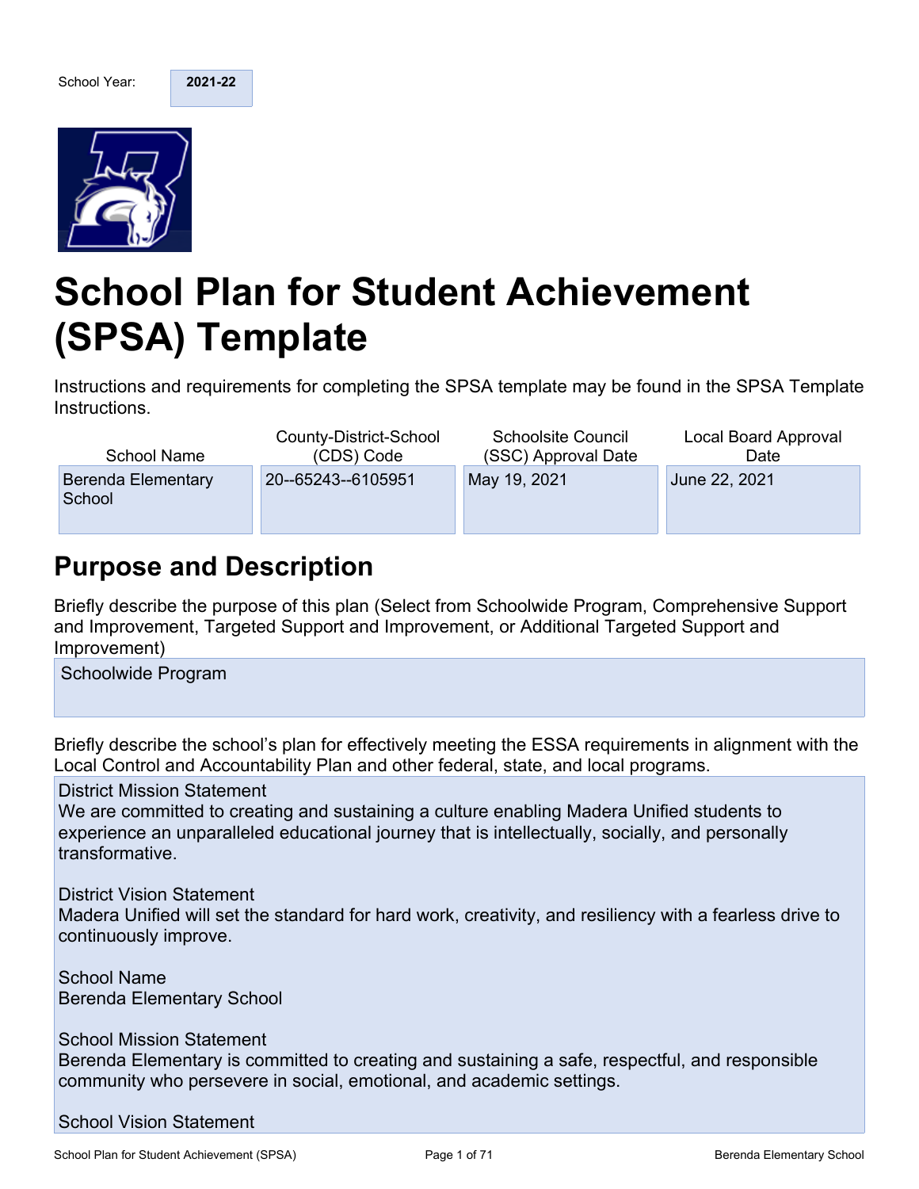School Year: **2021-22**

# School Plan for Student Achievement (SPSA) Template

Instructions and requirements for completing the SPSA template may be found in the SPSA Template Instructions.

| School Name | County-District-School (CDS) Code | Schoolsite Council (SSC) Approval Date | Local Board Approval Date |
|---|---|---|---|
| Berenda Elementary School | 20--65243--6105951 | May 19, 2021 | June 22, 2021 |

## Purpose and Description

Briefly describe the purpose of this plan (Select from Schoolwide Program, Comprehensive Support and Improvement, Targeted Support and Improvement, or Additional Targeted Support and Improvement)

Schoolwide Program

Briefly describe the school's plan for effectively meeting the ESSA requirements in alignment with the Local Control and Accountability Plan and other federal, state, and local programs.

District Mission Statement
We are committed to creating and sustaining a culture enabling Madera Unified students to experience an unparalleled educational journey that is intellectually, socially, and personally transformative.

District Vision Statement
Madera Unified will set the standard for hard work, creativity, and resiliency with a fearless drive to continuously improve.

School Name
Berenda Elementary School

School Mission Statement
Berenda Elementary is committed to creating and sustaining a safe, respectful, and responsible community who persevere in social, emotional, and academic settings.

School Vision Statement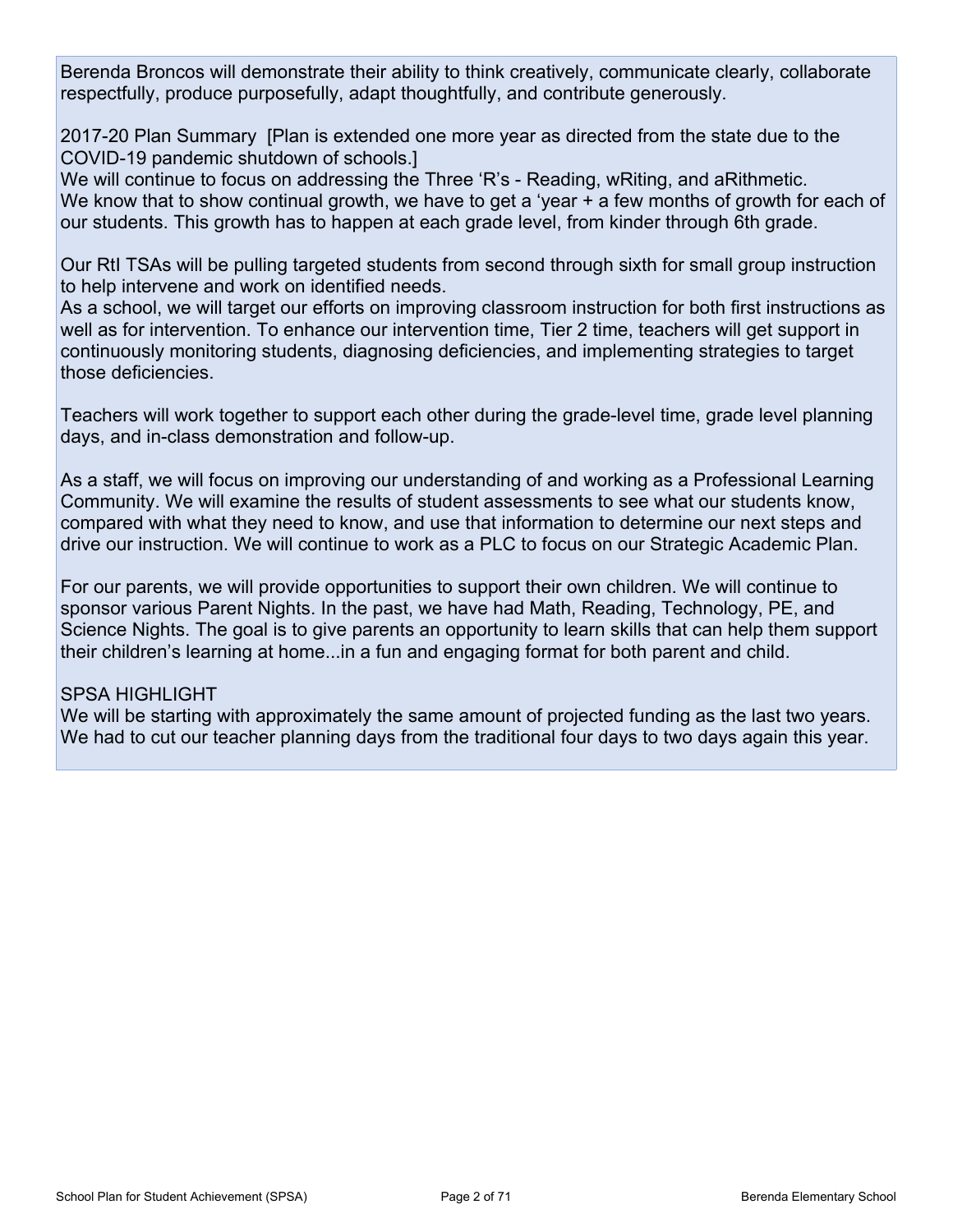Berenda Broncos will demonstrate their ability to think creatively, communicate clearly, collaborate respectfully, produce purposefully, adapt thoughtfully, and contribute generously.

2017-20 Plan Summary [Plan is extended one more year as directed from the state due to the COVID-19 pandemic shutdown of schools.]
We will continue to focus on addressing the Three 'R's - Reading, wRiting, and aRithmetic.
We know that to show continual growth, we have to get a 'year + a few months of growth for each of our students. This growth has to happen at each grade level, from kinder through 6th grade.

Our RtI TSAs will be pulling targeted students from second through sixth for small group instruction to help intervene and work on identified needs.
As a school, we will target our efforts on improving classroom instruction for both first instructions as well as for intervention. To enhance our intervention time, Tier 2 time, teachers will get support in continuously monitoring students, diagnosing deficiencies, and implementing strategies to target those deficiencies.

Teachers will work together to support each other during the grade-level time, grade level planning days, and in-class demonstration and follow-up.

As a staff, we will focus on improving our understanding of and working as a Professional Learning Community. We will examine the results of student assessments to see what our students know, compared with what they need to know, and use that information to determine our next steps and drive our instruction. We will continue to work as a PLC to focus on our Strategic Academic Plan.

For our parents, we will provide opportunities to support their own children. We will continue to sponsor various Parent Nights. In the past, we have had Math, Reading, Technology, PE, and Science Nights. The goal is to give parents an opportunity to learn skills that can help them support their children's learning at home...in a fun and engaging format for both parent and child.

SPSA HIGHLIGHT
We will be starting with approximately the same amount of projected funding as the last two years. We had to cut our teacher planning days from the traditional four days to two days again this year.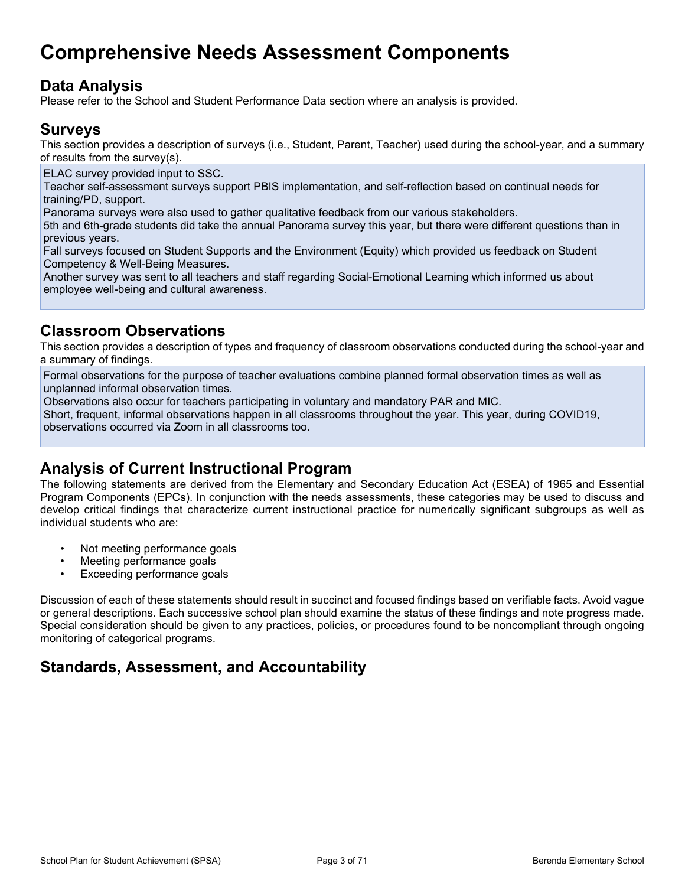# Comprehensive Needs Assessment Components

## Data Analysis

Please refer to the School and Student Performance Data section where an analysis is provided.

## Surveys

This section provides a description of surveys (i.e., Student, Parent, Teacher) used during the school-year, and a summary of results from the survey(s).

ELAC survey provided input to SSC.
Teacher self-assessment surveys support PBIS implementation, and self-reflection based on continual needs for training/PD, support.
Panorama surveys were also used to gather qualitative feedback from our various stakeholders.
5th and 6th-grade students did take the annual Panorama survey this year, but there were different questions than in previous years.
Fall surveys focused on Student Supports and the Environment (Equity) which provided us feedback on Student Competency & Well-Being Measures.
Another survey was sent to all teachers and staff regarding Social-Emotional Learning which informed us about employee well-being and cultural awareness.

## Classroom Observations

This section provides a description of types and frequency of classroom observations conducted during the school-year and a summary of findings.

Formal observations for the purpose of teacher evaluations combine planned formal observation times as well as unplanned informal observation times.
Observations also occur for teachers participating in voluntary and mandatory PAR and MIC.
Short, frequent, informal observations happen in all classrooms throughout the year. This year, during COVID19, observations occurred via Zoom in all classrooms too.

## Analysis of Current Instructional Program

The following statements are derived from the Elementary and Secondary Education Act (ESEA) of 1965 and Essential Program Components (EPCs). In conjunction with the needs assessments, these categories may be used to discuss and develop critical findings that characterize current instructional practice for numerically significant subgroups as well as individual students who are:

- Not meeting performance goals
- Meeting performance goals
- Exceeding performance goals

Discussion of each of these statements should result in succinct and focused findings based on verifiable facts. Avoid vague or general descriptions. Each successive school plan should examine the status of these findings and note progress made. Special consideration should be given to any practices, policies, or procedures found to be noncompliant through ongoing monitoring of categorical programs.

## Standards, Assessment, and Accountability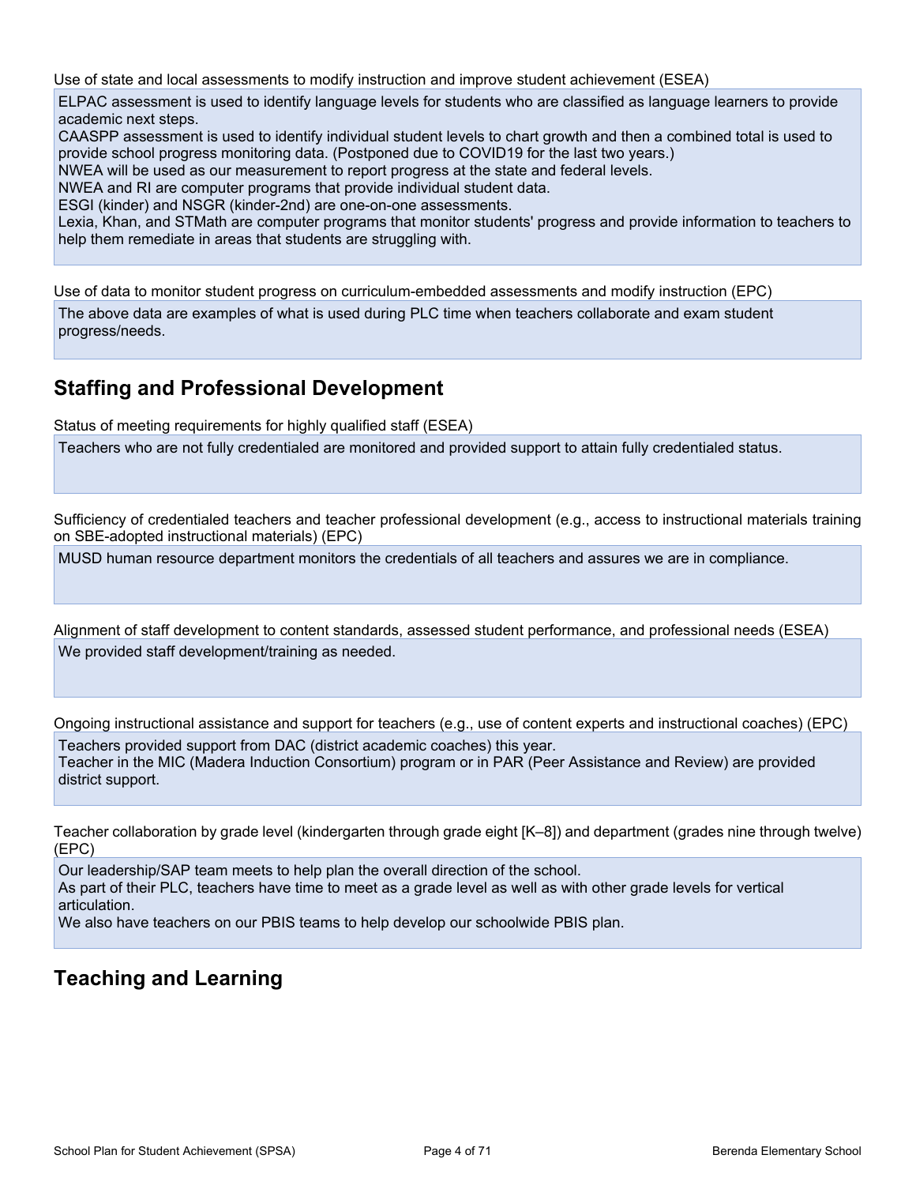Use of state and local assessments to modify instruction and improve student achievement (ESEA)

ELPAC assessment is used to identify language levels for students who are classified as language learners to provide academic next steps.
CAASPP assessment is used to identify individual student levels to chart growth and then a combined total is used to provide school progress monitoring data. (Postponed due to COVID19 for the last two years.)
NWEA will be used as our measurement to report progress at the state and federal levels.
NWEA and RI are computer programs that provide individual student data.
ESGI (kinder) and NSGR (kinder-2nd) are one-on-one assessments.
Lexia, Khan, and STMath are computer programs that monitor students' progress and provide information to teachers to help them remediate in areas that students are struggling with.

Use of data to monitor student progress on curriculum-embedded assessments and modify instruction (EPC)

The above data are examples of what is used during PLC time when teachers collaborate and exam student progress/needs.

## Staffing and Professional Development

Status of meeting requirements for highly qualified staff (ESEA)

Teachers who are not fully credentialed are monitored and provided support to attain fully credentialed status.

Sufficiency of credentialed teachers and teacher professional development (e.g., access to instructional materials training on SBE-adopted instructional materials) (EPC)

MUSD human resource department monitors the credentials of all teachers and assures we are in compliance.

Alignment of staff development to content standards, assessed student performance, and professional needs (ESEA)

We provided staff development/training as needed.

Ongoing instructional assistance and support for teachers (e.g., use of content experts and instructional coaches) (EPC)

Teachers provided support from DAC (district academic coaches) this year.
Teacher in the MIC (Madera Induction Consortium) program or in PAR (Peer Assistance and Review) are provided district support.

Teacher collaboration by grade level (kindergarten through grade eight [K–8]) and department (grades nine through twelve) (EPC)

Our leadership/SAP team meets to help plan the overall direction of the school.
As part of their PLC, teachers have time to meet as a grade level as well as with other grade levels for vertical articulation.
We also have teachers on our PBIS teams to help develop our schoolwide PBIS plan.

## Teaching and Learning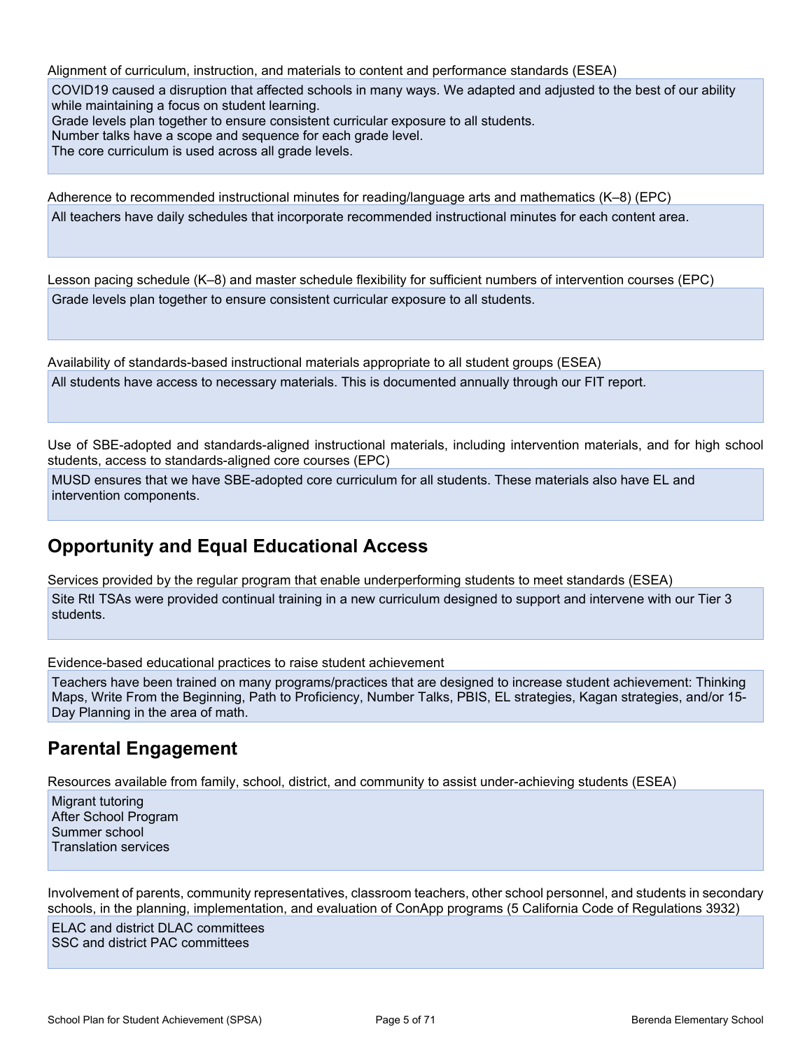Alignment of curriculum, instruction, and materials to content and performance standards (ESEA)

COVID19 caused a disruption that affected schools in many ways. We adapted and adjusted to the best of our ability while maintaining a focus on student learning.
Grade levels plan together to ensure consistent curricular exposure to all students.
Number talks have a scope and sequence for each grade level.
The core curriculum is used across all grade levels.

Adherence to recommended instructional minutes for reading/language arts and mathematics (K–8) (EPC)

All teachers have daily schedules that incorporate recommended instructional minutes for each content area.

Lesson pacing schedule (K–8) and master schedule flexibility for sufficient numbers of intervention courses (EPC)

Grade levels plan together to ensure consistent curricular exposure to all students.

Availability of standards-based instructional materials appropriate to all student groups (ESEA)

All students have access to necessary materials. This is documented annually through our FIT report.

Use of SBE-adopted and standards-aligned instructional materials, including intervention materials, and for high school students, access to standards-aligned core courses (EPC)

MUSD ensures that we have SBE-adopted core curriculum for all students. These materials also have EL and intervention components.

## Opportunity and Equal Educational Access

Services provided by the regular program that enable underperforming students to meet standards (ESEA)

Site RtI TSAs were provided continual training in a new curriculum designed to support and intervene with our Tier 3 students.

Evidence-based educational practices to raise student achievement

Teachers have been trained on many programs/practices that are designed to increase student achievement: Thinking Maps, Write From the Beginning, Path to Proficiency, Number Talks, PBIS, EL strategies, Kagan strategies, and/or 15-Day Planning in the area of math.

## Parental Engagement

Resources available from family, school, district, and community to assist under-achieving students (ESEA)

Migrant tutoring
After School Program
Summer school
Translation services

Involvement of parents, community representatives, classroom teachers, other school personnel, and students in secondary schools, in the planning, implementation, and evaluation of ConApp programs (5 California Code of Regulations 3932)

ELAC and district DLAC committees
SSC and district PAC committees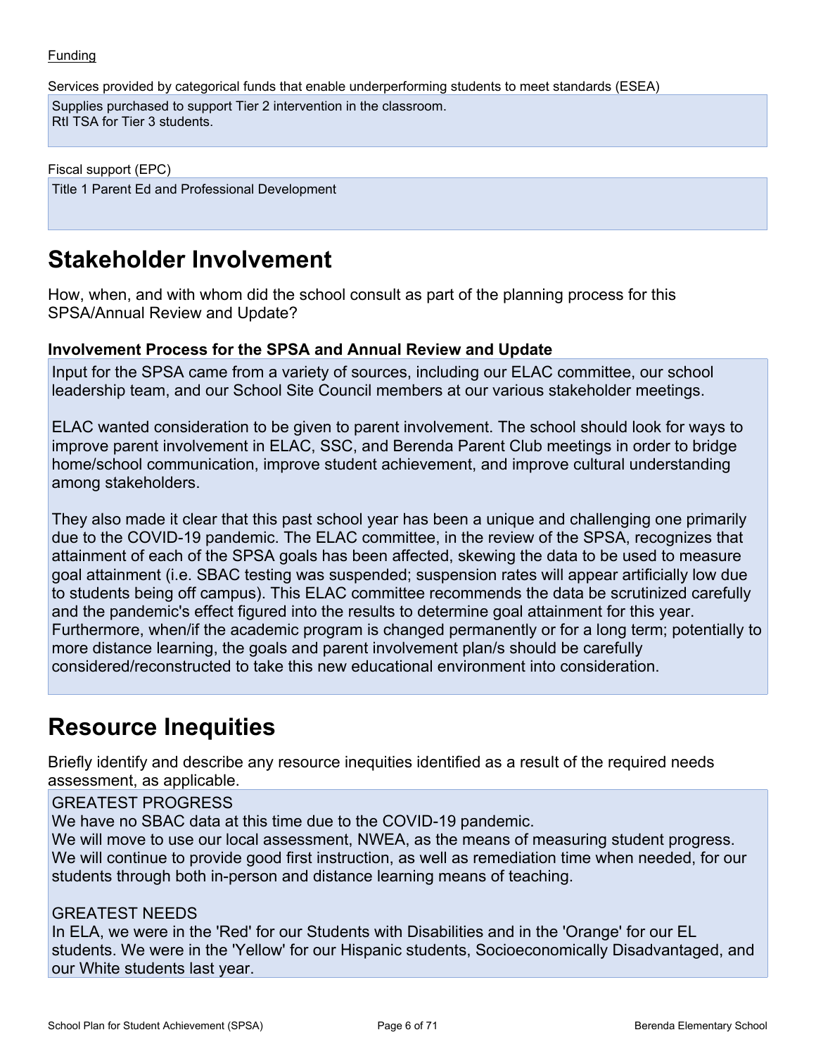Funding

Services provided by categorical funds that enable underperforming students to meet standards (ESEA)

Supplies purchased to support Tier 2 intervention in the classroom.
RtI TSA for Tier 3 students.

Fiscal support (EPC)

Title 1 Parent Ed and Professional Development

# Stakeholder Involvement

How, when, and with whom did the school consult as part of the planning process for this SPSA/Annual Review and Update?

### Involvement Process for the SPSA and Annual Review and Update

Input for the SPSA came from a variety of sources, including our ELAC committee, our school leadership team, and our School Site Council members at our various stakeholder meetings.

ELAC wanted consideration to be given to parent involvement. The school should look for ways to improve parent involvement in ELAC, SSC, and Berenda Parent Club meetings in order to bridge home/school communication, improve student achievement, and improve cultural understanding among stakeholders.

They also made it clear that this past school year has been a unique and challenging one primarily due to the COVID-19 pandemic. The ELAC committee, in the review of the SPSA, recognizes that attainment of each of the SPSA goals has been affected, skewing the data to be used to measure goal attainment (i.e. SBAC testing was suspended; suspension rates will appear artificially low due to students being off campus). This ELAC committee recommends the data be scrutinized carefully and the pandemic's effect figured into the results to determine goal attainment for this year. Furthermore, when/if the academic program is changed permanently or for a long term; potentially to more distance learning, the goals and parent involvement plan/s should be carefully considered/reconstructed to take this new educational environment into consideration.

# Resource Inequities

Briefly identify and describe any resource inequities identified as a result of the required needs assessment, as applicable.

GREATEST PROGRESS
We have no SBAC data at this time due to the COVID-19 pandemic.
We will move to use our local assessment, NWEA, as the means of measuring student progress.
We will continue to provide good first instruction, as well as remediation time when needed, for our students through both in-person and distance learning means of teaching.

GREATEST NEEDS
In ELA, we were in the 'Red' for our Students with Disabilities and in the 'Orange' for our EL students. We were in the 'Yellow' for our Hispanic students, Socioeconomically Disadvantaged, and our White students last year.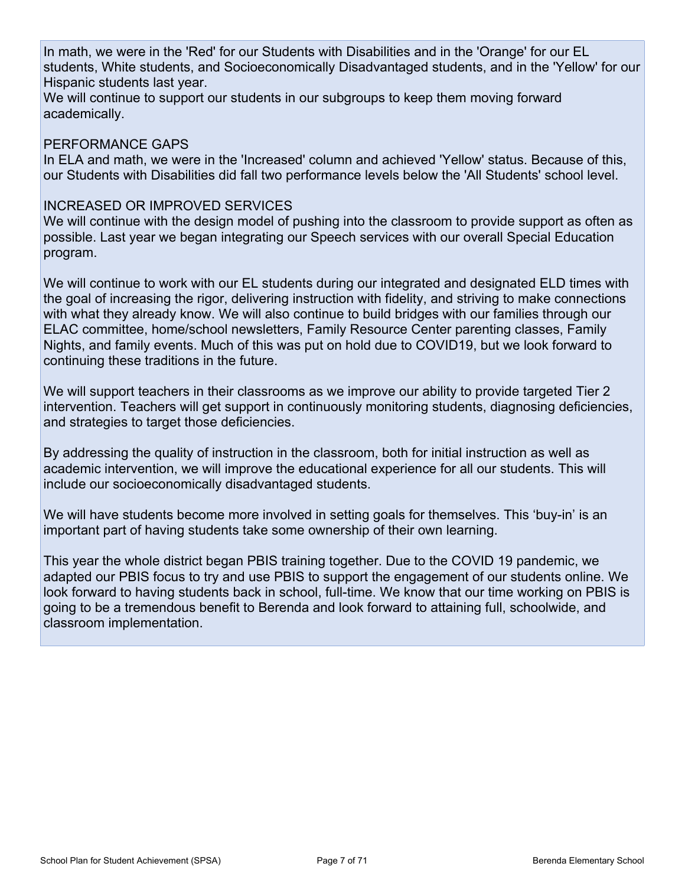In math, we were in the 'Red' for our Students with Disabilities and in the 'Orange' for our EL students, White students, and Socioeconomically Disadvantaged students, and in the 'Yellow' for our Hispanic students last year.

We will continue to support our students in our subgroups to keep them moving forward academically.

PERFORMANCE GAPS

In ELA and math, we were in the 'Increased' column and achieved 'Yellow' status. Because of this, our Students with Disabilities did fall two performance levels below the 'All Students' school level.

INCREASED OR IMPROVED SERVICES

We will continue with the design model of pushing into the classroom to provide support as often as possible. Last year we began integrating our Speech services with our overall Special Education program.

We will continue to work with our EL students during our integrated and designated ELD times with the goal of increasing the rigor, delivering instruction with fidelity, and striving to make connections with what they already know. We will also continue to build bridges with our families through our ELAC committee, home/school newsletters, Family Resource Center parenting classes, Family Nights, and family events. Much of this was put on hold due to COVID19, but we look forward to continuing these traditions in the future.

We will support teachers in their classrooms as we improve our ability to provide targeted Tier 2 intervention. Teachers will get support in continuously monitoring students, diagnosing deficiencies, and strategies to target those deficiencies.

By addressing the quality of instruction in the classroom, both for initial instruction as well as academic intervention, we will improve the educational experience for all our students. This will include our socioeconomically disadvantaged students.

We will have students become more involved in setting goals for themselves. This 'buy-in' is an important part of having students take some ownership of their own learning.

This year the whole district began PBIS training together. Due to the COVID 19 pandemic, we adapted our PBIS focus to try and use PBIS to support the engagement of our students online. We look forward to having students back in school, full-time. We know that our time working on PBIS is going to be a tremendous benefit to Berenda and look forward to attaining full, schoolwide, and classroom implementation.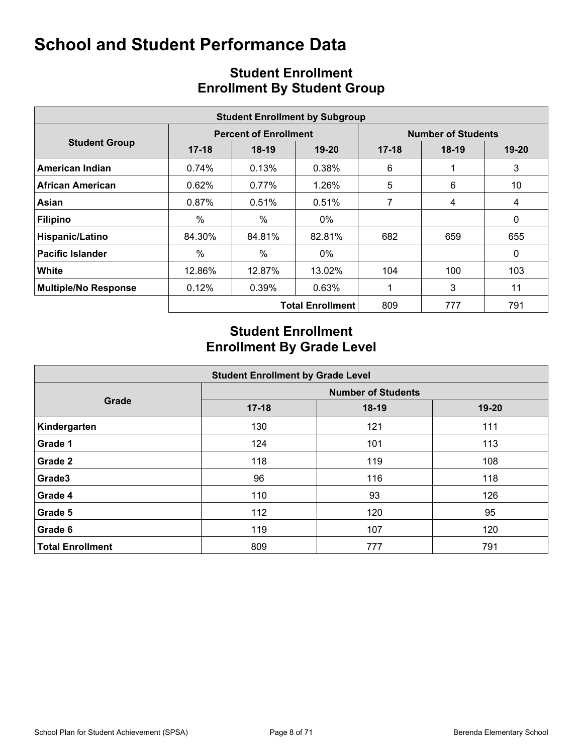# School and Student Performance Data

## Student Enrollment
## Enrollment By Student Group

| Student Enrollment by Subgroup | | | | | | |
|---|---|---|---|---|---|---|
| Student Group | Percent of Enrollment | | | Number of Students | | |
| | 17-18 | 18-19 | 19-20 | 17-18 | 18-19 | 19-20 |
| **American Indian** | 0.74% | 0.13% | 0.38% | 6 | 1 | 3 |
| **African American** | 0.62% | 0.77% | 1.26% | 5 | 6 | 10 |
| **Asian** | 0.87% | 0.51% | 0.51% | 7 | 4 | 4 |
| **Filipino** | % | % | 0% | | | 0 |
| **Hispanic/Latino** | 84.30% | 84.81% | 82.81% | 682 | 659 | 655 |
| **Pacific Islander** | % | % | 0% | | | 0 |
| **White** | 12.86% | 12.87% | 13.02% | 104 | 100 | 103 |
| **Multiple/No Response** | 0.12% | 0.39% | 0.63% | 1 | 3 | 11 |
| | | | **Total Enrollment** | 809 | 777 | 791 |

## Student Enrollment
## Enrollment By Grade Level

| Student Enrollment by Grade Level | | | |
|---|---|---|---|
| Grade | Number of Students | | |
| | 17-18 | 18-19 | 19-20 |
| **Kindergarten** | 130 | 121 | 111 |
| **Grade 1** | 124 | 101 | 113 |
| **Grade 2** | 118 | 119 | 108 |
| **Grade3** | 96 | 116 | 118 |
| **Grade 4** | 110 | 93 | 126 |
| **Grade 5** | 112 | 120 | 95 |
| **Grade 6** | 119 | 107 | 120 |
| **Total Enrollment** | 809 | 777 | 791 |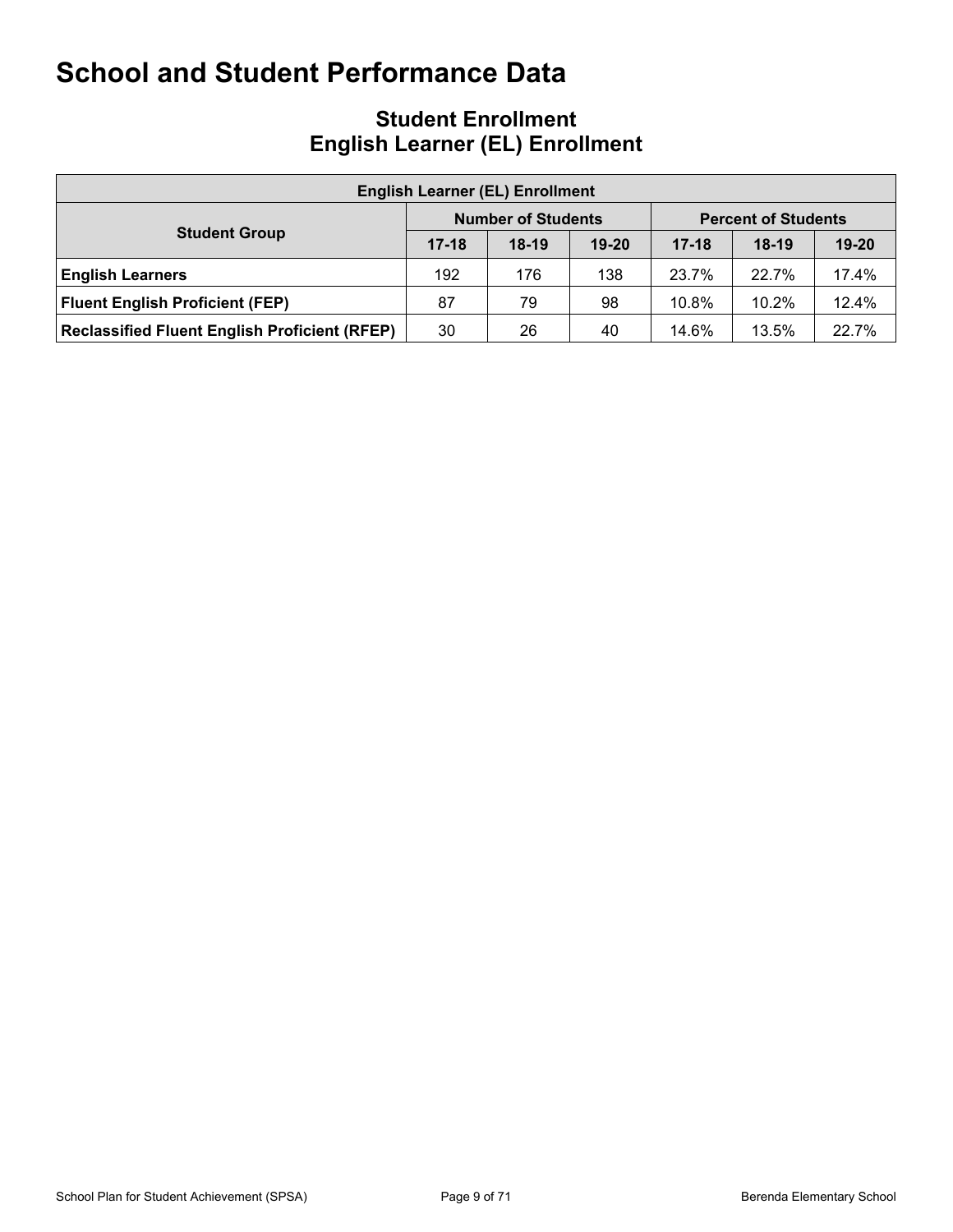# School and Student Performance Data

## Student Enrollment
## English Learner (EL) Enrollment

| English Learner (EL) Enrollment | | | | | | |
|---|---|---|---|---|---|---|
| Student Group | Number of Students | | | Percent of Students | | |
| | 17-18 | 18-19 | 19-20 | 17-18 | 18-19 | 19-20 |
| **English Learners** | 192 | 176 | 138 | 23.7% | 22.7% | 17.4% |
| **Fluent English Proficient (FEP)** | 87 | 79 | 98 | 10.8% | 10.2% | 12.4% |
| **Reclassified Fluent English Proficient (RFEP)** | 30 | 26 | 40 | 14.6% | 13.5% | 22.7% |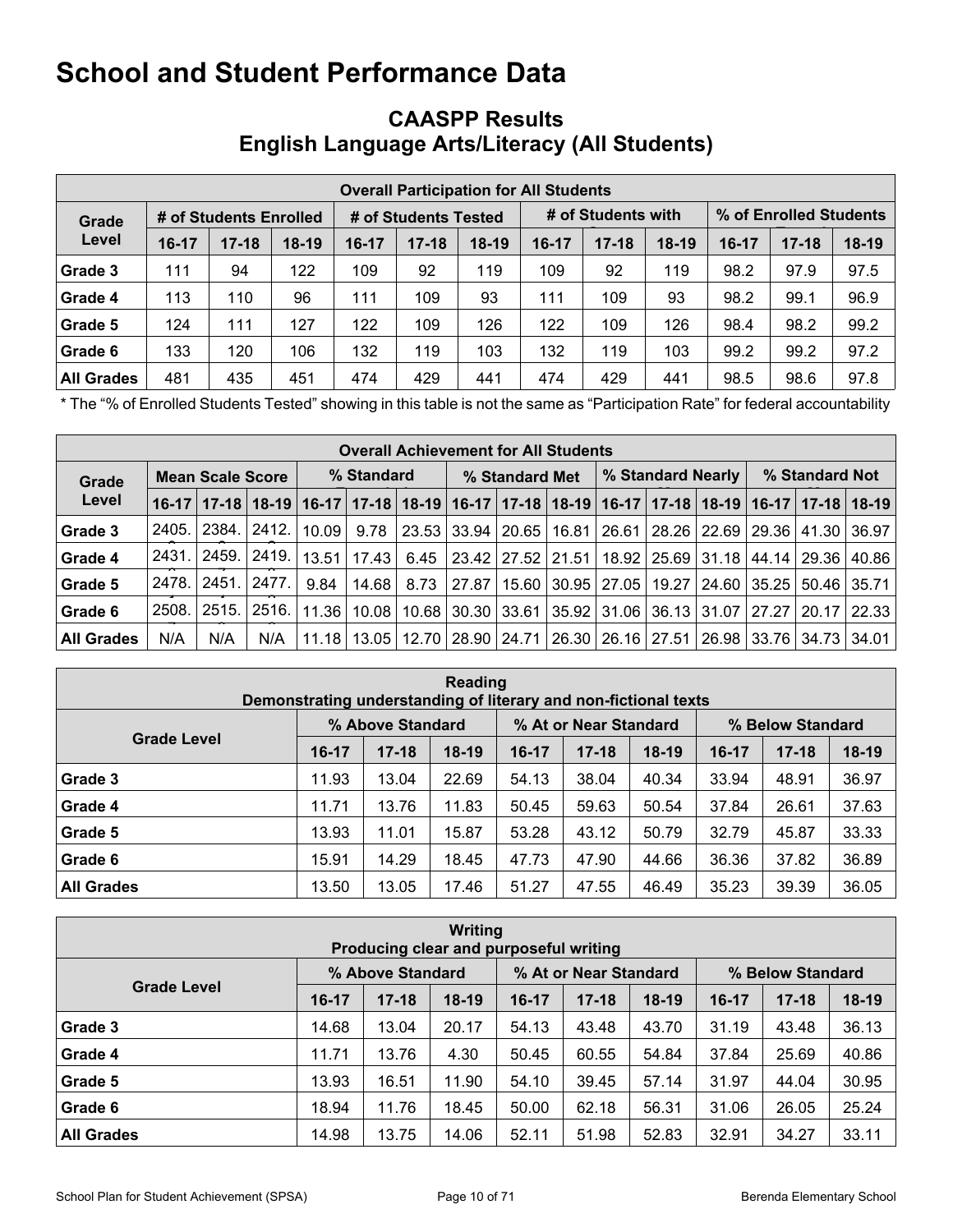# School and Student Performance Data

## CAASPP Results
## English Language Arts/Literacy (All Students)

| Overall Participation for All Students | | | | | | | | | | | | |
|---|---|---|---|---|---|---|---|---|---|---|---|---|
| Grade Level | # of Students Enrolled | | | # of Students Tested | | | # of Students with | | | % of Enrolled Students | | |
| | 16-17 | 17-18 | 18-19 | 16-17 | 17-18 | 18-19 | 16-17 | 17-18 | 18-19 | 16-17 | 17-18 | 18-19 |
| Grade 3 | 111 | 94 | 122 | 109 | 92 | 119 | 109 | 92 | 119 | 98.2 | 97.9 | 97.5 |
| Grade 4 | 113 | 110 | 96 | 111 | 109 | 93 | 111 | 109 | 93 | 98.2 | 99.1 | 96.9 |
| Grade 5 | 124 | 111 | 127 | 122 | 109 | 126 | 122 | 109 | 126 | 98.4 | 98.2 | 99.2 |
| Grade 6 | 133 | 120 | 106 | 132 | 119 | 103 | 132 | 119 | 103 | 99.2 | 99.2 | 97.2 |
| All Grades | 481 | 435 | 451 | 474 | 429 | 441 | 474 | 429 | 441 | 98.5 | 98.6 | 97.8 |

* The "% of Enrolled Students Tested" showing in this table is not the same as "Participation Rate" for federal accountability

| Overall Achievement for All Students | | | | | | | | | | | | | | | |
|---|---|---|---|---|---|---|---|---|---|---|---|---|---|---|---|
| Grade Level | Mean Scale Score | | | % Standard | | | % Standard Met | | | % Standard Nearly | | | % Standard Not | | |
| | 16-17 | 17-18 | 18-19 | 16-17 | 17-18 | 18-19 | 16-17 | 17-18 | 18-19 | 16-17 | 17-18 | 18-19 | 16-17 | 17-18 | 18-19 |
| Grade 3 | 2405. | 2384. | 2412. | 10.09 | 9.78 | 23.53 | 33.94 | 20.65 | 16.81 | 26.61 | 28.26 | 22.69 | 29.36 | 41.30 | 36.97 |
| Grade 4 | 2431. | 2459. | 2419. | 13.51 | 17.43 | 6.45 | 23.42 | 27.52 | 21.51 | 18.92 | 25.69 | 31.18 | 44.14 | 29.36 | 40.86 |
| Grade 5 | 2478. | 2451. | 2477. | 9.84 | 14.68 | 8.73 | 27.87 | 15.60 | 30.95 | 27.05 | 19.27 | 24.60 | 35.25 | 50.46 | 35.71 |
| Grade 6 | 2508. | 2515. | 2516. | 11.36 | 10.08 | 10.68 | 30.30 | 33.61 | 35.92 | 31.06 | 36.13 | 31.07 | 27.27 | 20.17 | 22.33 |
| All Grades | N/A | N/A | N/A | 11.18 | 13.05 | 12.70 | 28.90 | 24.71 | 26.30 | 26.16 | 27.51 | 26.98 | 33.76 | 34.73 | 34.01 |

| Reading<br>Demonstrating understanding of literary and non-fictional texts | | | | | | | | | |
|---|---|---|---|---|---|---|---|---|---|
| Grade Level | % Above Standard | | | % At or Near Standard | | | % Below Standard | | |
| | 16-17 | 17-18 | 18-19 | 16-17 | 17-18 | 18-19 | 16-17 | 17-18 | 18-19 |
| Grade 3 | 11.93 | 13.04 | 22.69 | 54.13 | 38.04 | 40.34 | 33.94 | 48.91 | 36.97 |
| Grade 4 | 11.71 | 13.76 | 11.83 | 50.45 | 59.63 | 50.54 | 37.84 | 26.61 | 37.63 |
| Grade 5 | 13.93 | 11.01 | 15.87 | 53.28 | 43.12 | 50.79 | 32.79 | 45.87 | 33.33 |
| Grade 6 | 15.91 | 14.29 | 18.45 | 47.73 | 47.90 | 44.66 | 36.36 | 37.82 | 36.89 |
| All Grades | 13.50 | 13.05 | 17.46 | 51.27 | 47.55 | 46.49 | 35.23 | 39.39 | 36.05 |

| Writing<br>Producing clear and purposeful writing | | | | | | | | | |
|---|---|---|---|---|---|---|---|---|---|
| Grade Level | % Above Standard | | | % At or Near Standard | | | % Below Standard | | |
| | 16-17 | 17-18 | 18-19 | 16-17 | 17-18 | 18-19 | 16-17 | 17-18 | 18-19 |
| Grade 3 | 14.68 | 13.04 | 20.17 | 54.13 | 43.48 | 43.70 | 31.19 | 43.48 | 36.13 |
| Grade 4 | 11.71 | 13.76 | 4.30 | 50.45 | 60.55 | 54.84 | 37.84 | 25.69 | 40.86 |
| Grade 5 | 13.93 | 16.51 | 11.90 | 54.10 | 39.45 | 57.14 | 31.97 | 44.04 | 30.95 |
| Grade 6 | 18.94 | 11.76 | 18.45 | 50.00 | 62.18 | 56.31 | 31.06 | 26.05 | 25.24 |
| All Grades | 14.98 | 13.75 | 14.06 | 52.11 | 51.98 | 52.83 | 32.91 | 34.27 | 33.11 |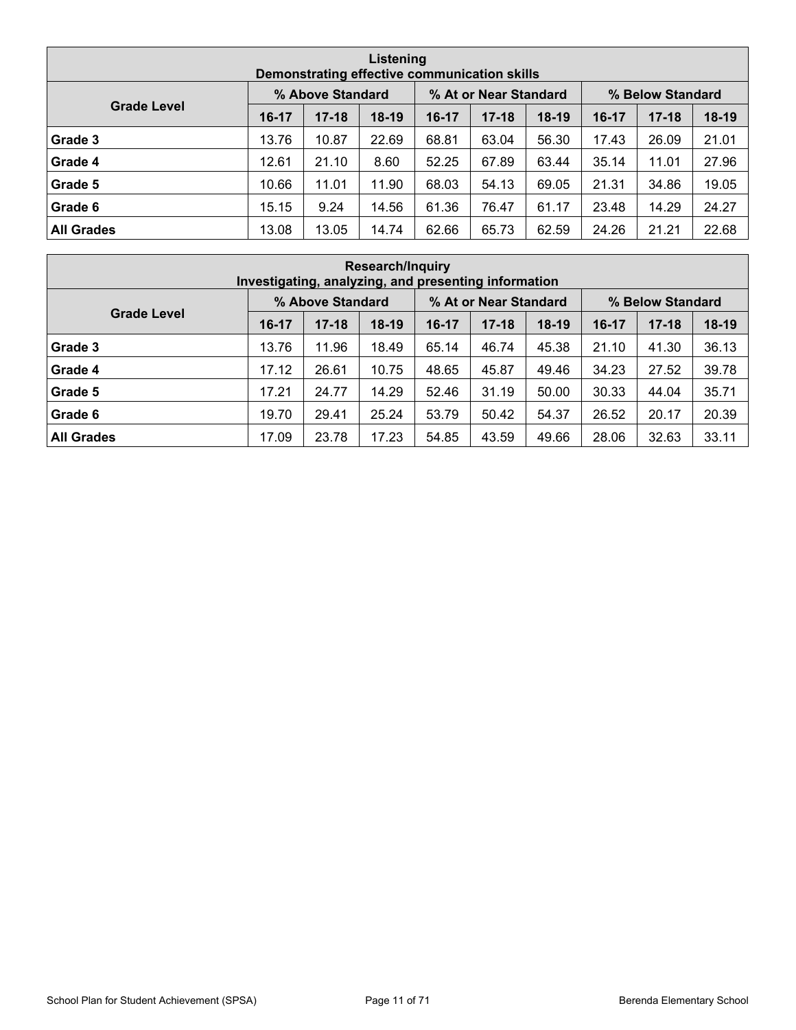| Listening<br>Demonstrating effective communication skills | | | | | | | | | |
|---|---|---|---|---|---|---|---|---|---|
| Grade Level | % Above Standard | | | % At or Near Standard | | | % Below Standard | | |
| | 16-17 | 17-18 | 18-19 | 16-17 | 17-18 | 18-19 | 16-17 | 17-18 | 18-19 |
| **Grade 3** | 13.76 | 10.87 | 22.69 | 68.81 | 63.04 | 56.30 | 17.43 | 26.09 | 21.01 |
| **Grade 4** | 12.61 | 21.10 | 8.60 | 52.25 | 67.89 | 63.44 | 35.14 | 11.01 | 27.96 |
| **Grade 5** | 10.66 | 11.01 | 11.90 | 68.03 | 54.13 | 69.05 | 21.31 | 34.86 | 19.05 |
| **Grade 6** | 15.15 | 9.24 | 14.56 | 61.36 | 76.47 | 61.17 | 23.48 | 14.29 | 24.27 |
| **All Grades** | 13.08 | 13.05 | 14.74 | 62.66 | 65.73 | 62.59 | 24.26 | 21.21 | 22.68 |

| Research/Inquiry<br>Investigating, analyzing, and presenting information | | | | | | | | | |
|---|---|---|---|---|---|---|---|---|---|
| Grade Level | % Above Standard | | | % At or Near Standard | | | % Below Standard | | |
| | 16-17 | 17-18 | 18-19 | 16-17 | 17-18 | 18-19 | 16-17 | 17-18 | 18-19 |
| **Grade 3** | 13.76 | 11.96 | 18.49 | 65.14 | 46.74 | 45.38 | 21.10 | 41.30 | 36.13 |
| **Grade 4** | 17.12 | 26.61 | 10.75 | 48.65 | 45.87 | 49.46 | 34.23 | 27.52 | 39.78 |
| **Grade 5** | 17.21 | 24.77 | 14.29 | 52.46 | 31.19 | 50.00 | 30.33 | 44.04 | 35.71 |
| **Grade 6** | 19.70 | 29.41 | 25.24 | 53.79 | 50.42 | 54.37 | 26.52 | 20.17 | 20.39 |
| **All Grades** | 17.09 | 23.78 | 17.23 | 54.85 | 43.59 | 49.66 | 28.06 | 32.63 | 33.11 |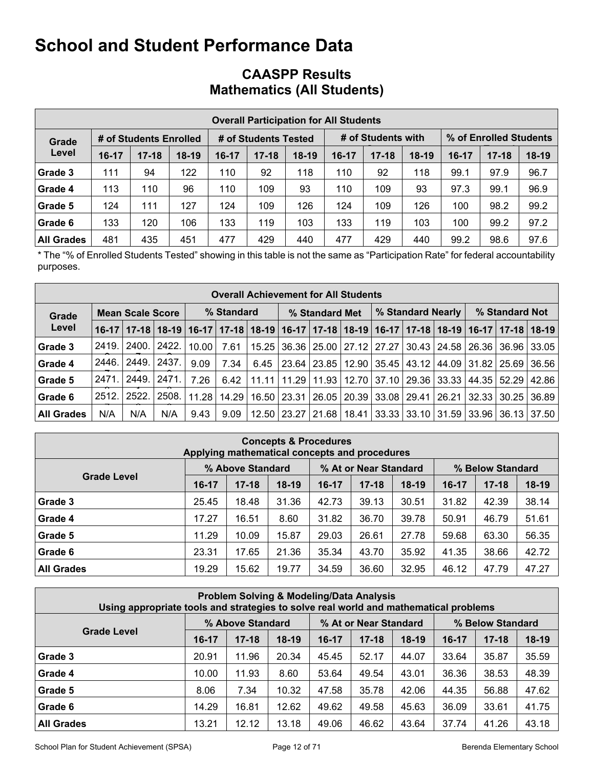# School and Student Performance Data

## CAASPP Results
## Mathematics (All Students)

| Overall Participation for All Students | | | | | | | | | | | | |
|---|---|---|---|---|---|---|---|---|---|---|---|---|
| Grade Level | # of Students Enrolled | | | # of Students Tested | | | # of Students with | | | % of Enrolled Students | | |
| | 16-17 | 17-18 | 18-19 | 16-17 | 17-18 | 18-19 | 16-17 | 17-18 | 18-19 | 16-17 | 17-18 | 18-19 |
| Grade 3 | 111 | 94 | 122 | 110 | 92 | 118 | 110 | 92 | 118 | 99.1 | 97.9 | 96.7 |
| Grade 4 | 113 | 110 | 96 | 110 | 109 | 93 | 110 | 109 | 93 | 97.3 | 99.1 | 96.9 |
| Grade 5 | 124 | 111 | 127 | 124 | 109 | 126 | 124 | 109 | 126 | 100 | 98.2 | 99.2 |
| Grade 6 | 133 | 120 | 106 | 133 | 119 | 103 | 133 | 119 | 103 | 100 | 99.2 | 97.2 |
| All Grades | 481 | 435 | 451 | 477 | 429 | 440 | 477 | 429 | 440 | 99.2 | 98.6 | 97.6 |

* The “% of Enrolled Students Tested” showing in this table is not the same as “Participation Rate” for federal accountability purposes.

| Overall Achievement for All Students | | | | | | | | | | | | | | | |
|---|---|---|---|---|---|---|---|---|---|---|---|---|---|---|---|
| Grade Level | Mean Scale Score | | | % Standard | | | % Standard Met | | | % Standard Nearly | | | % Standard Not | | |
| | 16-17 | 17-18 | 18-19 | 16-17 | 17-18 | 18-19 | 16-17 | 17-18 | 18-19 | 16-17 | 17-18 | 18-19 | 16-17 | 17-18 | 18-19 |
| Grade 3 | 2419. | 2400. | 2422. | 10.00 | 7.61 | 15.25 | 36.36 | 25.00 | 27.12 | 27.27 | 30.43 | 24.58 | 26.36 | 36.96 | 33.05 |
| Grade 4 | 2446. | 2449. | 2437. | 9.09 | 7.34 | 6.45 | 23.64 | 23.85 | 12.90 | 35.45 | 43.12 | 44.09 | 31.82 | 25.69 | 36.56 |
| Grade 5 | 2471. | 2449. | 2471. | 7.26 | 6.42 | 11.11 | 11.29 | 11.93 | 12.70 | 37.10 | 29.36 | 33.33 | 44.35 | 52.29 | 42.86 |
| Grade 6 | 2512. | 2522. | 2508. | 11.28 | 14.29 | 16.50 | 23.31 | 26.05 | 20.39 | 33.08 | 29.41 | 26.21 | 32.33 | 30.25 | 36.89 |
| All Grades | N/A | N/A | N/A | 9.43 | 9.09 | 12.50 | 23.27 | 21.68 | 18.41 | 33.33 | 33.10 | 31.59 | 33.96 | 36.13 | 37.50 |

| Concepts & Procedures<br>Applying mathematical concepts and procedures | | | | | | | | | |
|---|---|---|---|---|---|---|---|---|---|
| Grade Level | % Above Standard | | | % At or Near Standard | | | % Below Standard | | |
| | 16-17 | 17-18 | 18-19 | 16-17 | 17-18 | 18-19 | 16-17 | 17-18 | 18-19 |
| Grade 3 | 25.45 | 18.48 | 31.36 | 42.73 | 39.13 | 30.51 | 31.82 | 42.39 | 38.14 |
| Grade 4 | 17.27 | 16.51 | 8.60 | 31.82 | 36.70 | 39.78 | 50.91 | 46.79 | 51.61 |
| Grade 5 | 11.29 | 10.09 | 15.87 | 29.03 | 26.61 | 27.78 | 59.68 | 63.30 | 56.35 |
| Grade 6 | 23.31 | 17.65 | 21.36 | 35.34 | 43.70 | 35.92 | 41.35 | 38.66 | 42.72 |
| All Grades | 19.29 | 15.62 | 19.77 | 34.59 | 36.60 | 32.95 | 46.12 | 47.79 | 47.27 |

| Problem Solving & Modeling/Data Analysis<br>Using appropriate tools and strategies to solve real world and mathematical problems | | | | | | | | | |
|---|---|---|---|---|---|---|---|---|---|
| Grade Level | % Above Standard | | | % At or Near Standard | | | % Below Standard | | |
| | 16-17 | 17-18 | 18-19 | 16-17 | 17-18 | 18-19 | 16-17 | 17-18 | 18-19 |
| Grade 3 | 20.91 | 11.96 | 20.34 | 45.45 | 52.17 | 44.07 | 33.64 | 35.87 | 35.59 |
| Grade 4 | 10.00 | 11.93 | 8.60 | 53.64 | 49.54 | 43.01 | 36.36 | 38.53 | 48.39 |
| Grade 5 | 8.06 | 7.34 | 10.32 | 47.58 | 35.78 | 42.06 | 44.35 | 56.88 | 47.62 |
| Grade 6 | 14.29 | 16.81 | 12.62 | 49.62 | 49.58 | 45.63 | 36.09 | 33.61 | 41.75 |
| All Grades | 13.21 | 12.12 | 13.18 | 49.06 | 46.62 | 43.64 | 37.74 | 41.26 | 43.18 |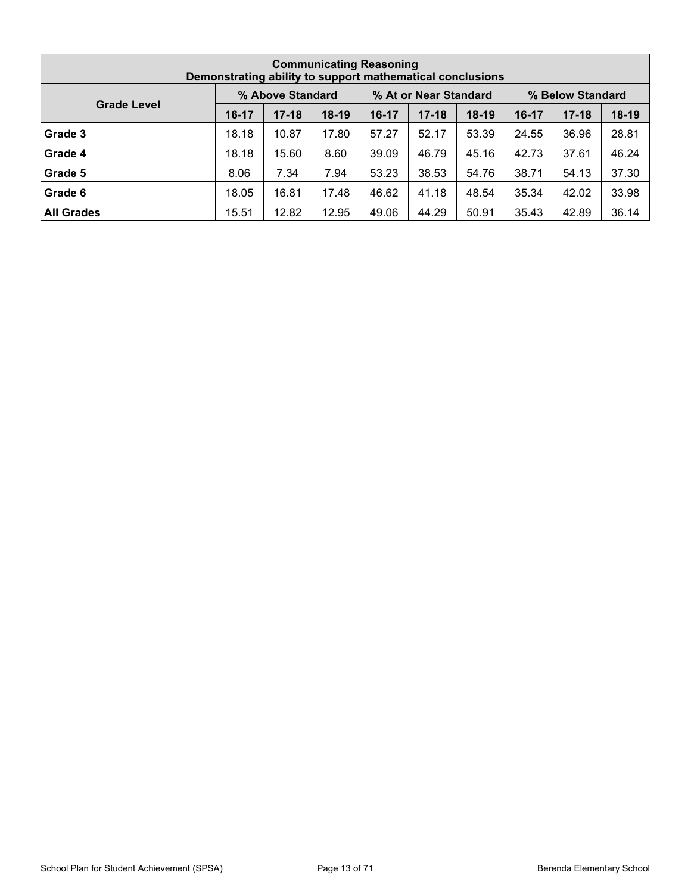| Communicating Reasoning<br>Demonstrating ability to support mathematical conclusions | | | | | | | | | |
|---|---|---|---|---|---|---|---|---|---|
| **Grade Level** | **% Above Standard** | | | **% At or Near Standard** | | | **% Below Standard** | | |
| | **16-17** | **17-18** | **18-19** | **16-17** | **17-18** | **18-19** | **16-17** | **17-18** | **18-19** |
| **Grade 3** | 18.18 | 10.87 | 17.80 | 57.27 | 52.17 | 53.39 | 24.55 | 36.96 | 28.81 |
| **Grade 4** | 18.18 | 15.60 | 8.60 | 39.09 | 46.79 | 45.16 | 42.73 | 37.61 | 46.24 |
| **Grade 5** | 8.06 | 7.34 | 7.94 | 53.23 | 38.53 | 54.76 | 38.71 | 54.13 | 37.30 |
| **Grade 6** | 18.05 | 16.81 | 17.48 | 46.62 | 41.18 | 48.54 | 35.34 | 42.02 | 33.98 |
| **All Grades** | 15.51 | 12.82 | 12.95 | 49.06 | 44.29 | 50.91 | 35.43 | 42.89 | 36.14 |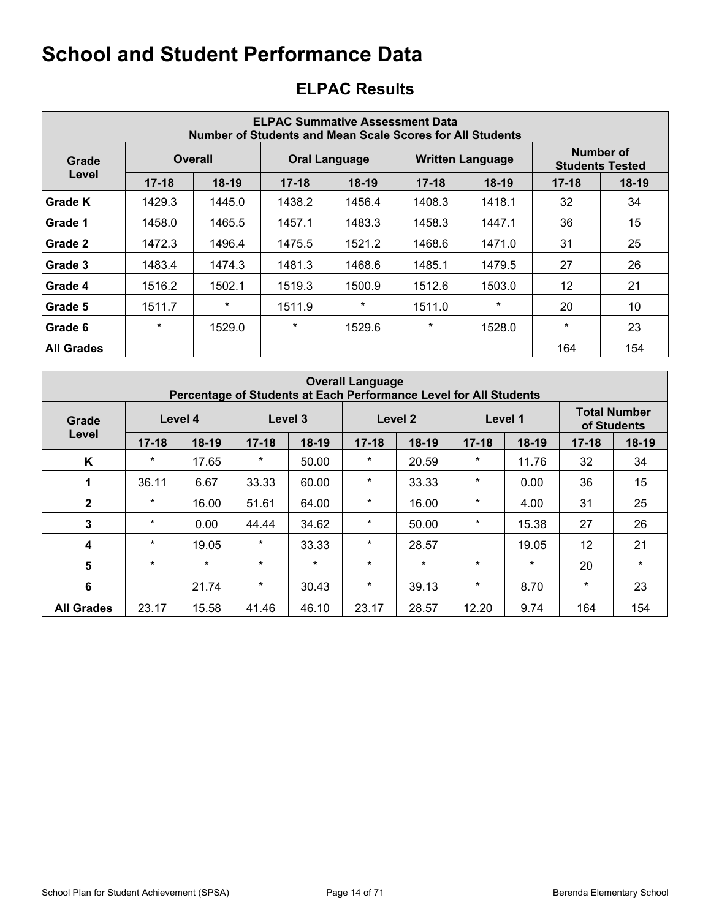# School and Student Performance Data

## ELPAC Results

| ELPAC Summative Assessment Data<br>Number of Students and Mean Scale Scores for All Students | | | | | | | | |
|---|---|---|---|---|---|---|---|---|
| Grade Level | Overall | | Oral Language | | Written Language | | Number of Students Tested | |
| | 17-18 | 18-19 | 17-18 | 18-19 | 17-18 | 18-19 | 17-18 | 18-19 |
| **Grade K** | 1429.3 | 1445.0 | 1438.2 | 1456.4 | 1408.3 | 1418.1 | 32 | 34 |
| **Grade 1** | 1458.0 | 1465.5 | 1457.1 | 1483.3 | 1458.3 | 1447.1 | 36 | 15 |
| **Grade 2** | 1472.3 | 1496.4 | 1475.5 | 1521.2 | 1468.6 | 1471.0 | 31 | 25 |
| **Grade 3** | 1483.4 | 1474.3 | 1481.3 | 1468.6 | 1485.1 | 1479.5 | 27 | 26 |
| **Grade 4** | 1516.2 | 1502.1 | 1519.3 | 1500.9 | 1512.6 | 1503.0 | 12 | 21 |
| **Grade 5** | 1511.7 | * | 1511.9 | * | 1511.0 | * | 20 | 10 |
| **Grade 6** | * | 1529.0 | * | 1529.6 | * | 1528.0 | * | 23 |
| **All Grades** | | | | | | | 164 | 154 |

| Overall Language<br>Percentage of Students at Each Performance Level for All Students | | | | | | | | | | |
|---|---|---|---|---|---|---|---|---|---|---|
| Grade Level | Level 4 | | Level 3 | | Level 2 | | Level 1 | | Total Number of Students | |
| | 17-18 | 18-19 | 17-18 | 18-19 | 17-18 | 18-19 | 17-18 | 18-19 | 17-18 | 18-19 |
| **K** | * | 17.65 | * | 50.00 | * | 20.59 | * | 11.76 | 32 | 34 |
| **1** | 36.11 | 6.67 | 33.33 | 60.00 | * | 33.33 | * | 0.00 | 36 | 15 |
| **2** | * | 16.00 | 51.61 | 64.00 | * | 16.00 | * | 4.00 | 31 | 25 |
| **3** | * | 0.00 | 44.44 | 34.62 | * | 50.00 | * | 15.38 | 27 | 26 |
| **4** | * | 19.05 | * | 33.33 | * | 28.57 | | 19.05 | 12 | 21 |
| **5** | * | * | * | * | * | * | * | * | 20 | * |
| **6** | | 21.74 | * | 30.43 | * | 39.13 | * | 8.70 | * | 23 |
| **All Grades** | 23.17 | 15.58 | 41.46 | 46.10 | 23.17 | 28.57 | 12.20 | 9.74 | 164 | 154 |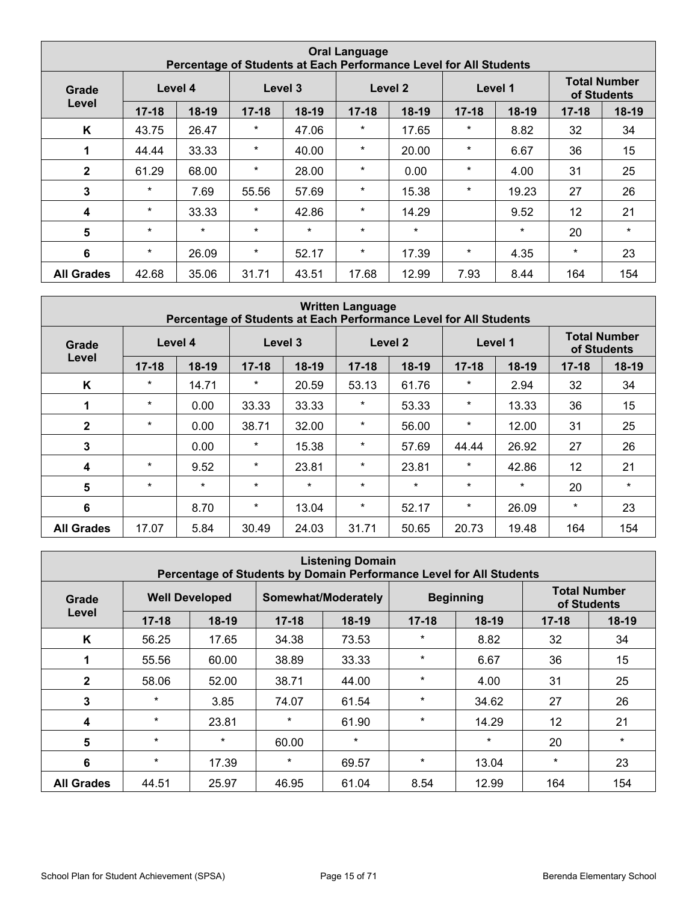| Oral Language<br>Percentage of Students at Each Performance Level for All Students | | | | | | | | | | |
|---|---|---|---|---|---|---|---|---|---|---|
| Grade Level | Level 4 | | Level 3 | | Level 2 | | Level 1 | | Total Number of Students | |
| | 17-18 | 18-19 | 17-18 | 18-19 | 17-18 | 18-19 | 17-18 | 18-19 | 17-18 | 18-19 |
| K | 43.75 | 26.47 | * | 47.06 | * | 17.65 | * | 8.82 | 32 | 34 |
| 1 | 44.44 | 33.33 | * | 40.00 | * | 20.00 | * | 6.67 | 36 | 15 |
| 2 | 61.29 | 68.00 | * | 28.00 | * | 0.00 | * | 4.00 | 31 | 25 |
| 3 | * | 7.69 | 55.56 | 57.69 | * | 15.38 | * | 19.23 | 27 | 26 |
| 4 | * | 33.33 | * | 42.86 | * | 14.29 | | 9.52 | 12 | 21 |
| 5 | * | * | * | * | * | * | | * | 20 | * |
| 6 | * | 26.09 | * | 52.17 | * | 17.39 | * | 4.35 | * | 23 |
| All Grades | 42.68 | 35.06 | 31.71 | 43.51 | 17.68 | 12.99 | 7.93 | 8.44 | 164 | 154 |

| Written Language<br>Percentage of Students at Each Performance Level for All Students | | | | | | | | | | |
|---|---|---|---|---|---|---|---|---|---|---|
| Grade Level | Level 4 | | Level 3 | | Level 2 | | Level 1 | | Total Number of Students | |
| | 17-18 | 18-19 | 17-18 | 18-19 | 17-18 | 18-19 | 17-18 | 18-19 | 17-18 | 18-19 |
| K | * | 14.71 | * | 20.59 | 53.13 | 61.76 | * | 2.94 | 32 | 34 |
| 1 | * | 0.00 | 33.33 | 33.33 | * | 53.33 | * | 13.33 | 36 | 15 |
| 2 | * | 0.00 | 38.71 | 32.00 | * | 56.00 | * | 12.00 | 31 | 25 |
| 3 | | 0.00 | * | 15.38 | * | 57.69 | 44.44 | 26.92 | 27 | 26 |
| 4 | * | 9.52 | * | 23.81 | * | 23.81 | * | 42.86 | 12 | 21 |
| 5 | * | * | * | * | * | * | * | * | 20 | * |
| 6 | | 8.70 | * | 13.04 | * | 52.17 | * | 26.09 | * | 23 |
| All Grades | 17.07 | 5.84 | 30.49 | 24.03 | 31.71 | 50.65 | 20.73 | 19.48 | 164 | 154 |

| Listening Domain<br>Percentage of Students by Domain Performance Level for All Students | | | | | | | | |
|---|---|---|---|---|---|---|---|---|
| Grade Level | Well Developed | | Somewhat/Moderately | | Beginning | | Total Number of Students | |
| | 17-18 | 18-19 | 17-18 | 18-19 | 17-18 | 18-19 | 17-18 | 18-19 |
| K | 56.25 | 17.65 | 34.38 | 73.53 | * | 8.82 | 32 | 34 |
| 1 | 55.56 | 60.00 | 38.89 | 33.33 | * | 6.67 | 36 | 15 |
| 2 | 58.06 | 52.00 | 38.71 | 44.00 | * | 4.00 | 31 | 25 |
| 3 | * | 3.85 | 74.07 | 61.54 | * | 34.62 | 27 | 26 |
| 4 | * | 23.81 | * | 61.90 | * | 14.29 | 12 | 21 |
| 5 | * | * | 60.00 | * | | * | 20 | * |
| 6 | * | 17.39 | * | 69.57 | * | 13.04 | * | 23 |
| All Grades | 44.51 | 25.97 | 46.95 | 61.04 | 8.54 | 12.99 | 164 | 154 |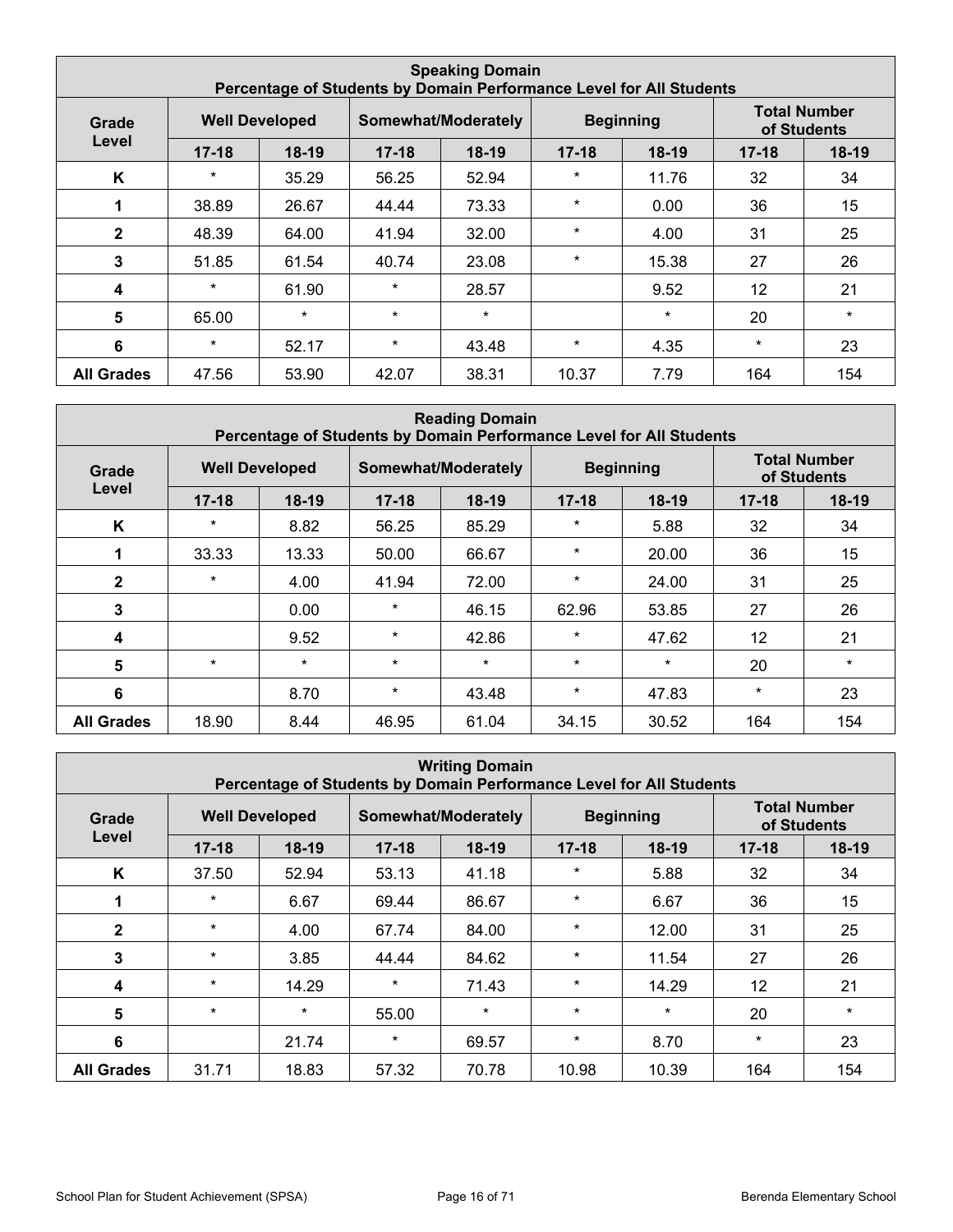| Speaking Domain<br>Percentage of Students by Domain Performance Level for All Students | | | | | | | | |
|---|---|---|---|---|---|---|---|---|
| Grade Level | Well Developed | | Somewhat/Moderately | | Beginning | | Total Number of Students | |
| | 17-18 | 18-19 | 17-18 | 18-19 | 17-18 | 18-19 | 17-18 | 18-19 |
| K | * | 35.29 | 56.25 | 52.94 | * | 11.76 | 32 | 34 |
| 1 | 38.89 | 26.67 | 44.44 | 73.33 | * | 0.00 | 36 | 15 |
| 2 | 48.39 | 64.00 | 41.94 | 32.00 | * | 4.00 | 31 | 25 |
| 3 | 51.85 | 61.54 | 40.74 | 23.08 | * | 15.38 | 27 | 26 |
| 4 | * | 61.90 | * | 28.57 | | 9.52 | 12 | 21 |
| 5 | 65.00 | * | * | * | | * | 20 | * |
| 6 | * | 52.17 | * | 43.48 | * | 4.35 | * | 23 |
| All Grades | 47.56 | 53.90 | 42.07 | 38.31 | 10.37 | 7.79 | 164 | 154 |

| Reading Domain<br>Percentage of Students by Domain Performance Level for All Students | | | | | | | | |
|---|---|---|---|---|---|---|---|---|
| Grade Level | Well Developed | | Somewhat/Moderately | | Beginning | | Total Number of Students | |
| | 17-18 | 18-19 | 17-18 | 18-19 | 17-18 | 18-19 | 17-18 | 18-19 |
| K | * | 8.82 | 56.25 | 85.29 | * | 5.88 | 32 | 34 |
| 1 | 33.33 | 13.33 | 50.00 | 66.67 | * | 20.00 | 36 | 15 |
| 2 | * | 4.00 | 41.94 | 72.00 | * | 24.00 | 31 | 25 |
| 3 | | 0.00 | * | 46.15 | 62.96 | 53.85 | 27 | 26 |
| 4 | | 9.52 | * | 42.86 | * | 47.62 | 12 | 21 |
| 5 | * | * | * | * | * | * | 20 | * |
| 6 | | 8.70 | * | 43.48 | * | 47.83 | * | 23 |
| All Grades | 18.90 | 8.44 | 46.95 | 61.04 | 34.15 | 30.52 | 164 | 154 |

| Writing Domain<br>Percentage of Students by Domain Performance Level for All Students | | | | | | | | |
|---|---|---|---|---|---|---|---|---|
| Grade Level | Well Developed | | Somewhat/Moderately | | Beginning | | Total Number of Students | |
| | 17-18 | 18-19 | 17-18 | 18-19 | 17-18 | 18-19 | 17-18 | 18-19 |
| K | 37.50 | 52.94 | 53.13 | 41.18 | * | 5.88 | 32 | 34 |
| 1 | * | 6.67 | 69.44 | 86.67 | * | 6.67 | 36 | 15 |
| 2 | * | 4.00 | 67.74 | 84.00 | * | 12.00 | 31 | 25 |
| 3 | * | 3.85 | 44.44 | 84.62 | * | 11.54 | 27 | 26 |
| 4 | * | 14.29 | * | 71.43 | * | 14.29 | 12 | 21 |
| 5 | * | * | 55.00 | * | * | * | 20 | * |
| 6 | | 21.74 | * | 69.57 | * | 8.70 | * | 23 |
| All Grades | 31.71 | 18.83 | 57.32 | 70.78 | 10.98 | 10.39 | 164 | 154 |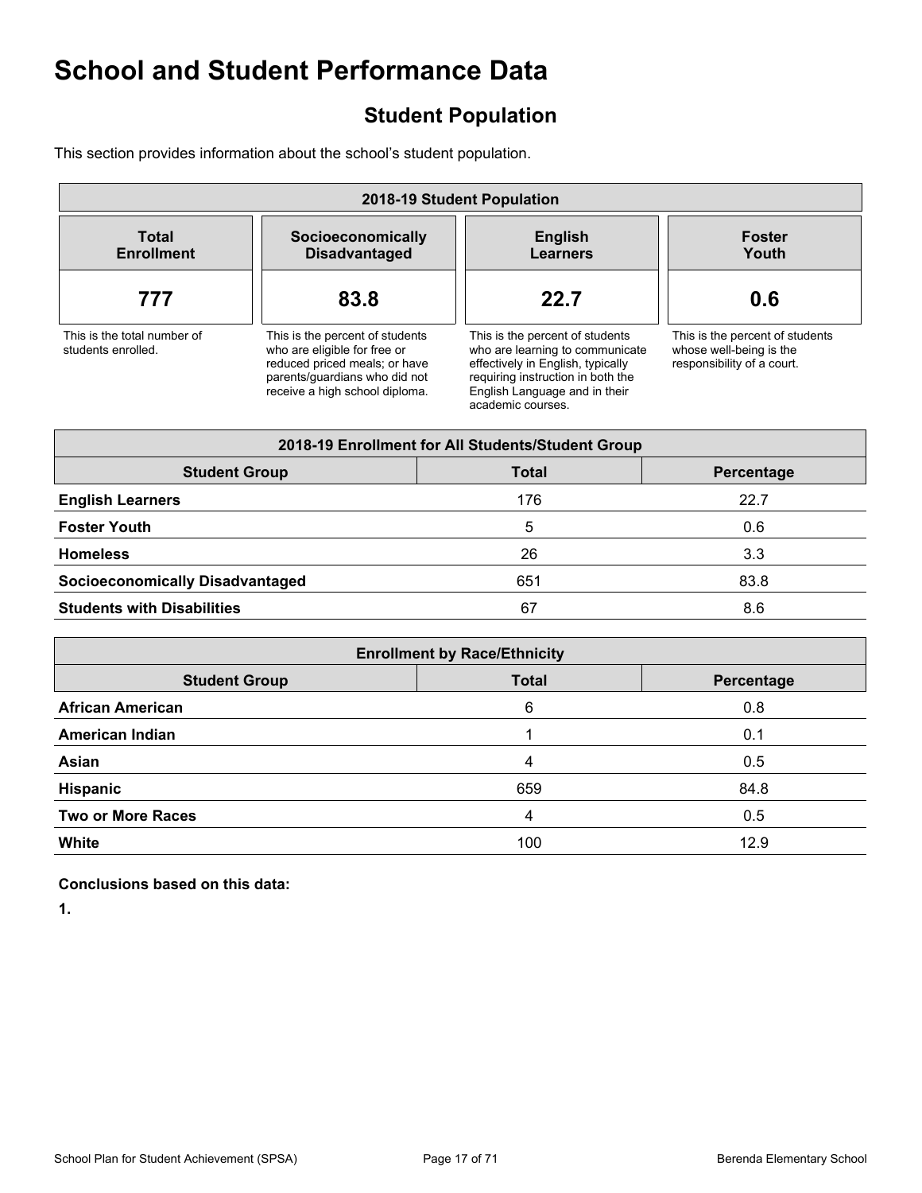# School and Student Performance Data

## Student Population

This section provides information about the school's student population.

| 2018-19 Student Population | | | |
|---|---|---|---|
| **Total Enrollment** | **Socioeconomically Disadvantaged** | **English Learners** | **Foster Youth** |
| **777** | **83.8** | **22.7** | **0.6** |
| This is the total number of students enrolled. | This is the percent of students who are eligible for free or reduced priced meals; or have parents/guardians who did not receive a high school diploma. | This is the percent of students who are learning to communicate effectively in English, typically requiring instruction in both the English Language and in their academic courses. | This is the percent of students whose well-being is the responsibility of a court. |

| 2018-19 Enrollment for All Students/Student Group | | |
|---|---|---|
| **Student Group** | **Total** | **Percentage** |
| **English Learners** | 176 | 22.7 |
| **Foster Youth** | 5 | 0.6 |
| **Homeless** | 26 | 3.3 |
| **Socioeconomically Disadvantaged** | 651 | 83.8 |
| **Students with Disabilities** | 67 | 8.6 |

| Enrollment by Race/Ethnicity | | |
|---|---|---|
| **Student Group** | **Total** | **Percentage** |
| **African American** | 6 | 0.8 |
| **American Indian** | 1 | 0.1 |
| **Asian** | 4 | 0.5 |
| **Hispanic** | 659 | 84.8 |
| **Two or More Races** | 4 | 0.5 |
| **White** | 100 | 12.9 |

**Conclusions based on this data:**

**1.**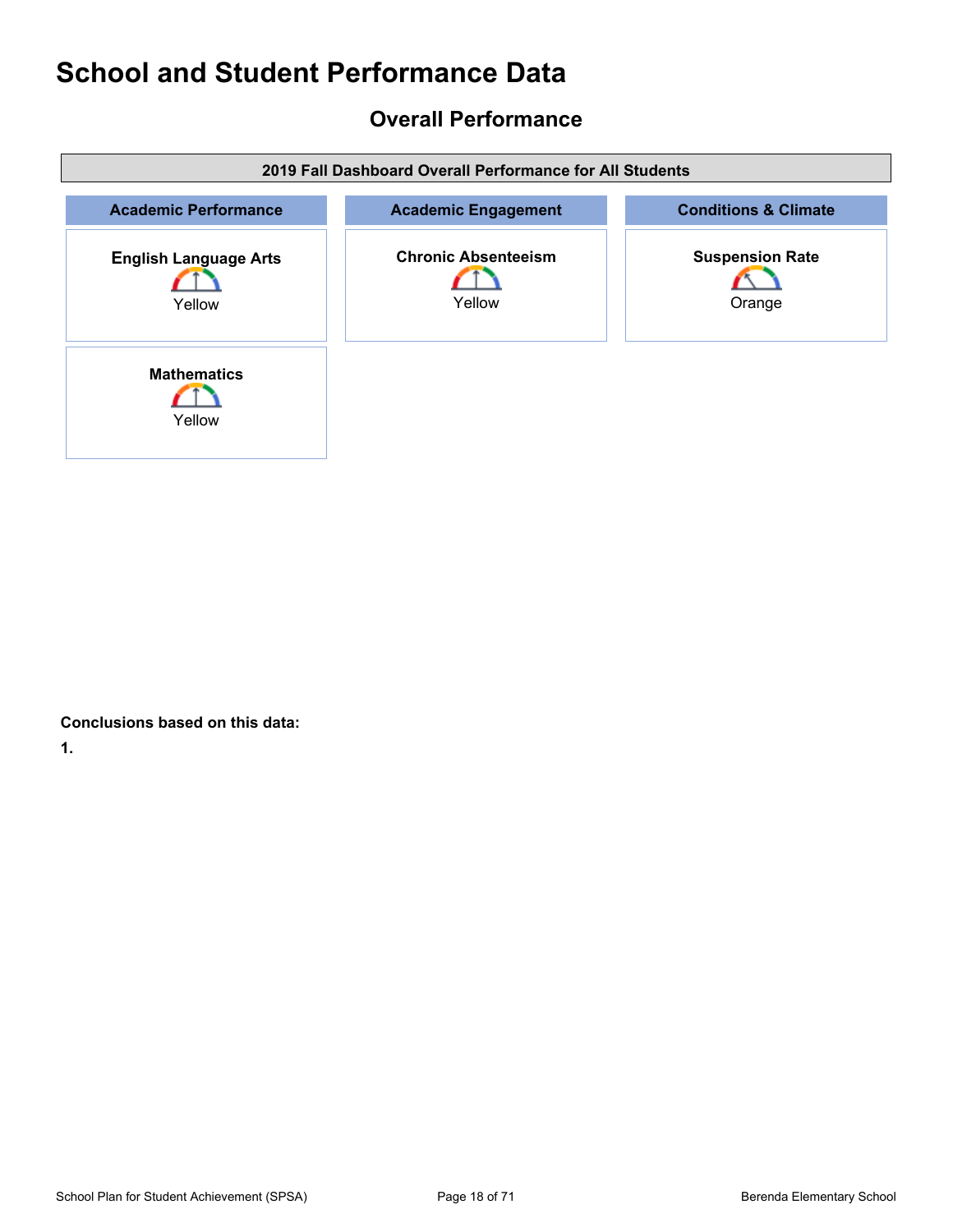# School and Student Performance Data

## Overall Performance

| 2019 Fall Dashboard Overall Performance for All Students | | |
|---|---|---|
| **Academic Performance** | **Academic Engagement** | **Conditions & Climate** |
| **English Language Arts** Yellow | **Chronic Absenteeism** Yellow | **Suspension Rate** Orange |
| **Mathematics** Yellow | | |

**Conclusions based on this data:**

**1.**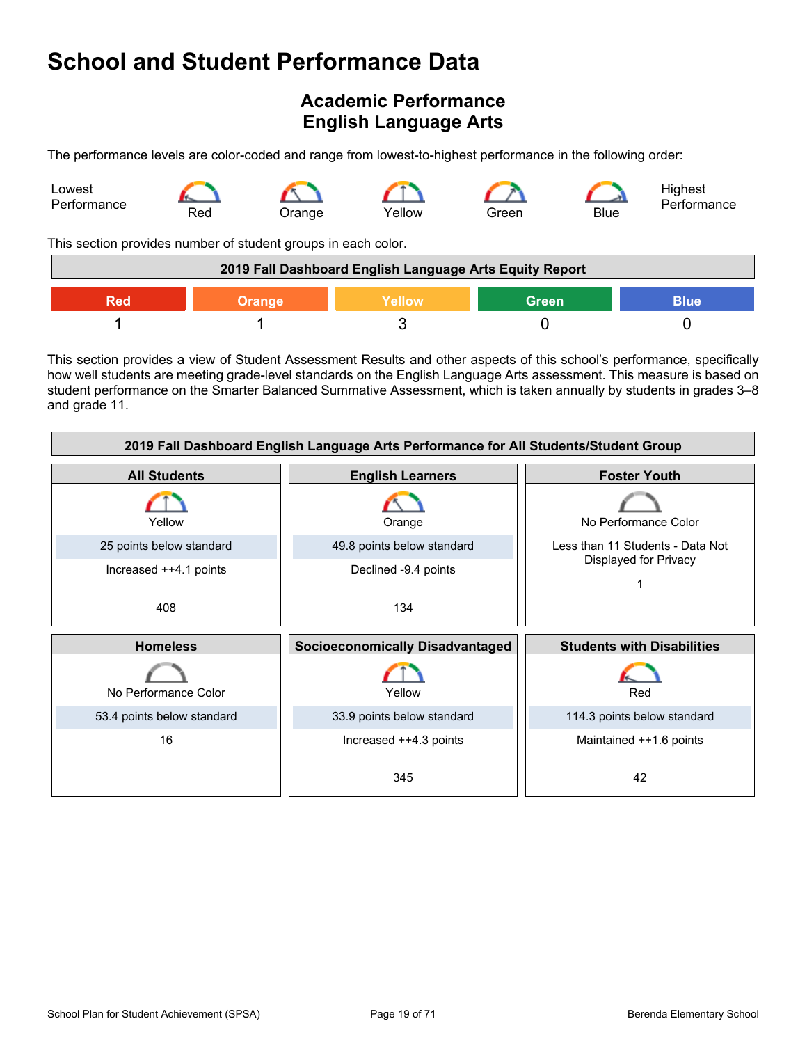# School and Student Performance Data

## Academic Performance
## English Language Arts

The performance levels are color-coded and range from lowest-to-highest performance in the following order:

Lowest Performance — Red — Orange — Yellow — Green — Blue — Highest Performance

This section provides number of student groups in each color.

| 2019 Fall Dashboard English Language Arts Equity Report | | | | |
|---|---|---|---|---|
| Red | Orange | Yellow | Green | Blue |
| 1 | 1 | 3 | 0 | 0 |

This section provides a view of Student Assessment Results and other aspects of this school's performance, specifically how well students are meeting grade-level standards on the English Language Arts assessment. This measure is based on student performance on the Smarter Balanced Summative Assessment, which is taken annually by students in grades 3–8 and grade 11.

| 2019 Fall Dashboard English Language Arts Performance for All Students/Student Group | | |
|---|---|---|
| **All Students** | **English Learners** | **Foster Youth** |
| Yellow | Orange | No Performance Color |
| 25 points below standard | 49.8 points below standard | Less than 11 Students - Data Not Displayed for Privacy |
| Increased ++4.1 points | Declined -9.4 points | 1 |
| 408 | 134 | |
| **Homeless** | **Socioeconomically Disadvantaged** | **Students with Disabilities** |
| No Performance Color | Yellow | Red |
| 53.4 points below standard | 33.9 points below standard | 114.3 points below standard |
| 16 | Increased ++4.3 points | Maintained ++1.6 points |
| | 345 | 42 |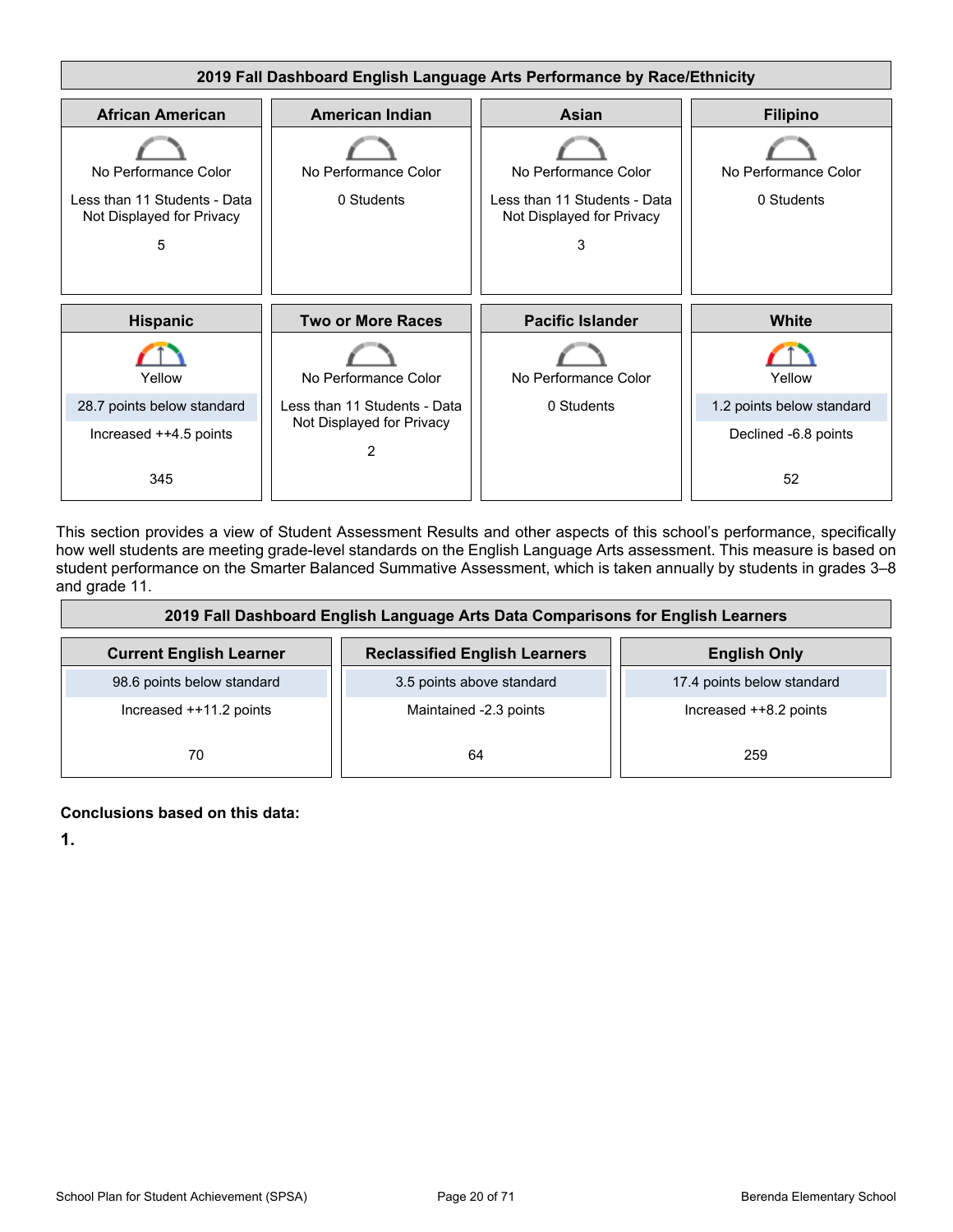| 2019 Fall Dashboard English Language Arts Performance by Race/Ethnicity | | | |
|---|---|---|---|
| **African American** | **American Indian** | **Asian** | **Filipino** |
| No Performance Color | No Performance Color | No Performance Color | No Performance Color |
| Less than 11 Students - Data Not Displayed for Privacy | 0 Students | Less than 11 Students - Data Not Displayed for Privacy | 0 Students |
| 5 | | 3 | |
| **Hispanic** | **Two or More Races** | **Pacific Islander** | **White** |
| Yellow | No Performance Color | No Performance Color | Yellow |
| 28.7 points below standard | Less than 11 Students - Data Not Displayed for Privacy | 0 Students | 1.2 points below standard |
| Increased ++4.5 points | | | Declined -6.8 points |
| 345 | 2 | | 52 |

This section provides a view of Student Assessment Results and other aspects of this school's performance, specifically how well students are meeting grade-level standards on the English Language Arts assessment. This measure is based on student performance on the Smarter Balanced Summative Assessment, which is taken annually by students in grades 3–8 and grade 11.

| 2019 Fall Dashboard English Language Arts Data Comparisons for English Learners | | |
|---|---|---|
| **Current English Learner** | **Reclassified English Learners** | **English Only** |
| 98.6 points below standard | 3.5 points above standard | 17.4 points below standard |
| Increased ++11.2 points | Maintained -2.3 points | Increased ++8.2 points |
| 70 | 64 | 259 |

**Conclusions based on this data:**

**1.**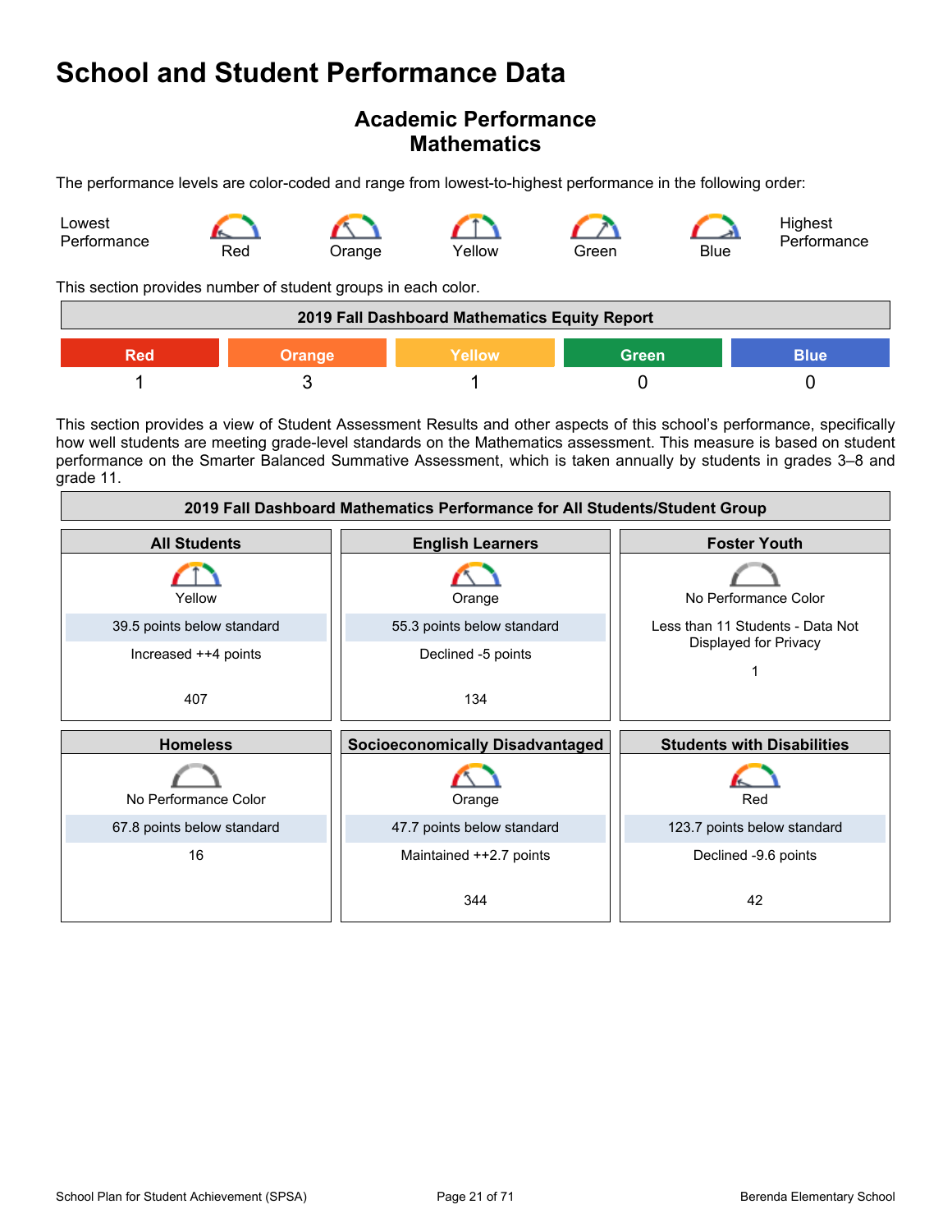# School and Student Performance Data

## Academic Performance
## Mathematics

The performance levels are color-coded and range from lowest-to-highest performance in the following order:

Lowest Performance — Red — Orange — Yellow — Green — Blue — Highest Performance

This section provides number of student groups in each color.

| 2019 Fall Dashboard Mathematics Equity Report | | | | |
|---|---|---|---|---|
| Red | Orange | Yellow | Green | Blue |
| 1 | 3 | 1 | 0 | 0 |

This section provides a view of Student Assessment Results and other aspects of this school's performance, specifically how well students are meeting grade-level standards on the Mathematics assessment. This measure is based on student performance on the Smarter Balanced Summative Assessment, which is taken annually by students in grades 3–8 and grade 11.

| 2019 Fall Dashboard Mathematics Performance for All Students/Student Group | | |
|---|---|---|
| **All Students** | **English Learners** | **Foster Youth** |
| Yellow | Orange | No Performance Color |
| 39.5 points below standard | 55.3 points below standard | Less than 11 Students - Data Not Displayed for Privacy |
| Increased ++4 points | Declined -5 points | 1 |
| 407 | 134 | |
| **Homeless** | **Socioeconomically Disadvantaged** | **Students with Disabilities** |
| No Performance Color | Orange | Red |
| 67.8 points below standard | 47.7 points below standard | 123.7 points below standard |
| 16 | Maintained ++2.7 points | Declined -9.6 points |
| | 344 | 42 |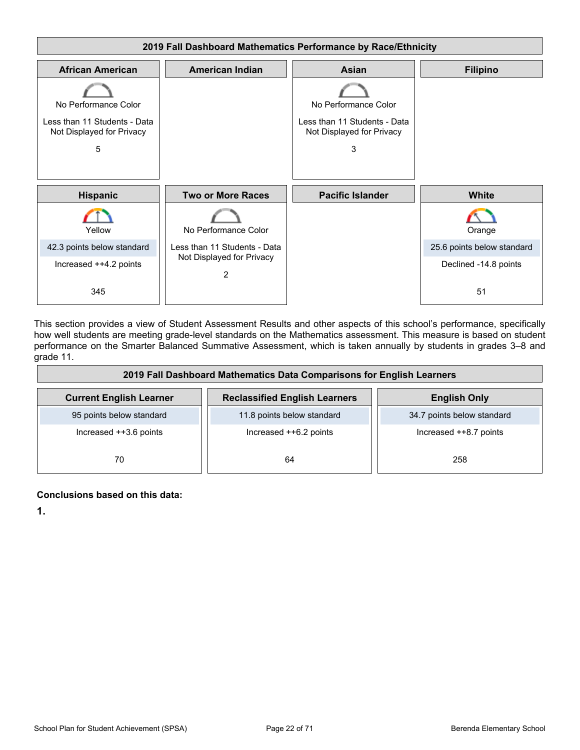| 2019 Fall Dashboard Mathematics Performance by Race/Ethnicity | | | |
|---|---|---|---|
| **African American** | **American Indian** | **Asian** | **Filipino** |
| No Performance Color<br>Less than 11 Students - Data Not Displayed for Privacy<br>5 | | No Performance Color<br>Less than 11 Students - Data Not Displayed for Privacy<br>3 | |
| **Hispanic** | **Two or More Races** | **Pacific Islander** | **White** |
| Yellow<br>42.3 points below standard<br>Increased ++4.2 points<br>345 | No Performance Color<br>Less than 11 Students - Data Not Displayed for Privacy<br>2 | | Orange<br>25.6 points below standard<br>Declined -14.8 points<br>51 |

This section provides a view of Student Assessment Results and other aspects of this school's performance, specifically how well students are meeting grade-level standards on the Mathematics assessment. This measure is based on student performance on the Smarter Balanced Summative Assessment, which is taken annually by students in grades 3–8 and grade 11.

| 2019 Fall Dashboard Mathematics Data Comparisons for English Learners | | |
|---|---|---|
| **Current English Learner** | **Reclassified English Learners** | **English Only** |
| 95 points below standard | 11.8 points below standard | 34.7 points below standard |
| Increased ++3.6 points | Increased ++6.2 points | Increased ++8.7 points |
| 70 | 64 | 258 |

**Conclusions based on this data:**

**1.**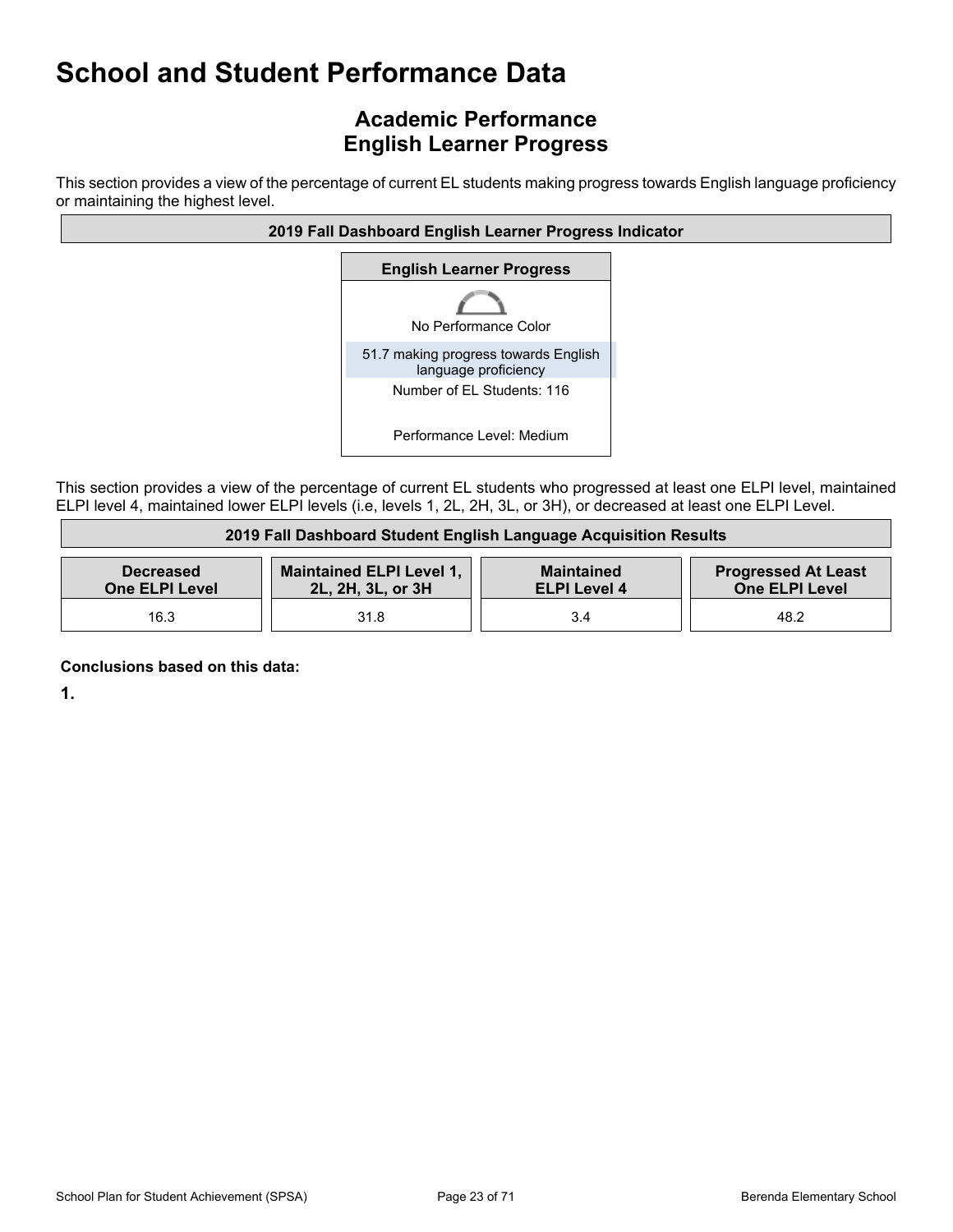# School and Student Performance Data

## Academic Performance
## English Learner Progress

This section provides a view of the percentage of current EL students making progress towards English language proficiency or maintaining the highest level.

| 2019 Fall Dashboard English Learner Progress Indicator |
|---|
| **English Learner Progress** |
| No Performance Color |
| 51.7 making progress towards English language proficiency |
| Number of EL Students: 116 |
| Performance Level: Medium |

This section provides a view of the percentage of current EL students who progressed at least one ELPI level, maintained ELPI level 4, maintained lower ELPI levels (i.e, levels 1, 2L, 2H, 3L, or 3H), or decreased at least one ELPI Level.

| 2019 Fall Dashboard Student English Language Acquisition Results | | | |
|---|---|---|---|
| **Decreased One ELPI Level** | **Maintained ELPI Level 1, 2L, 2H, 3L, or 3H** | **Maintained ELPI Level 4** | **Progressed At Least One ELPI Level** |
| 16.3 | 31.8 | 3.4 | 48.2 |

**Conclusions based on this data:**

**1.**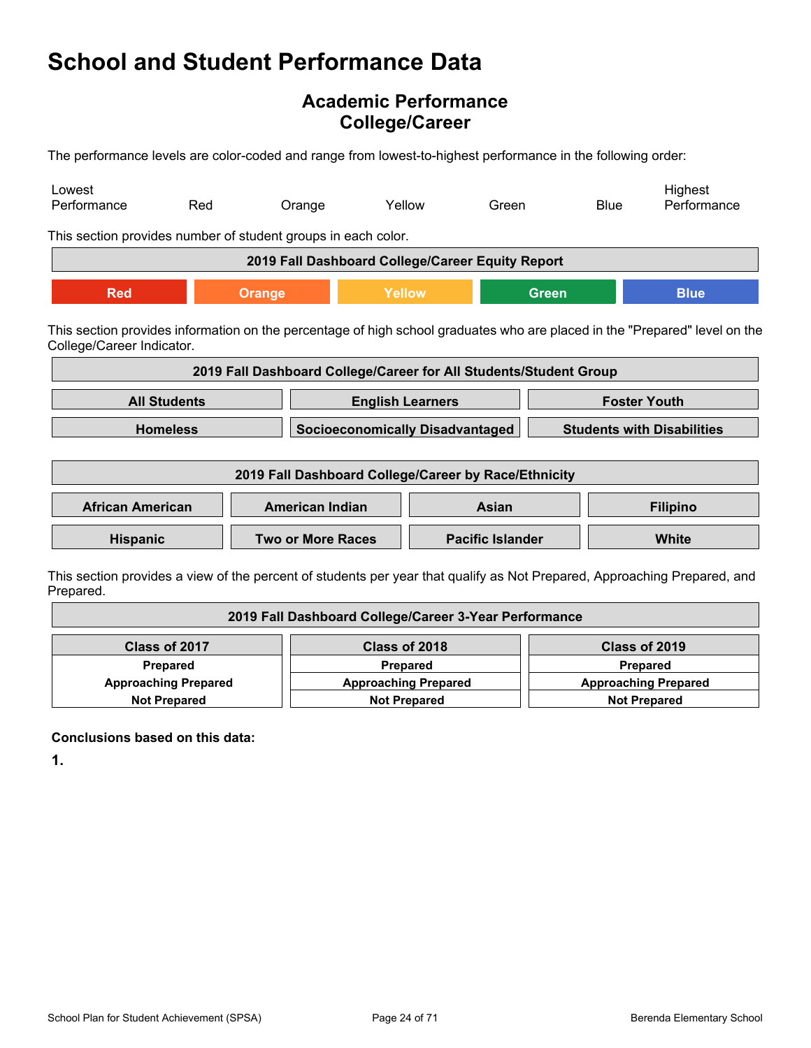# School and Student Performance Data

## Academic Performance
## College/Career

The performance levels are color-coded and range from lowest-to-highest performance in the following order:

Lowest Performance | Red | Orange | Yellow | Green | Blue | Highest Performance

This section provides number of student groups in each color.

| 2019 Fall Dashboard College/Career Equity Report | | | | |
|---|---|---|---|---|
| Red | Orange | Yellow | Green | Blue |

This section provides information on the percentage of high school graduates who are placed in the "Prepared" level on the College/Career Indicator.

| 2019 Fall Dashboard College/Career for All Students/Student Group | | |
|---|---|---|
| **All Students** | **English Learners** | **Foster Youth** |
| **Homeless** | **Socioeconomically Disadvantaged** | **Students with Disabilities** |

| 2019 Fall Dashboard College/Career by Race/Ethnicity | | | |
|---|---|---|---|
| **African American** | **American Indian** | **Asian** | **Filipino** |
| **Hispanic** | **Two or More Races** | **Pacific Islander** | **White** |

This section provides a view of the percent of students per year that qualify as Not Prepared, Approaching Prepared, and Prepared.

| 2019 Fall Dashboard College/Career 3-Year Performance | | |
|---|---|---|
| **Class of 2017** | **Class of 2018** | **Class of 2019** |
| **Prepared** | **Prepared** | **Prepared** |
| **Approaching Prepared** | **Approaching Prepared** | **Approaching Prepared** |
| **Not Prepared** | **Not Prepared** | **Not Prepared** |

**Conclusions based on this data:**

**1.**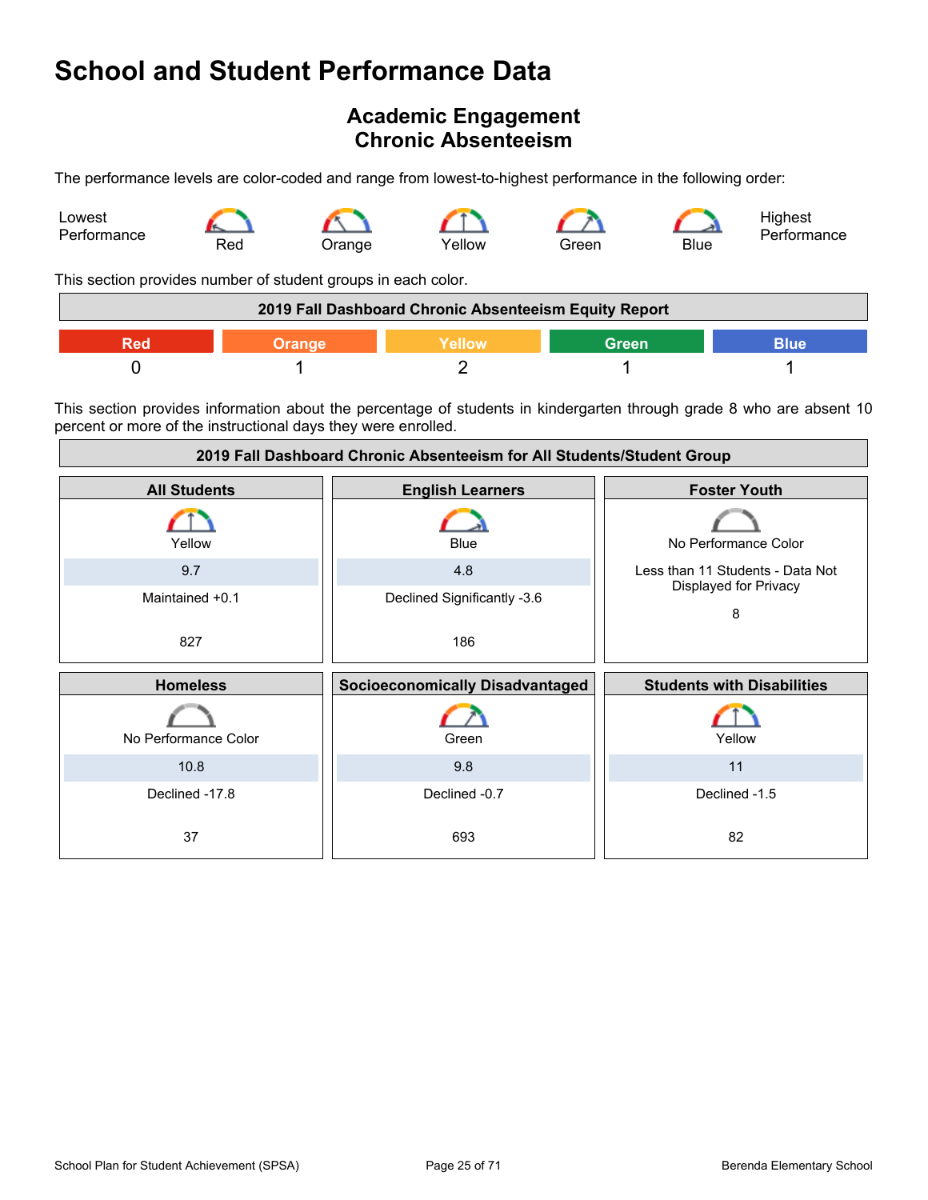# School and Student Performance Data

## Academic Engagement
## Chronic Absenteeism

The performance levels are color-coded and range from lowest-to-highest performance in the following order:

Lowest Performance — Red — Orange — Yellow — Green — Blue — Highest Performance

This section provides number of student groups in each color.

| 2019 Fall Dashboard Chronic Absenteeism Equity Report | | | | |
|---|---|---|---|---|
| Red | Orange | Yellow | Green | Blue |
| 0 | 1 | 2 | 1 | 1 |

This section provides information about the percentage of students in kindergarten through grade 8 who are absent 10 percent or more of the instructional days they were enrolled.

| 2019 Fall Dashboard Chronic Absenteeism for All Students/Student Group | | |
|---|---|---|
| **All Students** | **English Learners** | **Foster Youth** |
| Yellow | Blue | No Performance Color |
| 9.7 | 4.8 | Less than 11 Students - Data Not Displayed for Privacy |
| Maintained +0.1 | Declined Significantly -3.6 | 8 |
| 827 | 186 | |
| **Homeless** | **Socioeconomically Disadvantaged** | **Students with Disabilities** |
| No Performance Color | Green | Yellow |
| 10.8 | 9.8 | 11 |
| Declined -17.8 | Declined -0.7 | Declined -1.5 |
| 37 | 693 | 82 |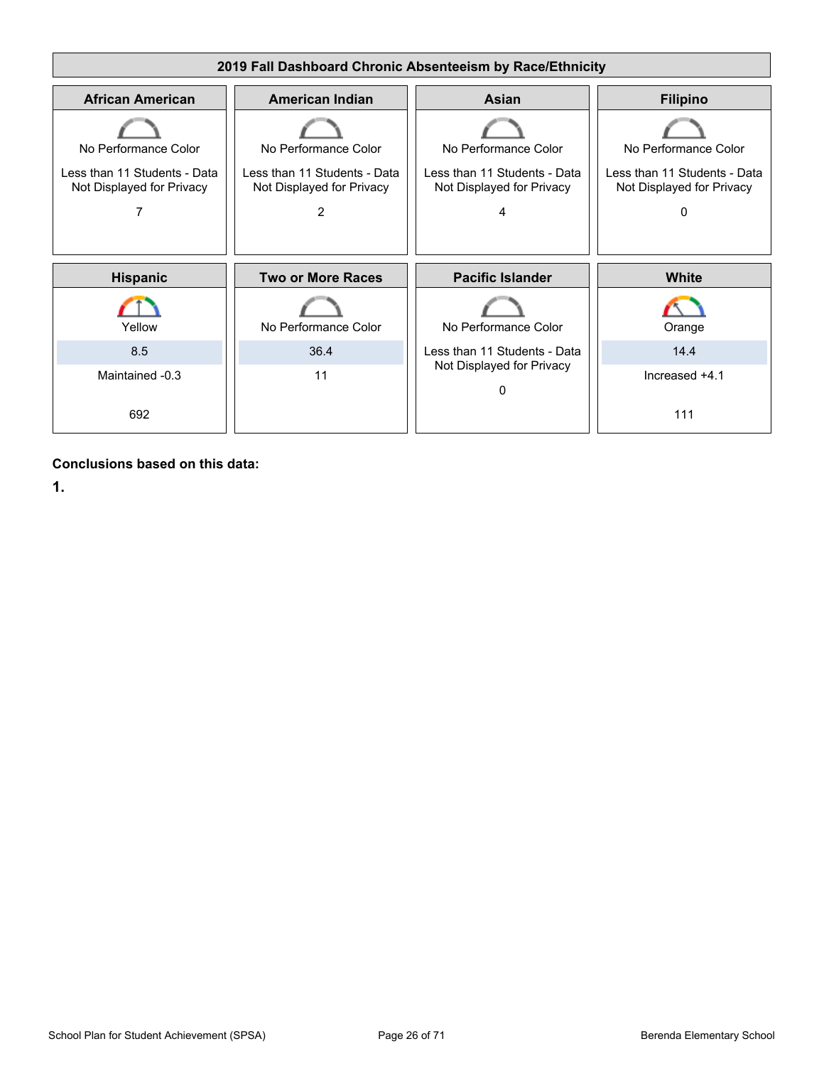## 2019 Fall Dashboard Chronic Absenteeism by Race/Ethnicity

| African American | American Indian | Asian | Filipino |
| --- | --- | --- | --- |
| No Performance Color | No Performance Color | No Performance Color | No Performance Color |
| Less than 11 Students - Data Not Displayed for Privacy | Less than 11 Students - Data Not Displayed for Privacy | Less than 11 Students - Data Not Displayed for Privacy | Less than 11 Students - Data Not Displayed for Privacy |
| 7 | 2 | 4 | 0 |

| Hispanic | Two or More Races | Pacific Islander | White |
| --- | --- | --- | --- |
| Yellow | No Performance Color | No Performance Color | Orange |
| 8.5 | 36.4 | Less than 11 Students - Data Not Displayed for Privacy | 14.4 |
| Maintained -0.3 | 11 | 0 | Increased +4.1 |
| 692 | | | 111 |

**Conclusions based on this data:**

**1.**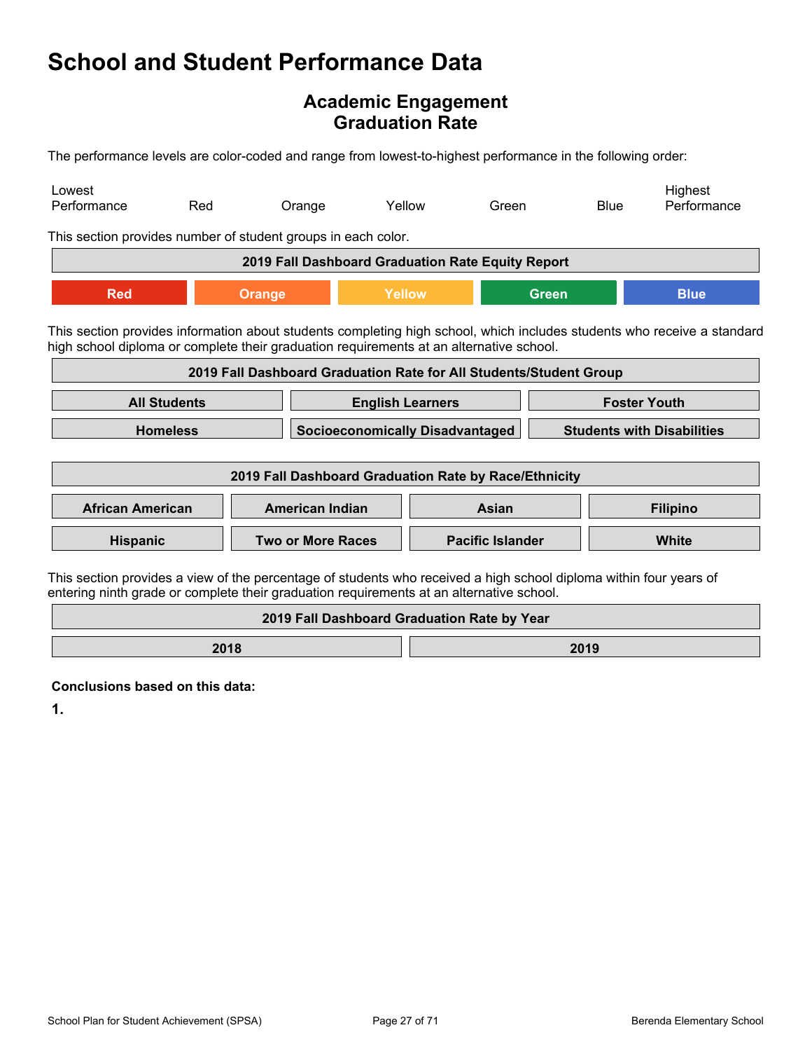# School and Student Performance Data

## Academic Engagement
## Graduation Rate

The performance levels are color-coded and range from lowest-to-highest performance in the following order:

| Lowest Performance | Red | Orange | Yellow | Green | Blue | Highest Performance |
|---|---|---|---|---|---|---|

This section provides number of student groups in each color.

| 2019 Fall Dashboard Graduation Rate Equity Report | | | | |
|---|---|---|---|---|
| Red | Orange | Yellow | Green | Blue |

This section provides information about students completing high school, which includes students who receive a standard high school diploma or complete their graduation requirements at an alternative school.

| 2019 Fall Dashboard Graduation Rate for All Students/Student Group | | |
|---|---|---|
| All Students | English Learners | Foster Youth |
| Homeless | Socioeconomically Disadvantaged | Students with Disabilities |

| 2019 Fall Dashboard Graduation Rate by Race/Ethnicity | | | |
|---|---|---|---|
| African American | American Indian | Asian | Filipino |
| Hispanic | Two or More Races | Pacific Islander | White |

This section provides a view of the percentage of students who received a high school diploma within four years of entering ninth grade or complete their graduation requirements at an alternative school.

| 2019 Fall Dashboard Graduation Rate by Year | |
|---|---|
| 2018 | 2019 |

**Conclusions based on this data:**

**1.**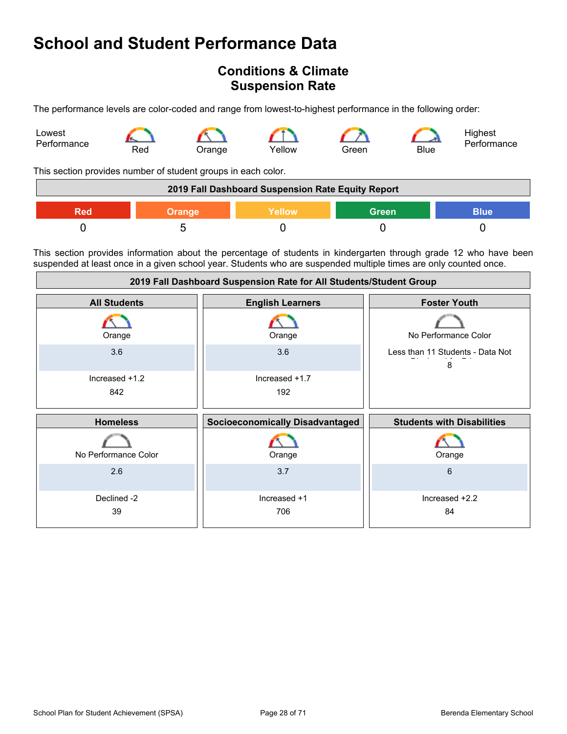# School and Student Performance Data

## Conditions & Climate
## Suspension Rate

The performance levels are color-coded and range from lowest-to-highest performance in the following order:

Lowest Performance — Red — Orange — Yellow — Green — Blue — Highest Performance

This section provides number of student groups in each color.

| 2019 Fall Dashboard Suspension Rate Equity Report | | | | |
|---|---|---|---|---|
| Red | Orange | Yellow | Green | Blue |
| 0 | 5 | 0 | 0 | 0 |

This section provides information about the percentage of students in kindergarten through grade 12 who have been suspended at least once in a given school year. Students who are suspended multiple times are only counted once.

**2019 Fall Dashboard Suspension Rate for All Students/Student Group**

| All Students | English Learners | Foster Youth |
|---|---|---|
| Orange | Orange | No Performance Color |
| 3.6 | 3.6 | Less than 11 Students - Data Not Displayed for Privacy |
| Increased +1.2 | Increased +1.7 | |
| 842 | 192 | 8 |

| Homeless | Socioeconomically Disadvantaged | Students with Disabilities |
|---|---|---|
| No Performance Color | Orange | Orange |
| 2.6 | 3.7 | 6 |
| Declined -2 | Increased +1 | Increased +2.2 |
| 39 | 706 | 84 |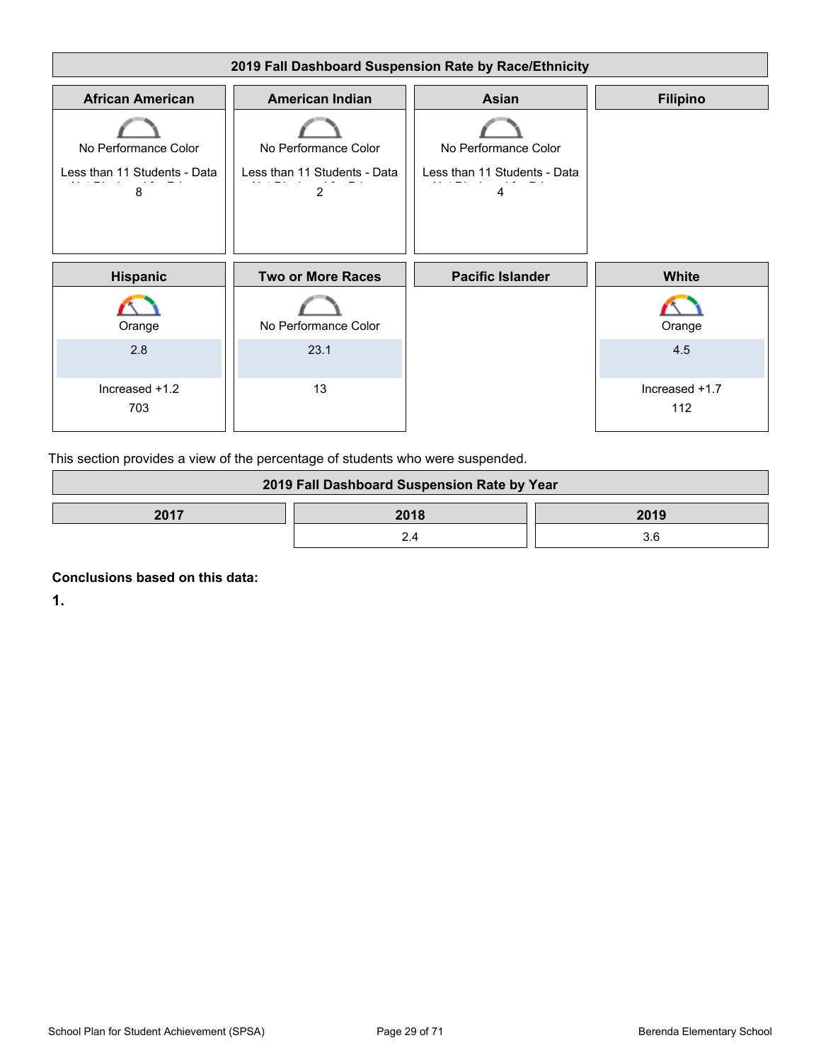| 2019 Fall Dashboard Suspension Rate by Race/Ethnicity | | | |
|---|---|---|---|
| **African American** | **American Indian** | **Asian** | **Filipino** |
| No Performance Color | No Performance Color | No Performance Color | |
| Less than 11 Students - Data Not Displayed for Privacy | Less than 11 Students - Data Not Displayed for Privacy | Less than 11 Students - Data Not Displayed for Privacy | |
| 8 | 2 | 4 | |
| **Hispanic** | **Two or More Races** | **Pacific Islander** | **White** |
| Orange | No Performance Color | | Orange |
| 2.8 | 23.1 | | 4.5 |
| Increased +1.2 | | | Increased +1.7 |
| 703 | 13 | | 112 |

This section provides a view of the percentage of students who were suspended.

| 2019 Fall Dashboard Suspension Rate by Year | | |
|---|---|---|
| **2017** | **2018** | **2019** |
| | 2.4 | 3.6 |

**Conclusions based on this data:**

**1.**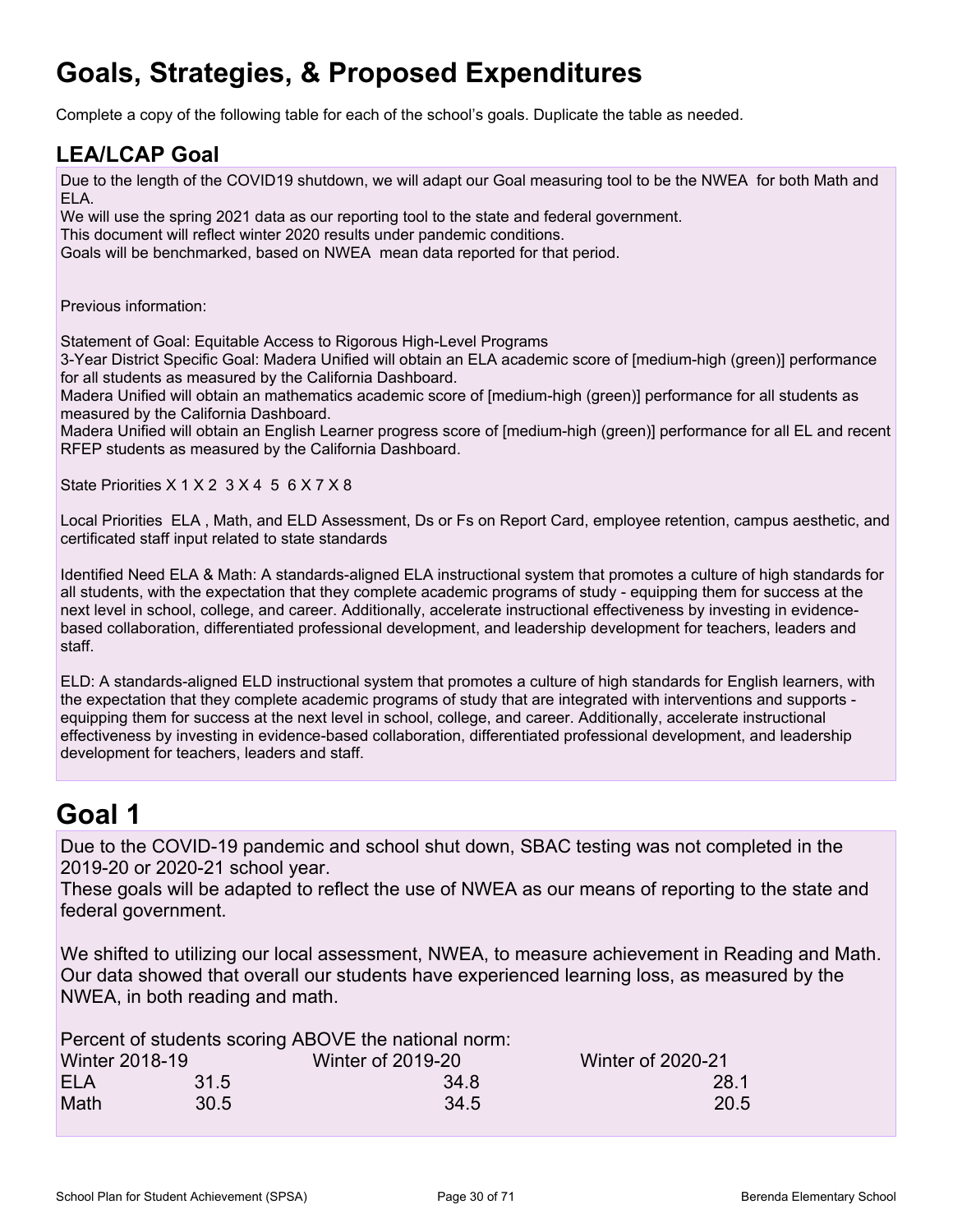# Goals, Strategies, & Proposed Expenditures

Complete a copy of the following table for each of the school's goals. Duplicate the table as needed.

## LEA/LCAP Goal

Due to the length of the COVID19 shutdown, we will adapt our Goal measuring tool to be the NWEA for both Math and ELA.
We will use the spring 2021 data as our reporting tool to the state and federal government.
This document will reflect winter 2020 results under pandemic conditions.
Goals will be benchmarked, based on NWEA mean data reported for that period.

Previous information:

Statement of Goal: Equitable Access to Rigorous High-Level Programs
3-Year District Specific Goal: Madera Unified will obtain an ELA academic score of [medium-high (green)] performance for all students as measured by the California Dashboard.
Madera Unified will obtain an mathematics academic score of [medium-high (green)] performance for all students as measured by the California Dashboard.
Madera Unified will obtain an English Learner progress score of [medium-high (green)] performance for all EL and recent RFEP students as measured by the California Dashboard.

State Priorities X 1 X 2 3 X 4 5 6 X 7 X 8

Local Priorities ELA , Math, and ELD Assessment, Ds or Fs on Report Card, employee retention, campus aesthetic, and certificated staff input related to state standards

Identified Need ELA & Math: A standards-aligned ELA instructional system that promotes a culture of high standards for all students, with the expectation that they complete academic programs of study - equipping them for success at the next level in school, college, and career. Additionally, accelerate instructional effectiveness by investing in evidence-based collaboration, differentiated professional development, and leadership development for teachers, leaders and staff.

ELD: A standards-aligned ELD instructional system that promotes a culture of high standards for English learners, with the expectation that they complete academic programs of study that are integrated with interventions and supports - equipping them for success at the next level in school, college, and career. Additionally, accelerate instructional effectiveness by investing in evidence-based collaboration, differentiated professional development, and leadership development for teachers, leaders and staff.

# Goal 1

Due to the COVID-19 pandemic and school shut down, SBAC testing was not completed in the 2019-20 or 2020-21 school year.
These goals will be adapted to reflect the use of NWEA as our means of reporting to the state and federal government.

We shifted to utilizing our local assessment, NWEA, to measure achievement in Reading and Math. Our data showed that overall our students have experienced learning loss, as measured by the NWEA, in both reading and math.

Percent of students scoring ABOVE the national norm:

| | Winter 2018-19 | Winter of 2019-20 | Winter of 2020-21 |
|---|---|---|---|
| ELA | 31.5 | 34.8 | 28.1 |
| Math | 30.5 | 34.5 | 20.5 |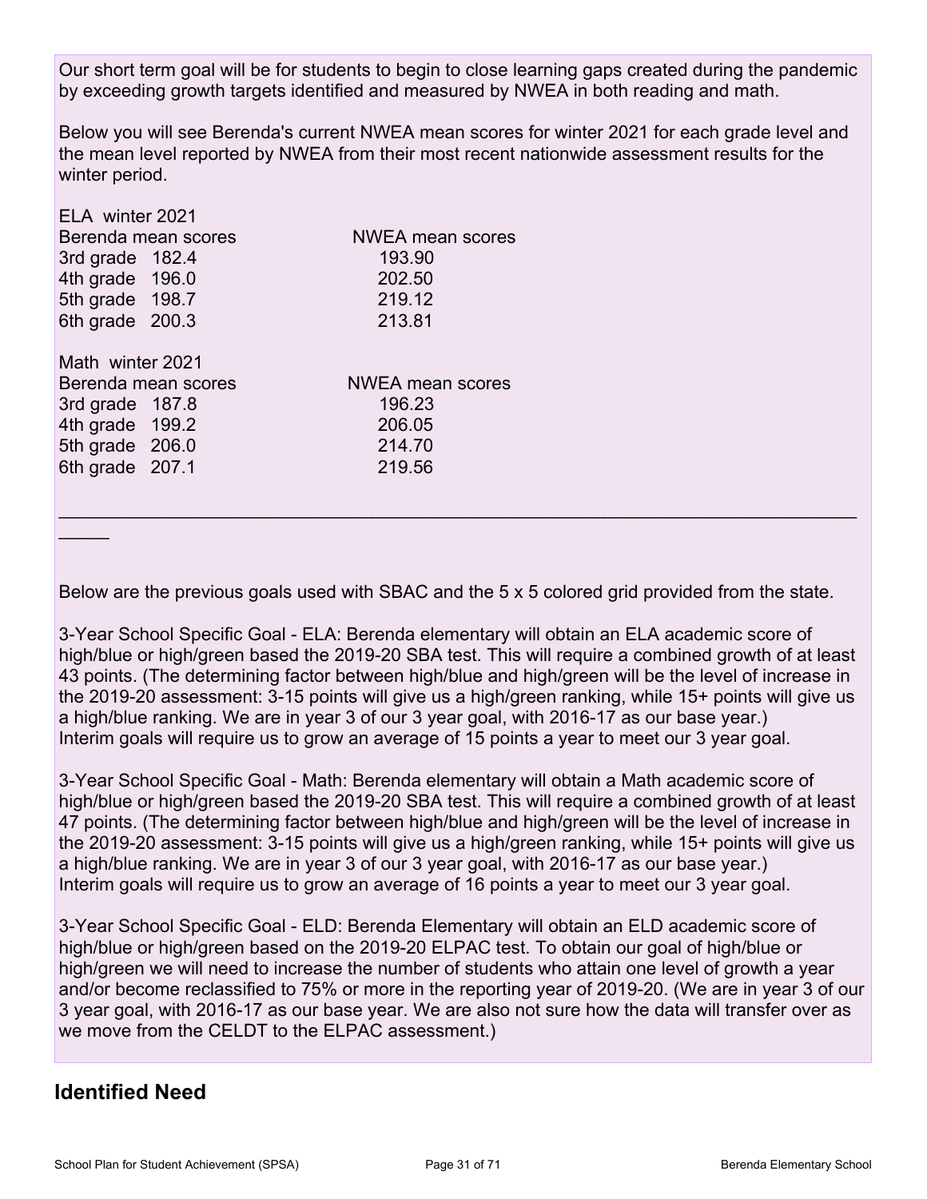Our short term goal will be for students to begin to close learning gaps created during the pandemic by exceeding growth targets identified and measured by NWEA in both reading and math.

Below you will see Berenda's current NWEA mean scores for winter 2021 for each grade level and the mean level reported by NWEA from their most recent nationwide assessment results for the winter period.

ELA winter 2021

| Berenda mean scores | | NWEA mean scores |
|---|---|---|
| 3rd grade | 182.4 | 193.90 |
| 4th grade | 196.0 | 202.50 |
| 5th grade | 198.7 | 219.12 |
| 6th grade | 200.3 | 213.81 |

Math winter 2021

| Berenda mean scores | | NWEA mean scores |
|---|---|---|
| 3rd grade | 187.8 | 196.23 |
| 4th grade | 199.2 | 206.05 |
| 5th grade | 206.0 | 214.70 |
| 6th grade | 207.1 | 219.56 |

______________________________________________________________________________

Below are the previous goals used with SBAC and the 5 x 5 colored grid provided from the state.

3-Year School Specific Goal - ELA: Berenda elementary will obtain an ELA academic score of high/blue or high/green based the 2019-20 SBA test. This will require a combined growth of at least 43 points. (The determining factor between high/blue and high/green will be the level of increase in the 2019-20 assessment: 3-15 points will give us a high/green ranking, while 15+ points will give us a high/blue ranking. We are in year 3 of our 3 year goal, with 2016-17 as our base year.) Interim goals will require us to grow an average of 15 points a year to meet our 3 year goal.

3-Year School Specific Goal - Math: Berenda elementary will obtain a Math academic score of high/blue or high/green based the 2019-20 SBA test. This will require a combined growth of at least 47 points. (The determining factor between high/blue and high/green will be the level of increase in the 2019-20 assessment: 3-15 points will give us a high/green ranking, while 15+ points will give us a high/blue ranking. We are in year 3 of our 3 year goal, with 2016-17 as our base year.) Interim goals will require us to grow an average of 16 points a year to meet our 3 year goal.

3-Year School Specific Goal - ELD: Berenda Elementary will obtain an ELD academic score of high/blue or high/green based on the 2019-20 ELPAC test. To obtain our goal of high/blue or high/green we will need to increase the number of students who attain one level of growth a year and/or become reclassified to 75% or more in the reporting year of 2019-20. (We are in year 3 of our 3 year goal, with 2016-17 as our base year. We are also not sure how the data will transfer over as we move from the CELDT to the ELPAC assessment.)

## Identified Need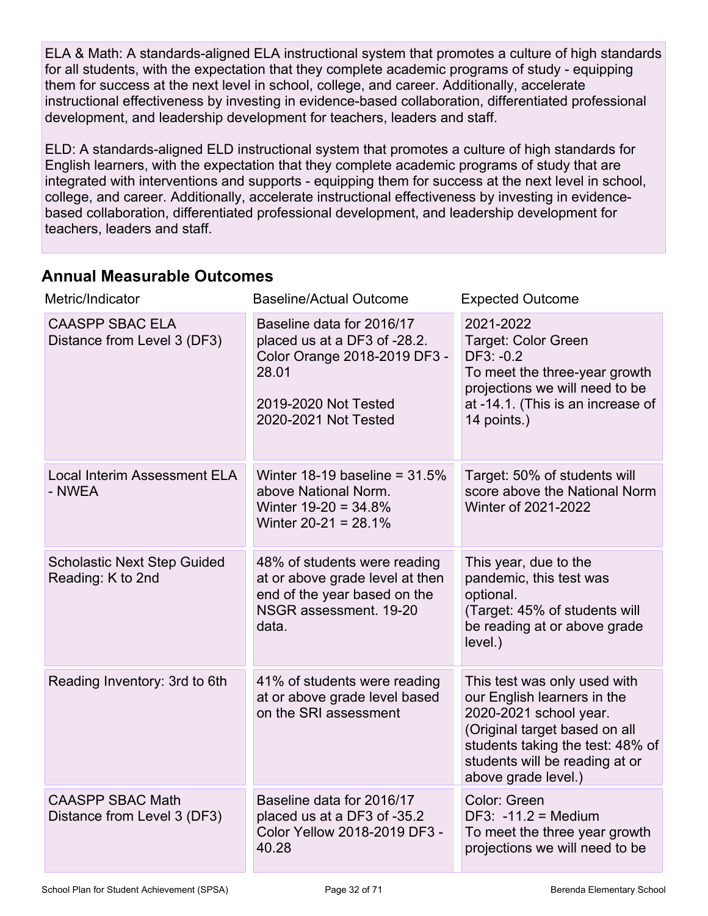ELA & Math: A standards-aligned ELA instructional system that promotes a culture of high standards for all students, with the expectation that they complete academic programs of study - equipping them for success at the next level in school, college, and career. Additionally, accelerate instructional effectiveness by investing in evidence-based collaboration, differentiated professional development, and leadership development for teachers, leaders and staff.

ELD: A standards-aligned ELD instructional system that promotes a culture of high standards for English learners, with the expectation that they complete academic programs of study that are integrated with interventions and supports - equipping them for success at the next level in school, college, and career. Additionally, accelerate instructional effectiveness by investing in evidence-based collaboration, differentiated professional development, and leadership development for teachers, leaders and staff.

## Annual Measurable Outcomes

| Metric/Indicator | Baseline/Actual Outcome | Expected Outcome |
|---|---|---|
| CAASPP SBAC ELA Distance from Level 3 (DF3) | Baseline data for 2016/17 placed us at a DF3 of -28.2. Color Orange 2018-2019 DF3 -28.01<br><br>2019-2020 Not Tested<br>2020-2021 Not Tested | 2021-2022<br>Target: Color Green<br>DF3: -0.2<br>To meet the three-year growth projections we will need to be at -14.1. (This is an increase of 14 points.) |
| Local Interim Assessment ELA - NWEA | Winter 18-19 baseline = 31.5% above National Norm.<br>Winter 19-20 = 34.8%<br>Winter 20-21 = 28.1% | Target: 50% of students will score above the National Norm Winter of 2021-2022 |
| Scholastic Next Step Guided Reading: K to 2nd | 48% of students were reading at or above grade level at then end of the year based on the NSGR assessment. 19-20 data. | This year, due to the pandemic, this test was optional.<br>(Target: 45% of students will be reading at or above grade level.) |
| Reading Inventory: 3rd to 6th | 41% of students were reading at or above grade level based on the SRI assessment | This test was only used with our English learners in the 2020-2021 school year.<br>(Original target based on all students taking the test: 48% of students will be reading at or above grade level.) |
| CAASPP SBAC Math Distance from Level 3 (DF3) | Baseline data for 2016/17 placed us at a DF3 of -35.2 Color Yellow 2018-2019 DF3 -40.28 | Color: Green<br>DF3: -11.2 = Medium<br>To meet the three year growth projections we will need to be |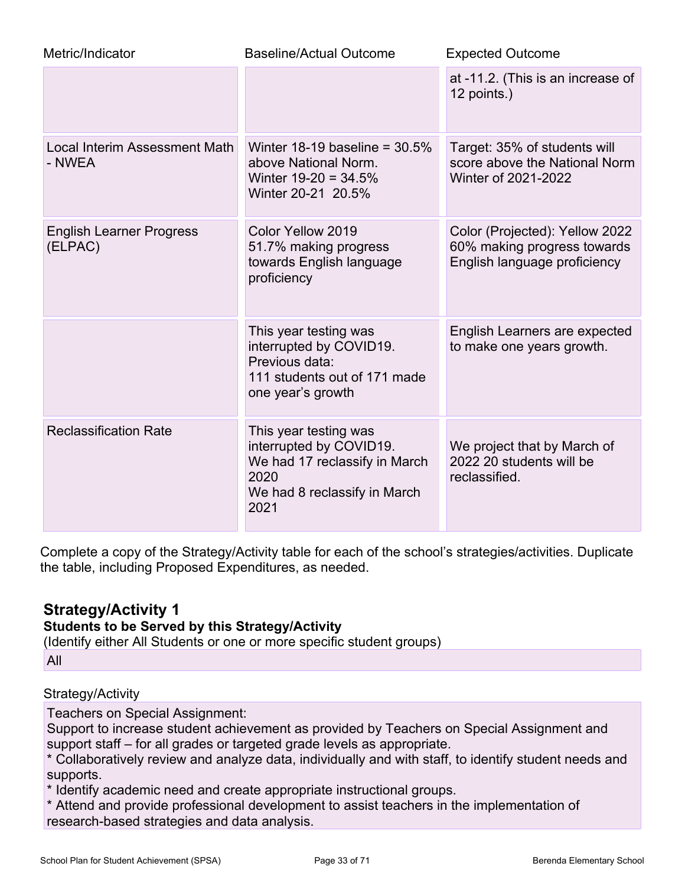| Metric/Indicator | Baseline/Actual Outcome | Expected Outcome |
| --- | --- | --- |
| | | at -11.2. (This is an increase of 12 points.) |
| Local Interim Assessment Math - NWEA | Winter 18-19 baseline = 30.5% above National Norm.<br>Winter 19-20 = 34.5%<br>Winter 20-21 20.5% | Target: 35% of students will score above the National Norm Winter of 2021-2022 |
| English Learner Progress (ELPAC) | Color Yellow 2019<br>51.7% making progress towards English language proficiency | Color (Projected): Yellow 2022<br>60% making progress towards English language proficiency |
| | This year testing was interrupted by COVID19.<br>Previous data:<br>111 students out of 171 made one year's growth | English Learners are expected to make one years growth. |
| Reclassification Rate | This year testing was interrupted by COVID19.<br>We had 17 reclassify in March 2020<br>We had 8 reclassify in March 2021 | We project that by March of 2022 20 students will be reclassified. |

Complete a copy of the Strategy/Activity table for each of the school's strategies/activities. Duplicate the table, including Proposed Expenditures, as needed.

## Strategy/Activity 1

**Students to be Served by this Strategy/Activity**

(Identify either All Students or one or more specific student groups)

All

Strategy/Activity

Teachers on Special Assignment:

Support to increase student achievement as provided by Teachers on Special Assignment and support staff – for all grades or targeted grade levels as appropriate.

* Collaboratively review and analyze data, individually and with staff, to identify student needs and supports.
* Identify academic need and create appropriate instructional groups.
* Attend and provide professional development to assist teachers in the implementation of research-based strategies and data analysis.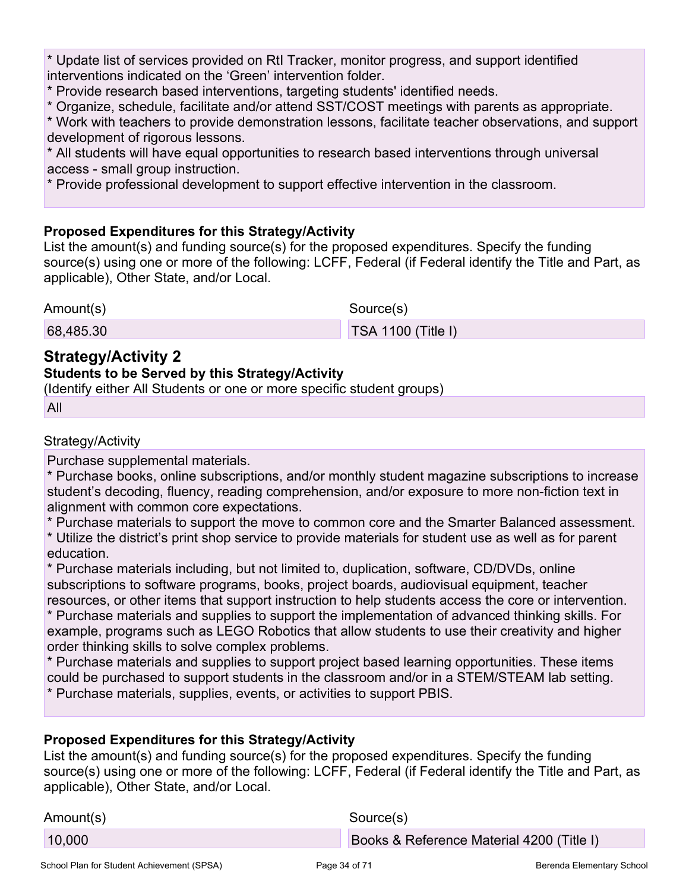* Update list of services provided on RtI Tracker, monitor progress, and support identified interventions indicated on the 'Green' intervention folder.
* Provide research based interventions, targeting students' identified needs.
* Organize, schedule, facilitate and/or attend SST/COST meetings with parents as appropriate.
* Work with teachers to provide demonstration lessons, facilitate teacher observations, and support development of rigorous lessons.
* All students will have equal opportunities to research based interventions through universal access - small group instruction.
* Provide professional development to support effective intervention in the classroom.

**Proposed Expenditures for this Strategy/Activity**

List the amount(s) and funding source(s) for the proposed expenditures. Specify the funding source(s) using one or more of the following: LCFF, Federal (if Federal identify the Title and Part, as applicable), Other State, and/or Local.

| Amount(s) | Source(s) |
|---|---|
| 68,485.30 | TSA 1100 (Title I) |

## Strategy/Activity 2

**Students to be Served by this Strategy/Activity**

(Identify either All Students or one or more specific student groups)

All

Strategy/Activity

Purchase supplemental materials.
* Purchase books, online subscriptions, and/or monthly student magazine subscriptions to increase student's decoding, fluency, reading comprehension, and/or exposure to more non-fiction text in alignment with common core expectations.
* Purchase materials to support the move to common core and the Smarter Balanced assessment.
* Utilize the district's print shop service to provide materials for student use as well as for parent education.
* Purchase materials including, but not limited to, duplication, software, CD/DVDs, online subscriptions to software programs, books, project boards, audiovisual equipment, teacher resources, or other items that support instruction to help students access the core or intervention.
* Purchase materials and supplies to support the implementation of advanced thinking skills. For example, programs such as LEGO Robotics that allow students to use their creativity and higher order thinking skills to solve complex problems.
* Purchase materials and supplies to support project based learning opportunities. These items could be purchased to support students in the classroom and/or in a STEM/STEAM lab setting.
* Purchase materials, supplies, events, or activities to support PBIS.

**Proposed Expenditures for this Strategy/Activity**

List the amount(s) and funding source(s) for the proposed expenditures. Specify the funding source(s) using one or more of the following: LCFF, Federal (if Federal identify the Title and Part, as applicable), Other State, and/or Local.

| Amount(s) | Source(s) |
|---|---|
| 10,000 | Books & Reference Material 4200 (Title I) |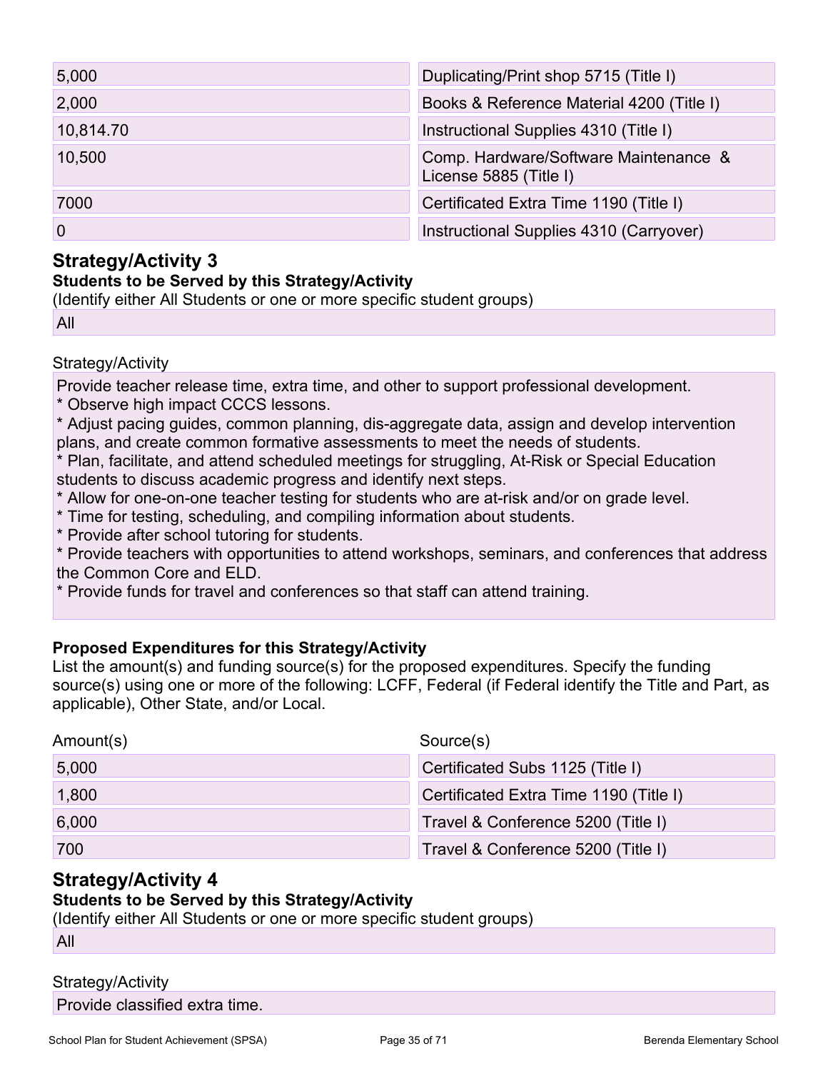| Amount(s) | Source(s) |
| --- | --- |
| 5,000 | Duplicating/Print shop 5715 (Title I) |
| 2,000 | Books & Reference Material 4200 (Title I) |
| 10,814.70 | Instructional Supplies 4310 (Title I) |
| 10,500 | Comp. Hardware/Software Maintenance & License 5885 (Title I) |
| 7000 | Certificated Extra Time 1190 (Title I) |
| 0 | Instructional Supplies 4310 (Carryover) |

## Strategy/Activity 3

**Students to be Served by this Strategy/Activity**

(Identify either All Students or one or more specific student groups)

All

Strategy/Activity

Provide teacher release time, extra time, and other to support professional development.

* Observe high impact CCCS lessons.
* Adjust pacing guides, common planning, dis-aggregate data, assign and develop intervention plans, and create common formative assessments to meet the needs of students.
* Plan, facilitate, and attend scheduled meetings for struggling, At-Risk or Special Education students to discuss academic progress and identify next steps.
* Allow for one-on-one teacher testing for students who are at-risk and/or on grade level.
* Time for testing, scheduling, and compiling information about students.
* Provide after school tutoring for students.
* Provide teachers with opportunities to attend workshops, seminars, and conferences that address the Common Core and ELD.
* Provide funds for travel and conferences so that staff can attend training.

**Proposed Expenditures for this Strategy/Activity**

List the amount(s) and funding source(s) for the proposed expenditures. Specify the funding source(s) using one or more of the following: LCFF, Federal (if Federal identify the Title and Part, as applicable), Other State, and/or Local.

| Amount(s) | Source(s) |
| --- | --- |
| 5,000 | Certificated Subs 1125 (Title I) |
| 1,800 | Certificated Extra Time 1190 (Title I) |
| 6,000 | Travel & Conference 5200 (Title I) |
| 700 | Travel & Conference 5200 (Title I) |

## Strategy/Activity 4

**Students to be Served by this Strategy/Activity**

(Identify either All Students or one or more specific student groups)

All

Strategy/Activity

Provide classified extra time.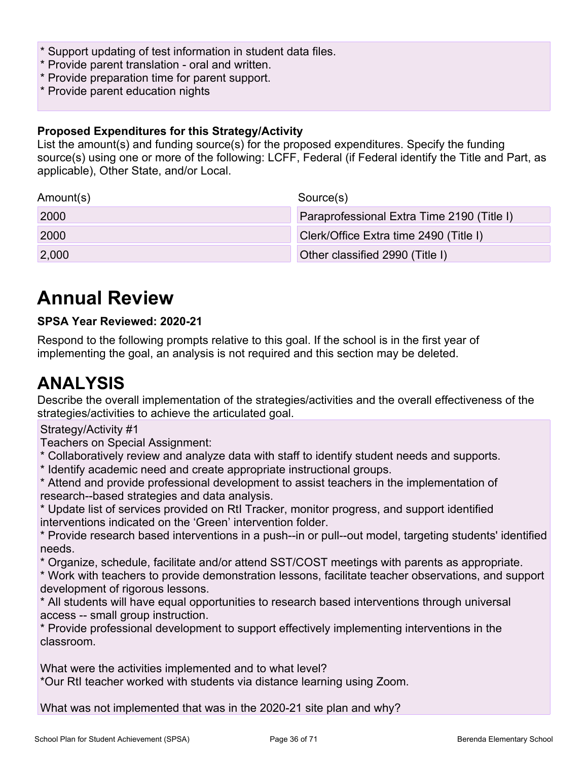* Support updating of test information in student data files.
* Provide parent translation - oral and written.
* Provide preparation time for parent support.
* Provide parent education nights

**Proposed Expenditures for this Strategy/Activity**

List the amount(s) and funding source(s) for the proposed expenditures. Specify the funding source(s) using one or more of the following: LCFF, Federal (if Federal identify the Title and Part, as applicable), Other State, and/or Local.

| Amount(s) | Source(s) |
| --- | --- |
| 2000 | Paraprofessional Extra Time 2190 (Title I) |
| 2000 | Clerk/Office Extra time 2490 (Title I) |
| 2,000 | Other classified 2990 (Title I) |

# Annual Review

**SPSA Year Reviewed: 2020-21**

Respond to the following prompts relative to this goal. If the school is in the first year of implementing the goal, an analysis is not required and this section may be deleted.

## ANALYSIS

Describe the overall implementation of the strategies/activities and the overall effectiveness of the strategies/activities to achieve the articulated goal.

Strategy/Activity #1
Teachers on Special Assignment:
* Collaboratively review and analyze data with staff to identify student needs and supports.
* Identify academic need and create appropriate instructional groups.
* Attend and provide professional development to assist teachers in the implementation of research--based strategies and data analysis.
* Update list of services provided on RtI Tracker, monitor progress, and support identified interventions indicated on the 'Green' intervention folder.
* Provide research based interventions in a push--in or pull--out model, targeting students' identified needs.
* Organize, schedule, facilitate and/or attend SST/COST meetings with parents as appropriate.
* Work with teachers to provide demonstration lessons, facilitate teacher observations, and support development of rigorous lessons.
* All students will have equal opportunities to research based interventions through universal access -- small group instruction.
* Provide professional development to support effectively implementing interventions in the classroom.

What were the activities implemented and to what level?
*Our RtI teacher worked with students via distance learning using Zoom.

What was not implemented that was in the 2020-21 site plan and why?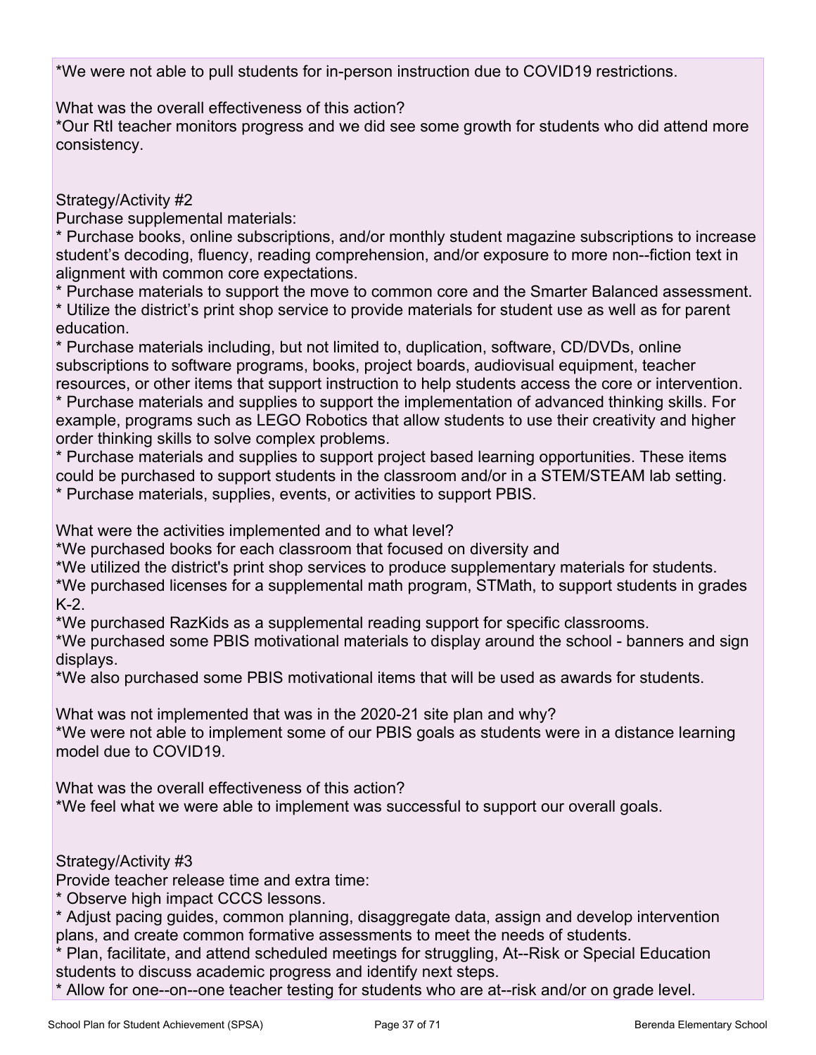*We were not able to pull students for in-person instruction due to COVID19 restrictions.

What was the overall effectiveness of this action?
*Our RtI teacher monitors progress and we did see some growth for students who did attend more consistency.

Strategy/Activity #2
Purchase supplemental materials:
* Purchase books, online subscriptions, and/or monthly student magazine subscriptions to increase student's decoding, fluency, reading comprehension, and/or exposure to more non--fiction text in alignment with common core expectations.
* Purchase materials to support the move to common core and the Smarter Balanced assessment.
* Utilize the district's print shop service to provide materials for student use as well as for parent education.
* Purchase materials including, but not limited to, duplication, software, CD/DVDs, online subscriptions to software programs, books, project boards, audiovisual equipment, teacher resources, or other items that support instruction to help students access the core or intervention.
* Purchase materials and supplies to support the implementation of advanced thinking skills. For example, programs such as LEGO Robotics that allow students to use their creativity and higher order thinking skills to solve complex problems.
* Purchase materials and supplies to support project based learning opportunities. These items could be purchased to support students in the classroom and/or in a STEM/STEAM lab setting.
* Purchase materials, supplies, events, or activities to support PBIS.

What were the activities implemented and to what level?
*We purchased books for each classroom that focused on diversity and
*We utilized the district's print shop services to produce supplementary materials for students.
*We purchased licenses for a supplemental math program, STMath, to support students in grades K-2.
*We purchased RazKids as a supplemental reading support for specific classrooms.
*We purchased some PBIS motivational materials to display around the school - banners and sign displays.
*We also purchased some PBIS motivational items that will be used as awards for students.

What was not implemented that was in the 2020-21 site plan and why?
*We were not able to implement some of our PBIS goals as students were in a distance learning model due to COVID19.

What was the overall effectiveness of this action?
*We feel what we were able to implement was successful to support our overall goals.

Strategy/Activity #3
Provide teacher release time and extra time:
* Observe high impact CCCS lessons.
* Adjust pacing guides, common planning, disaggregate data, assign and develop intervention plans, and create common formative assessments to meet the needs of students.
* Plan, facilitate, and attend scheduled meetings for struggling, At--Risk or Special Education students to discuss academic progress and identify next steps.
* Allow for one--on--one teacher testing for students who are at--risk and/or on grade level.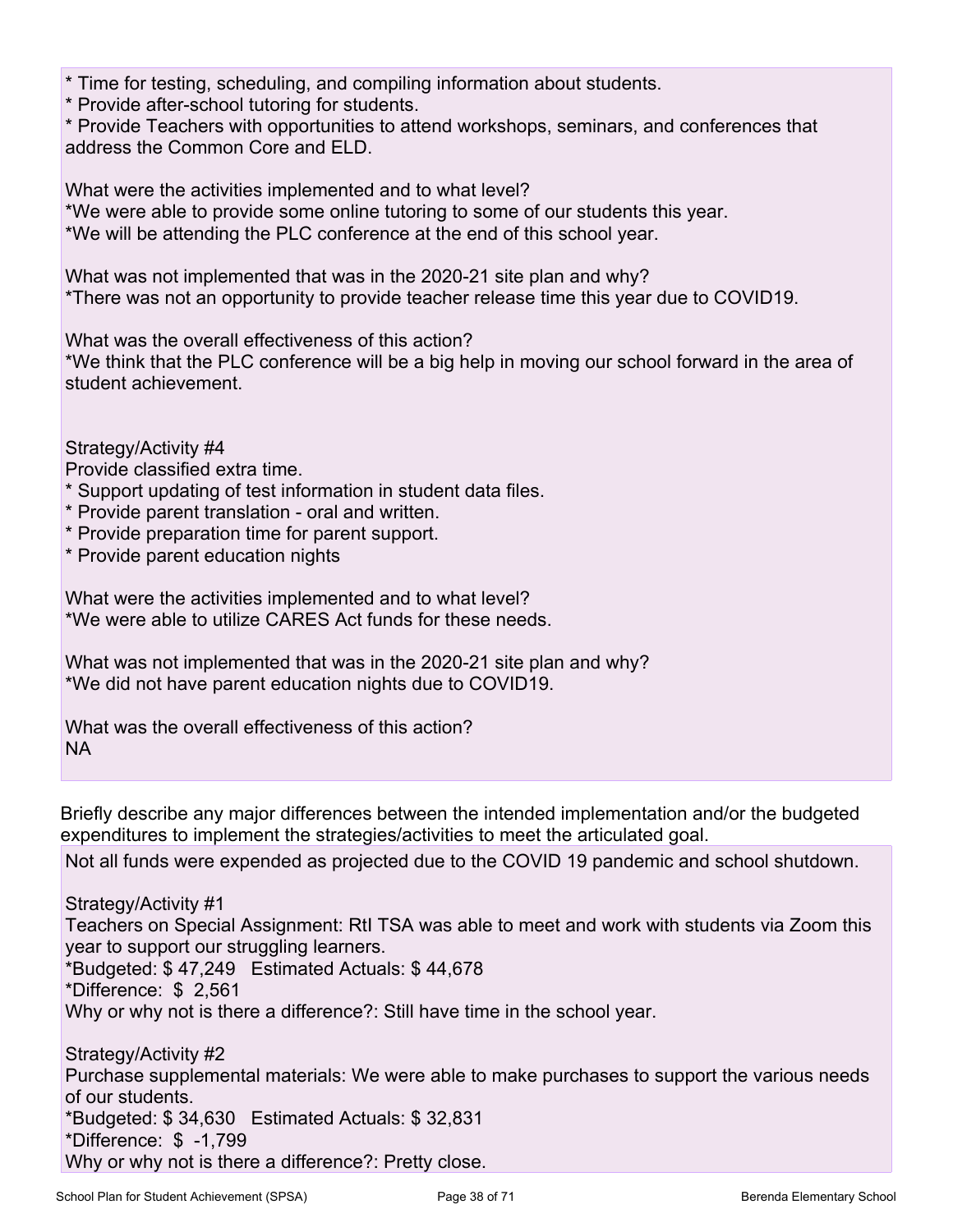* Time for testing, scheduling, and compiling information about students.
* Provide after-school tutoring for students.
* Provide Teachers with opportunities to attend workshops, seminars, and conferences that address the Common Core and ELD.

What were the activities implemented and to what level?
*We were able to provide some online tutoring to some of our students this year.
*We will be attending the PLC conference at the end of this school year.

What was not implemented that was in the 2020-21 site plan and why?
*There was not an opportunity to provide teacher release time this year due to COVID19.

What was the overall effectiveness of this action?
*We think that the PLC conference will be a big help in moving our school forward in the area of student achievement.

Strategy/Activity #4
Provide classified extra time.
* Support updating of test information in student data files.
* Provide parent translation - oral and written.
* Provide preparation time for parent support.
* Provide parent education nights

What were the activities implemented and to what level?
*We were able to utilize CARES Act funds for these needs.

What was not implemented that was in the 2020-21 site plan and why?
*We did not have parent education nights due to COVID19.

What was the overall effectiveness of this action?
NA

Briefly describe any major differences between the intended implementation and/or the budgeted expenditures to implement the strategies/activities to meet the articulated goal.

Not all funds were expended as projected due to the COVID 19 pandemic and school shutdown.

Strategy/Activity #1
Teachers on Special Assignment: RtI TSA was able to meet and work with students via Zoom this year to support our struggling learners.
*Budgeted: $ 47,249 Estimated Actuals: $ 44,678
*Difference: $ 2,561
Why or why not is there a difference?: Still have time in the school year.

Strategy/Activity #2
Purchase supplemental materials: We were able to make purchases to support the various needs of our students.
*Budgeted: $ 34,630 Estimated Actuals: $ 32,831
*Difference: $ -1,799
Why or why not is there a difference?: Pretty close.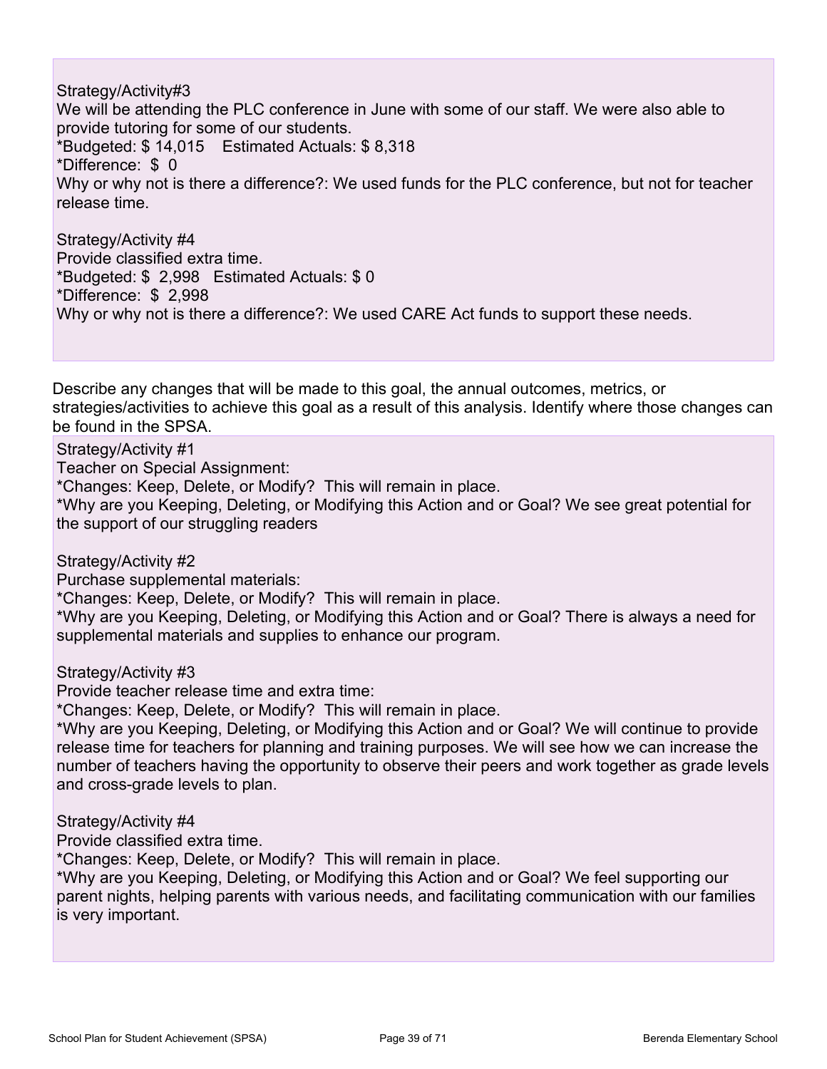Strategy/Activity#3
We will be attending the PLC conference in June with some of our staff. We were also able to provide tutoring for some of our students.
*Budgeted: $ 14,015    Estimated Actuals: $ 8,318
*Difference:  $  0
Why or why not is there a difference?: We used funds for the PLC conference, but not for teacher release time.

Strategy/Activity #4
Provide classified extra time.
*Budgeted: $  2,998   Estimated Actuals: $ 0
*Difference:  $  2,998
Why or why not is there a difference?: We used CARE Act funds to support these needs.

Describe any changes that will be made to this goal, the annual outcomes, metrics, or strategies/activities to achieve this goal as a result of this analysis. Identify where those changes can be found in the SPSA.

Strategy/Activity #1
Teacher on Special Assignment:
*Changes: Keep, Delete, or Modify?  This will remain in place.
*Why are you Keeping, Deleting, or Modifying this Action and or Goal? We see great potential for the support of our struggling readers

Strategy/Activity #2
Purchase supplemental materials:
*Changes: Keep, Delete, or Modify?  This will remain in place.
*Why are you Keeping, Deleting, or Modifying this Action and or Goal? There is always a need for supplemental materials and supplies to enhance our program.

Strategy/Activity #3
Provide teacher release time and extra time:
*Changes: Keep, Delete, or Modify?  This will remain in place.
*Why are you Keeping, Deleting, or Modifying this Action and or Goal? We will continue to provide release time for teachers for planning and training purposes. We will see how we can increase the number of teachers having the opportunity to observe their peers and work together as grade levels and cross-grade levels to plan.

Strategy/Activity #4
Provide classified extra time.
*Changes: Keep, Delete, or Modify?  This will remain in place.
*Why are you Keeping, Deleting, or Modifying this Action and or Goal? We feel supporting our parent nights, helping parents with various needs, and facilitating communication with our families is very important.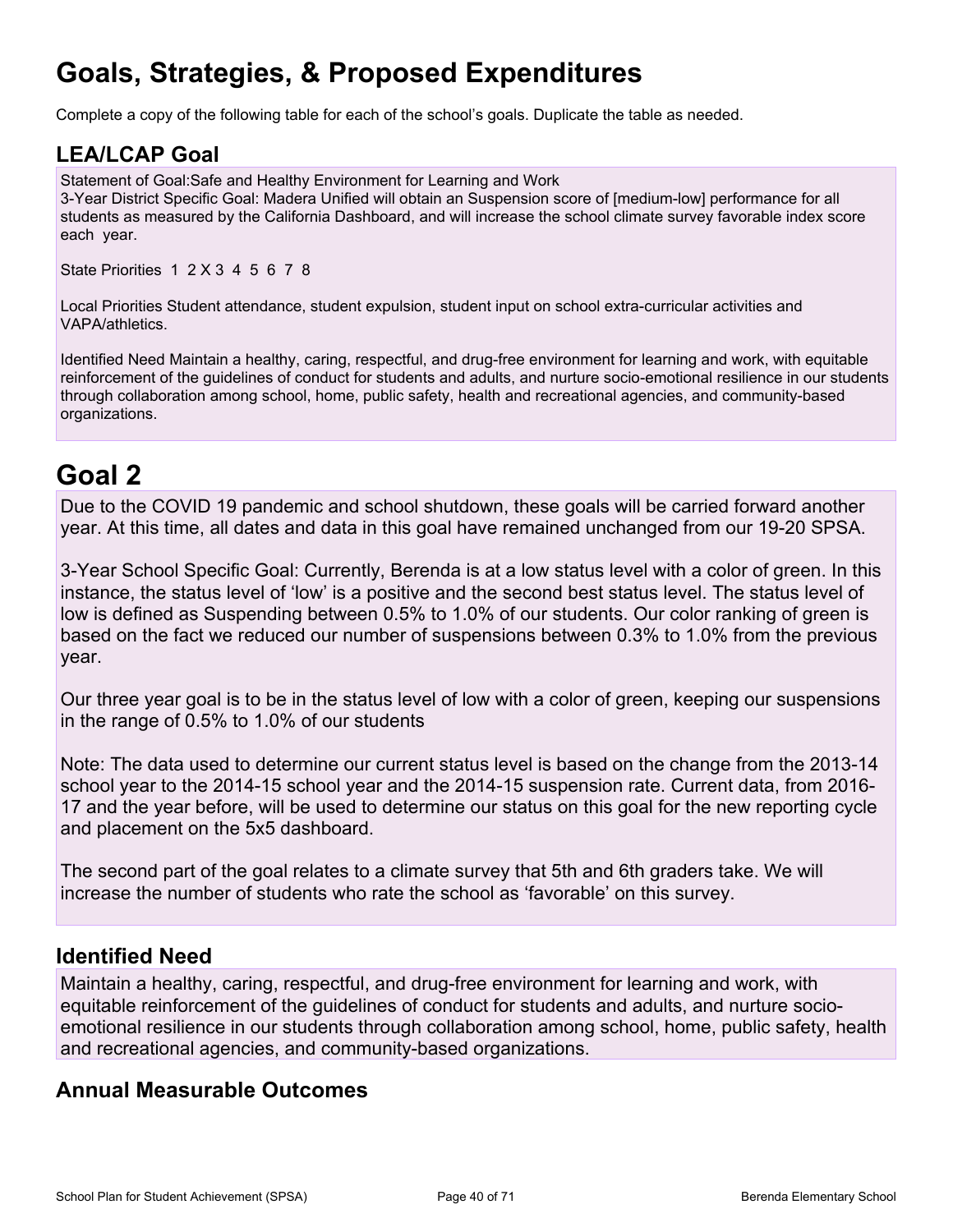# Goals, Strategies, & Proposed Expenditures

Complete a copy of the following table for each of the school's goals. Duplicate the table as needed.

## LEA/LCAP Goal

Statement of Goal:Safe and Healthy Environment for Learning and Work
3-Year District Specific Goal: Madera Unified will obtain an Suspension score of [medium-low] performance for all students as measured by the California Dashboard, and will increase the school climate survey favorable index score each year.

State Priorities 1 2 X 3 4 5 6 7 8

Local Priorities Student attendance, student expulsion, student input on school extra-curricular activities and VAPA/athletics.

Identified Need Maintain a healthy, caring, respectful, and drug-free environment for learning and work, with equitable reinforcement of the guidelines of conduct for students and adults, and nurture socio-emotional resilience in our students through collaboration among school, home, public safety, health and recreational agencies, and community-based organizations.

# Goal 2

Due to the COVID 19 pandemic and school shutdown, these goals will be carried forward another year. At this time, all dates and data in this goal have remained unchanged from our 19-20 SPSA.

3-Year School Specific Goal: Currently, Berenda is at a low status level with a color of green. In this instance, the status level of 'low' is a positive and the second best status level. The status level of low is defined as Suspending between 0.5% to 1.0% of our students. Our color ranking of green is based on the fact we reduced our number of suspensions between 0.3% to 1.0% from the previous year.

Our three year goal is to be in the status level of low with a color of green, keeping our suspensions in the range of 0.5% to 1.0% of our students

Note: The data used to determine our current status level is based on the change from the 2013-14 school year to the 2014-15 school year and the 2014-15 suspension rate. Current data, from 2016-17 and the year before, will be used to determine our status on this goal for the new reporting cycle and placement on the 5x5 dashboard.

The second part of the goal relates to a climate survey that 5th and 6th graders take. We will increase the number of students who rate the school as 'favorable' on this survey.

## Identified Need

Maintain a healthy, caring, respectful, and drug-free environment for learning and work, with equitable reinforcement of the guidelines of conduct for students and adults, and nurture socio-emotional resilience in our students through collaboration among school, home, public safety, health and recreational agencies, and community-based organizations.

## Annual Measurable Outcomes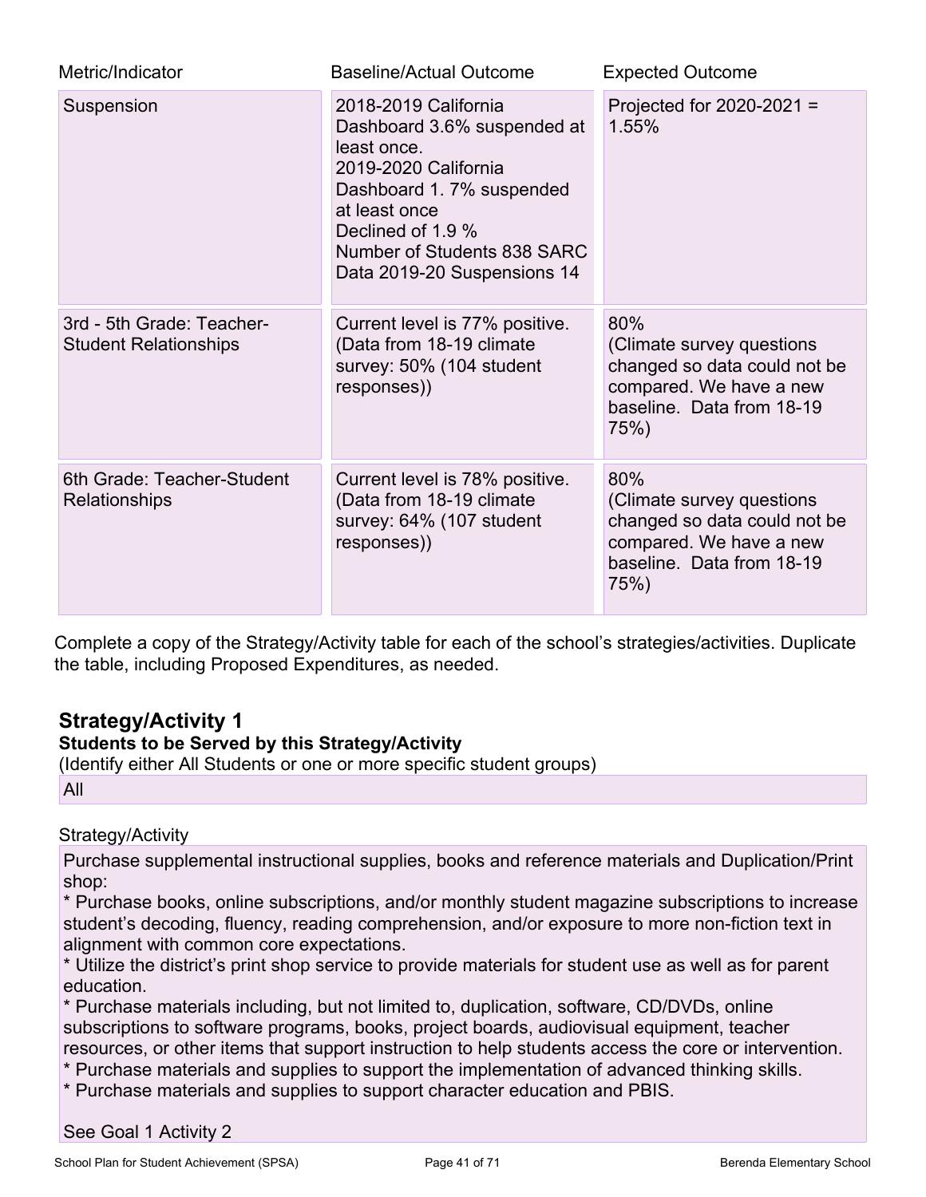| Metric/Indicator | Baseline/Actual Outcome | Expected Outcome |
|---|---|---|
| Suspension | 2018-2019 California Dashboard 3.6% suspended at least once.<br>2019-2020 California Dashboard 1. 7% suspended at least once<br>Declined of 1.9 %<br>Number of Students 838 SARC Data 2019-20 Suspensions 14 | Projected for 2020-2021 = 1.55% |
| 3rd - 5th Grade: Teacher-Student Relationships | Current level is 77% positive. (Data from 18-19 climate survey: 50% (104 student responses)) | 80%<br>(Climate survey questions changed so data could not be compared. We have a new baseline. Data from 18-19 75%) |
| 6th Grade: Teacher-Student Relationships | Current level is 78% positive. (Data from 18-19 climate survey: 64% (107 student responses)) | 80%<br>(Climate survey questions changed so data could not be compared. We have a new baseline. Data from 18-19 75%) |

Complete a copy of the Strategy/Activity table for each of the school's strategies/activities. Duplicate the table, including Proposed Expenditures, as needed.

## Strategy/Activity 1

**Students to be Served by this Strategy/Activity**

(Identify either All Students or one or more specific student groups)

All

Strategy/Activity

Purchase supplemental instructional supplies, books and reference materials and Duplication/Print shop:

* Purchase books, online subscriptions, and/or monthly student magazine subscriptions to increase student's decoding, fluency, reading comprehension, and/or exposure to more non-fiction text in alignment with common core expectations.
* Utilize the district's print shop service to provide materials for student use as well as for parent education.
* Purchase materials including, but not limited to, duplication, software, CD/DVDs, online subscriptions to software programs, books, project boards, audiovisual equipment, teacher resources, or other items that support instruction to help students access the core or intervention.
* Purchase materials and supplies to support the implementation of advanced thinking skills.
* Purchase materials and supplies to support character education and PBIS.

See Goal 1 Activity 2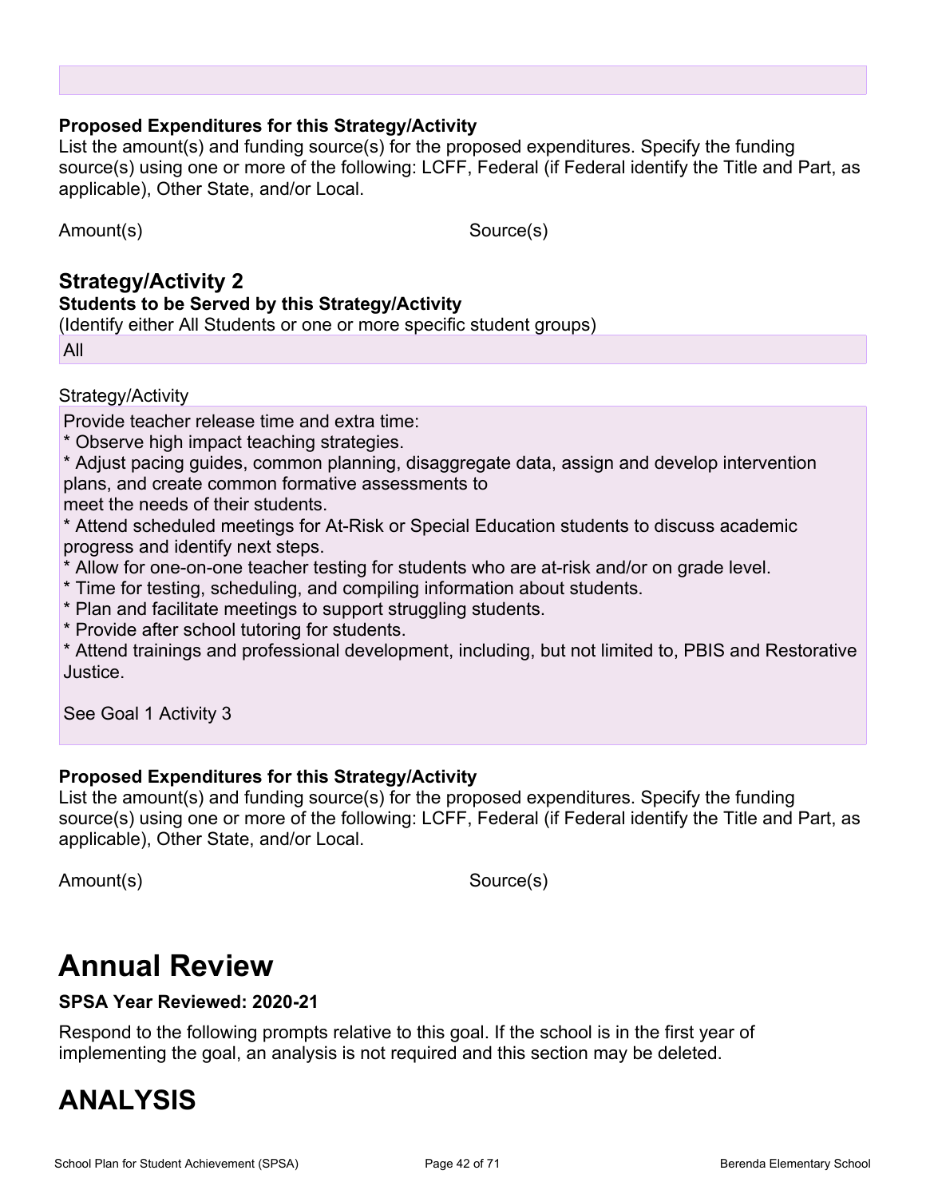### Proposed Expenditures for this Strategy/Activity

List the amount(s) and funding source(s) for the proposed expenditures. Specify the funding source(s) using one or more of the following: LCFF, Federal (if Federal identify the Title and Part, as applicable), Other State, and/or Local.

Amount(s) | Source(s)

## Strategy/Activity 2

### Students to be Served by this Strategy/Activity

(Identify either All Students or one or more specific student groups)

All

Strategy/Activity

Provide teacher release time and extra time:

* Observe high impact teaching strategies.
* Adjust pacing guides, common planning, disaggregate data, assign and develop intervention plans, and create common formative assessments to meet the needs of their students.
* Attend scheduled meetings for At-Risk or Special Education students to discuss academic progress and identify next steps.
* Allow for one-on-one teacher testing for students who are at-risk and/or on grade level.
* Time for testing, scheduling, and compiling information about students.
* Plan and facilitate meetings to support struggling students.
* Provide after school tutoring for students.
* Attend trainings and professional development, including, but not limited to, PBIS and Restorative Justice.

See Goal 1 Activity 3

### Proposed Expenditures for this Strategy/Activity

List the amount(s) and funding source(s) for the proposed expenditures. Specify the funding source(s) using one or more of the following: LCFF, Federal (if Federal identify the Title and Part, as applicable), Other State, and/or Local.

Amount(s) | Source(s)

# Annual Review

**SPSA Year Reviewed: 2020-21**

Respond to the following prompts relative to this goal. If the school is in the first year of implementing the goal, an analysis is not required and this section may be deleted.

# ANALYSIS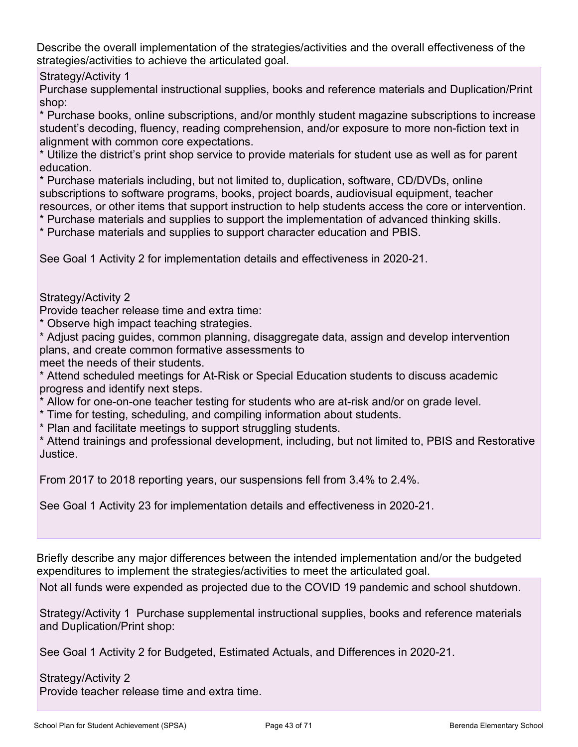Describe the overall implementation of the strategies/activities and the overall effectiveness of the strategies/activities to achieve the articulated goal.

Strategy/Activity 1

Purchase supplemental instructional supplies, books and reference materials and Duplication/Print shop:

* Purchase books, online subscriptions, and/or monthly student magazine subscriptions to increase student's decoding, fluency, reading comprehension, and/or exposure to more non-fiction text in alignment with common core expectations.
* Utilize the district's print shop service to provide materials for student use as well as for parent education.
* Purchase materials including, but not limited to, duplication, software, CD/DVDs, online subscriptions to software programs, books, project boards, audiovisual equipment, teacher resources, or other items that support instruction to help students access the core or intervention.
* Purchase materials and supplies to support the implementation of advanced thinking skills.
* Purchase materials and supplies to support character education and PBIS.

See Goal 1 Activity 2 for implementation details and effectiveness in 2020-21.

Strategy/Activity 2

Provide teacher release time and extra time:

* Observe high impact teaching strategies.
* Adjust pacing guides, common planning, disaggregate data, assign and develop intervention plans, and create common formative assessments to meet the needs of their students.
* Attend scheduled meetings for At-Risk or Special Education students to discuss academic progress and identify next steps.
* Allow for one-on-one teacher testing for students who are at-risk and/or on grade level.
* Time for testing, scheduling, and compiling information about students.
* Plan and facilitate meetings to support struggling students.
* Attend trainings and professional development, including, but not limited to, PBIS and Restorative Justice.

From 2017 to 2018 reporting years, our suspensions fell from 3.4% to 2.4%.

See Goal 1 Activity 23 for implementation details and effectiveness in 2020-21.

Briefly describe any major differences between the intended implementation and/or the budgeted expenditures to implement the strategies/activities to meet the articulated goal.

Not all funds were expended as projected due to the COVID 19 pandemic and school shutdown.

Strategy/Activity 1 Purchase supplemental instructional supplies, books and reference materials and Duplication/Print shop:

See Goal 1 Activity 2 for Budgeted, Estimated Actuals, and Differences in 2020-21.

Strategy/Activity 2

Provide teacher release time and extra time.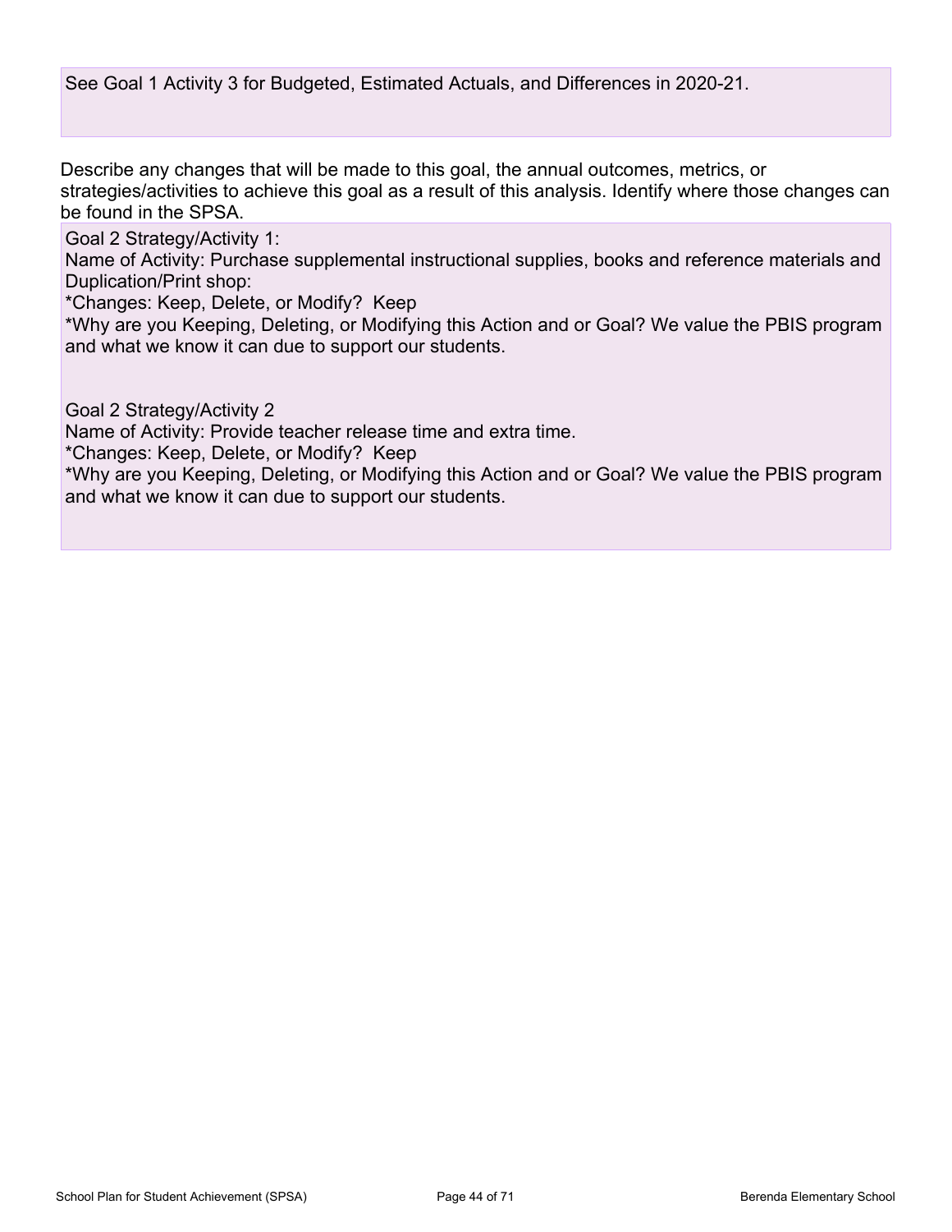See Goal 1 Activity 3 for Budgeted, Estimated Actuals, and Differences in 2020-21.

Describe any changes that will be made to this goal, the annual outcomes, metrics, or strategies/activities to achieve this goal as a result of this analysis. Identify where those changes can be found in the SPSA.

Goal 2 Strategy/Activity 1:
Name of Activity: Purchase supplemental instructional supplies, books and reference materials and Duplication/Print shop:
*Changes: Keep, Delete, or Modify? Keep
*Why are you Keeping, Deleting, or Modifying this Action and or Goal? We value the PBIS program and what we know it can due to support our students.

Goal 2 Strategy/Activity 2
Name of Activity: Provide teacher release time and extra time.
*Changes: Keep, Delete, or Modify? Keep
*Why are you Keeping, Deleting, or Modifying this Action and or Goal? We value the PBIS program and what we know it can due to support our students.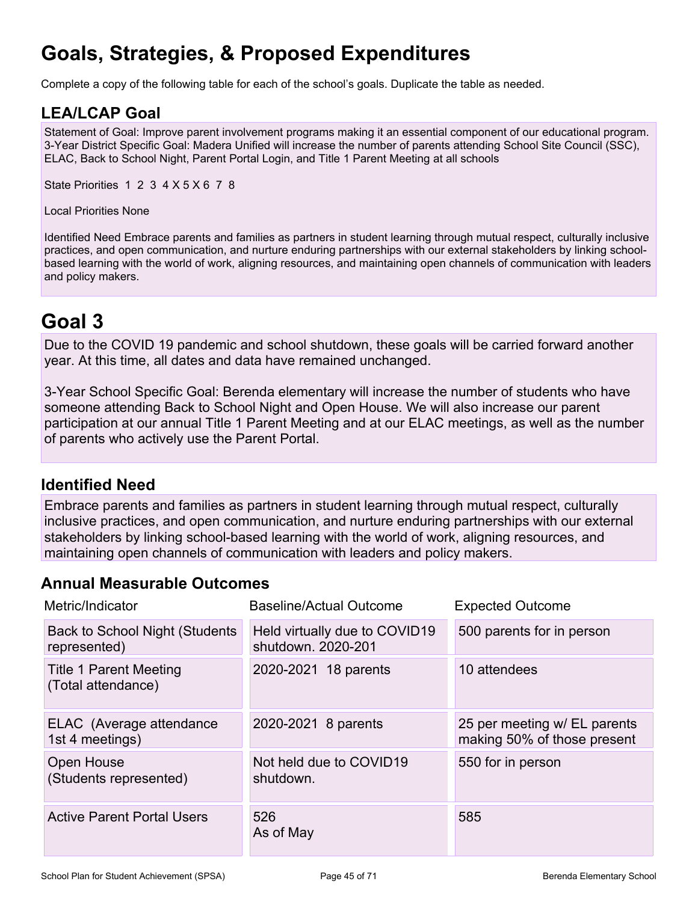# Goals, Strategies, & Proposed Expenditures

Complete a copy of the following table for each of the school's goals. Duplicate the table as needed.

## LEA/LCAP Goal

Statement of Goal: Improve parent involvement programs making it an essential component of our educational program. 3-Year District Specific Goal: Madera Unified will increase the number of parents attending School Site Council (SSC), ELAC, Back to School Night, Parent Portal Login, and Title 1 Parent Meeting at all schools

State Priorities 1 2 3 4 X 5 X 6 7 8

Local Priorities None

Identified Need Embrace parents and families as partners in student learning through mutual respect, culturally inclusive practices, and open communication, and nurture enduring partnerships with our external stakeholders by linking school-based learning with the world of work, aligning resources, and maintaining open channels of communication with leaders and policy makers.

# Goal 3

Due to the COVID 19 pandemic and school shutdown, these goals will be carried forward another year. At this time, all dates and data have remained unchanged.

3-Year School Specific Goal: Berenda elementary will increase the number of students who have someone attending Back to School Night and Open House. We will also increase our parent participation at our annual Title 1 Parent Meeting and at our ELAC meetings, as well as the number of parents who actively use the Parent Portal.

## Identified Need

Embrace parents and families as partners in student learning through mutual respect, culturally inclusive practices, and open communication, and nurture enduring partnerships with our external stakeholders by linking school-based learning with the world of work, aligning resources, and maintaining open channels of communication with leaders and policy makers.

## Annual Measurable Outcomes

| Metric/Indicator | Baseline/Actual Outcome | Expected Outcome |
| --- | --- | --- |
| Back to School Night (Students represented) | Held virtually due to COVID19 shutdown. 2020-201 | 500 parents for in person |
| Title 1 Parent Meeting (Total attendance) | 2020-2021 18 parents | 10 attendees |
| ELAC (Average attendance 1st 4 meetings) | 2020-2021 8 parents | 25 per meeting w/ EL parents making 50% of those present |
| Open House (Students represented) | Not held due to COVID19 shutdown. | 550 for in person |
| Active Parent Portal Users | 526<br>As of May | 585 |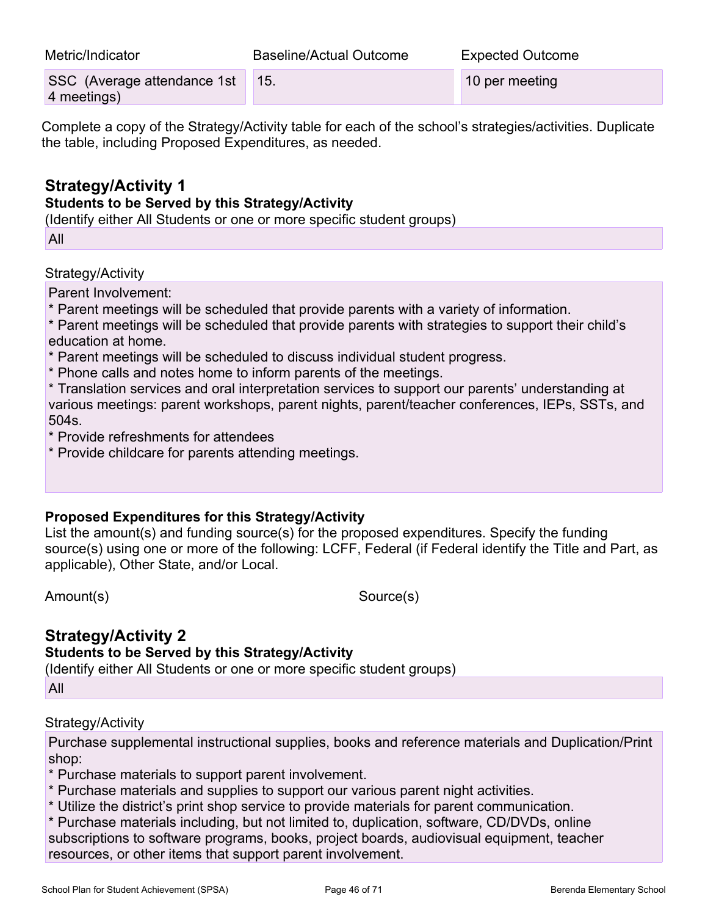| Metric/Indicator | Baseline/Actual Outcome | Expected Outcome |
| --- | --- | --- |
| SSC (Average attendance 1st 4 meetings) | 15. | 10 per meeting |

Complete a copy of the Strategy/Activity table for each of the school's strategies/activities. Duplicate the table, including Proposed Expenditures, as needed.

## Strategy/Activity 1

**Students to be Served by this Strategy/Activity**

(Identify either All Students or one or more specific student groups)

All

Strategy/Activity

Parent Involvement:

* Parent meetings will be scheduled that provide parents with a variety of information.
* Parent meetings will be scheduled that provide parents with strategies to support their child's education at home.
* Parent meetings will be scheduled to discuss individual student progress.
* Phone calls and notes home to inform parents of the meetings.
* Translation services and oral interpretation services to support our parents' understanding at various meetings: parent workshops, parent nights, parent/teacher conferences, IEPs, SSTs, and 504s.
* Provide refreshments for attendees
* Provide childcare for parents attending meetings.

**Proposed Expenditures for this Strategy/Activity**

List the amount(s) and funding source(s) for the proposed expenditures. Specify the funding source(s) using one or more of the following: LCFF, Federal (if Federal identify the Title and Part, as applicable), Other State, and/or Local.

| Amount(s) | Source(s) |
| --- | --- |

## Strategy/Activity 2

**Students to be Served by this Strategy/Activity**

(Identify either All Students or one or more specific student groups)

All

Strategy/Activity

Purchase supplemental instructional supplies, books and reference materials and Duplication/Print shop:

* Purchase materials to support parent involvement.
* Purchase materials and supplies to support our various parent night activities.
* Utilize the district's print shop service to provide materials for parent communication.
* Purchase materials including, but not limited to, duplication, software, CD/DVDs, online subscriptions to software programs, books, project boards, audiovisual equipment, teacher resources, or other items that support parent involvement.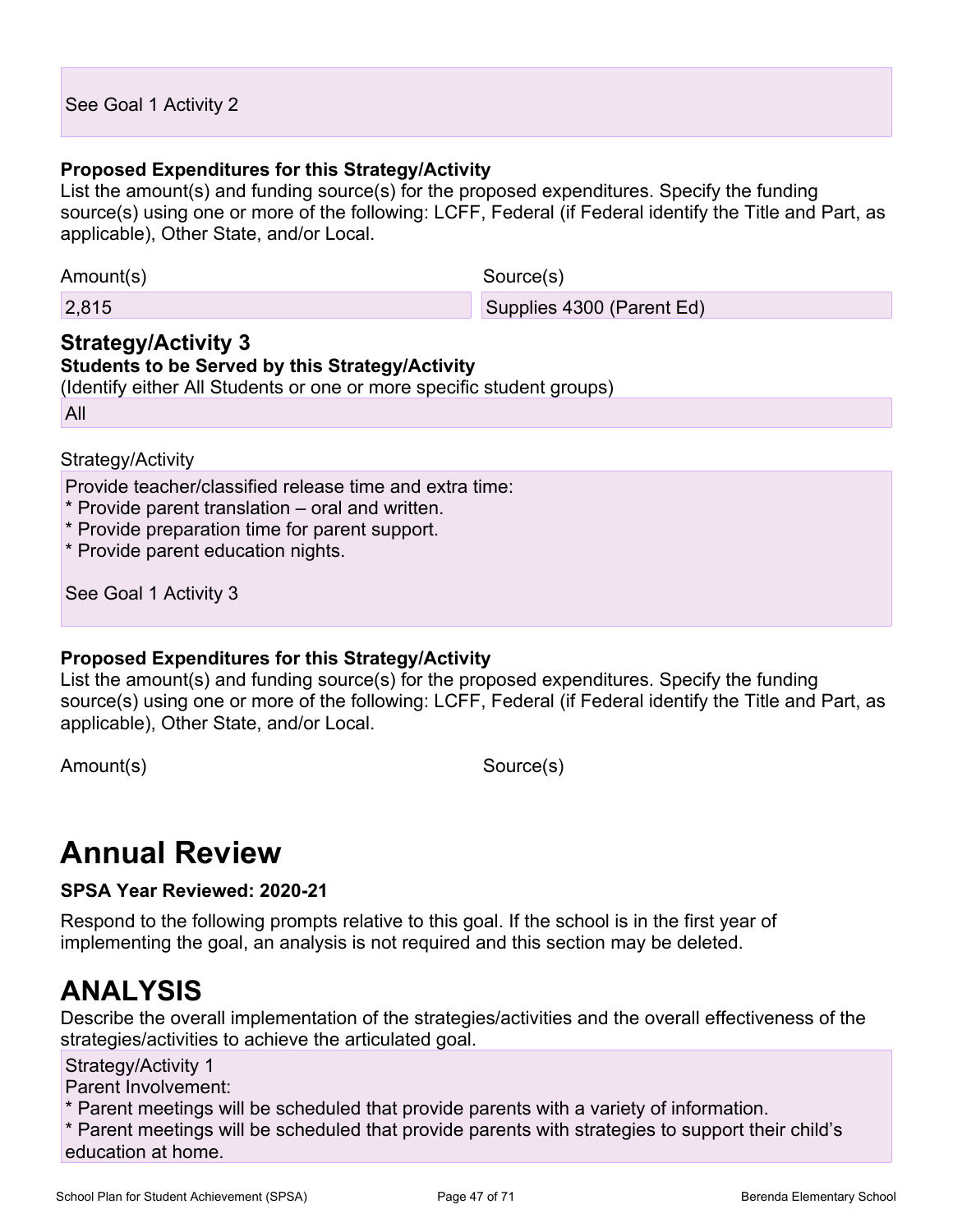See Goal 1 Activity 2

**Proposed Expenditures for this Strategy/Activity**

List the amount(s) and funding source(s) for the proposed expenditures. Specify the funding source(s) using one or more of the following: LCFF, Federal (if Federal identify the Title and Part, as applicable), Other State, and/or Local.

| Amount(s) | Source(s) |
|---|---|
| 2,815 | Supplies 4300 (Parent Ed) |

### Strategy/Activity 3

**Students to be Served by this Strategy/Activity**

(Identify either All Students or one or more specific student groups)

All

Strategy/Activity

Provide teacher/classified release time and extra time:
* Provide parent translation – oral and written.
* Provide preparation time for parent support.
* Provide parent education nights.

See Goal 1 Activity 3

**Proposed Expenditures for this Strategy/Activity**

List the amount(s) and funding source(s) for the proposed expenditures. Specify the funding source(s) using one or more of the following: LCFF, Federal (if Federal identify the Title and Part, as applicable), Other State, and/or Local.

| Amount(s) | Source(s) |
|---|---|

# Annual Review

**SPSA Year Reviewed: 2020-21**

Respond to the following prompts relative to this goal. If the school is in the first year of implementing the goal, an analysis is not required and this section may be deleted.

# ANALYSIS

Describe the overall implementation of the strategies/activities and the overall effectiveness of the strategies/activities to achieve the articulated goal.

Strategy/Activity 1
Parent Involvement:
* Parent meetings will be scheduled that provide parents with a variety of information.
* Parent meetings will be scheduled that provide parents with strategies to support their child's education at home.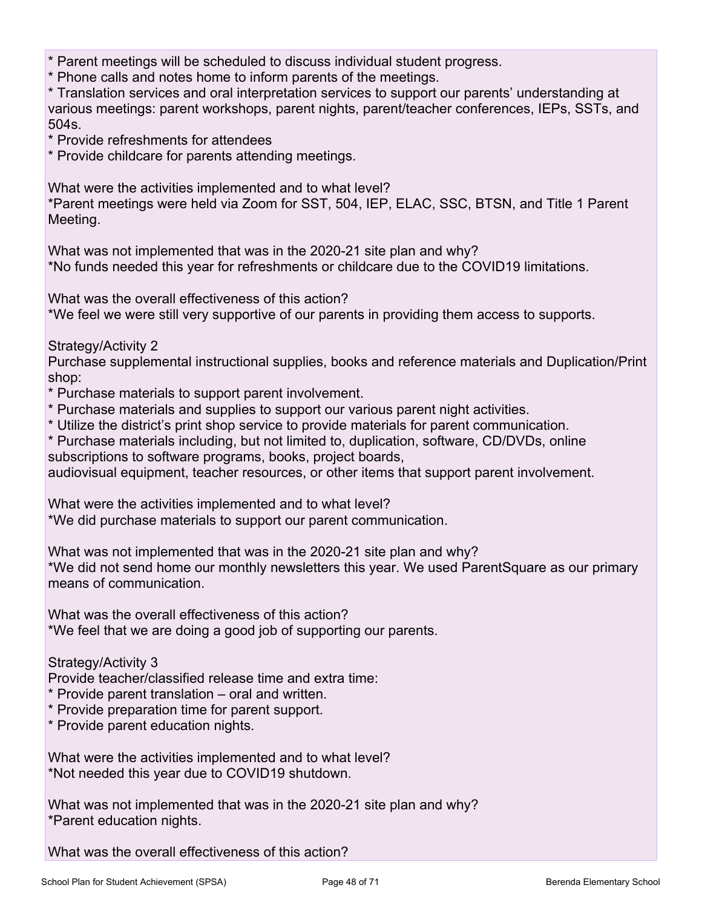* Parent meetings will be scheduled to discuss individual student progress.
* Phone calls and notes home to inform parents of the meetings.
* Translation services and oral interpretation services to support our parents' understanding at various meetings: parent workshops, parent nights, parent/teacher conferences, IEPs, SSTs, and 504s.
* Provide refreshments for attendees
* Provide childcare for parents attending meetings.

What were the activities implemented and to what level?
*Parent meetings were held via Zoom for SST, 504, IEP, ELAC, SSC, BTSN, and Title 1 Parent Meeting.

What was not implemented that was in the 2020-21 site plan and why?
*No funds needed this year for refreshments or childcare due to the COVID19 limitations.

What was the overall effectiveness of this action?
*We feel we were still very supportive of our parents in providing them access to supports.

Strategy/Activity 2
Purchase supplemental instructional supplies, books and reference materials and Duplication/Print shop:
* Purchase materials to support parent involvement.
* Purchase materials and supplies to support our various parent night activities.
* Utilize the district's print shop service to provide materials for parent communication.
* Purchase materials including, but not limited to, duplication, software, CD/DVDs, online subscriptions to software programs, books, project boards,
audiovisual equipment, teacher resources, or other items that support parent involvement.

What were the activities implemented and to what level?
*We did purchase materials to support our parent communication.

What was not implemented that was in the 2020-21 site plan and why?
*We did not send home our monthly newsletters this year. We used ParentSquare as our primary means of communication.

What was the overall effectiveness of this action?
*We feel that we are doing a good job of supporting our parents.

Strategy/Activity 3
Provide teacher/classified release time and extra time:
* Provide parent translation – oral and written.
* Provide preparation time for parent support.
* Provide parent education nights.

What were the activities implemented and to what level?
*Not needed this year due to COVID19 shutdown.

What was not implemented that was in the 2020-21 site plan and why?
*Parent education nights.

What was the overall effectiveness of this action?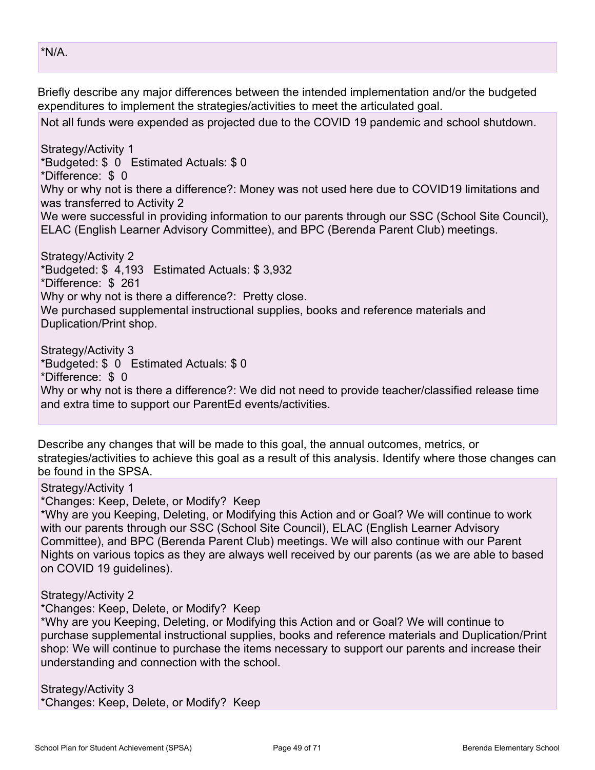*N/A.

Briefly describe any major differences between the intended implementation and/or the budgeted expenditures to implement the strategies/activities to meet the articulated goal.

Not all funds were expended as projected due to the COVID 19 pandemic and school shutdown.

Strategy/Activity 1
*Budgeted: $ 0 Estimated Actuals: $ 0
*Difference: $ 0
Why or why not is there a difference?: Money was not used here due to COVID19 limitations and was transferred to Activity 2
We were successful in providing information to our parents through our SSC (School Site Council), ELAC (English Learner Advisory Committee), and BPC (Berenda Parent Club) meetings.

Strategy/Activity 2
*Budgeted: $ 4,193 Estimated Actuals: $ 3,932
*Difference: $ 261
Why or why not is there a difference?: Pretty close.
We purchased supplemental instructional supplies, books and reference materials and Duplication/Print shop.

Strategy/Activity 3
*Budgeted: $ 0 Estimated Actuals: $ 0
*Difference: $ 0
Why or why not is there a difference?: We did not need to provide teacher/classified release time and extra time to support our ParentEd events/activities.

Describe any changes that will be made to this goal, the annual outcomes, metrics, or strategies/activities to achieve this goal as a result of this analysis. Identify where those changes can be found in the SPSA.

Strategy/Activity 1
*Changes: Keep, Delete, or Modify? Keep
*Why are you Keeping, Deleting, or Modifying this Action and or Goal? We will continue to work with our parents through our SSC (School Site Council), ELAC (English Learner Advisory Committee), and BPC (Berenda Parent Club) meetings. We will also continue with our Parent Nights on various topics as they are always well received by our parents (as we are able to based on COVID 19 guidelines).

Strategy/Activity 2
*Changes: Keep, Delete, or Modify? Keep
*Why are you Keeping, Deleting, or Modifying this Action and or Goal? We will continue to purchase supplemental instructional supplies, books and reference materials and Duplication/Print shop: We will continue to purchase the items necessary to support our parents and increase their understanding and connection with the school.

Strategy/Activity 3
*Changes: Keep, Delete, or Modify? Keep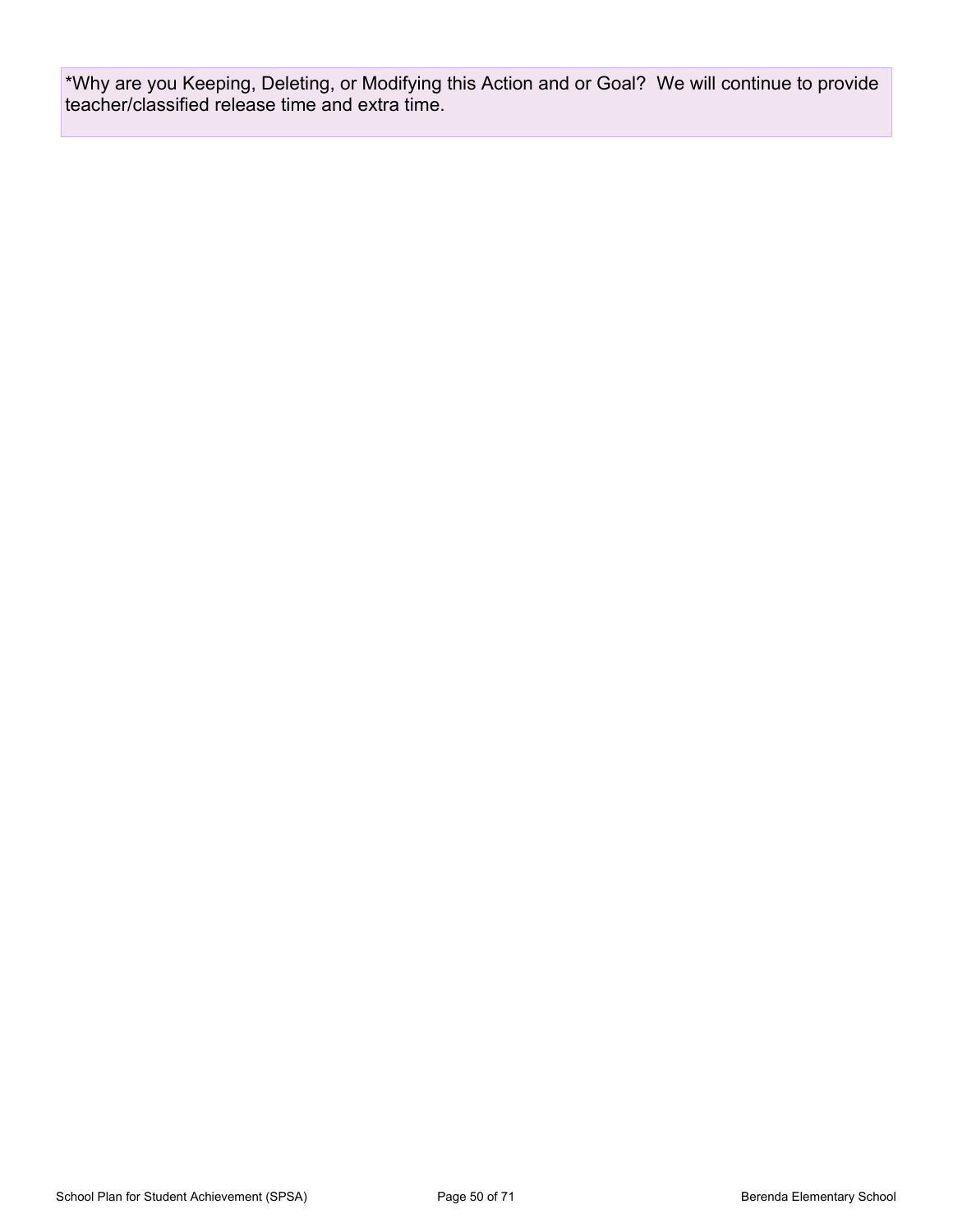*Why are you Keeping, Deleting, or Modifying this Action and or Goal?  We will continue to provide teacher/classified release time and extra time.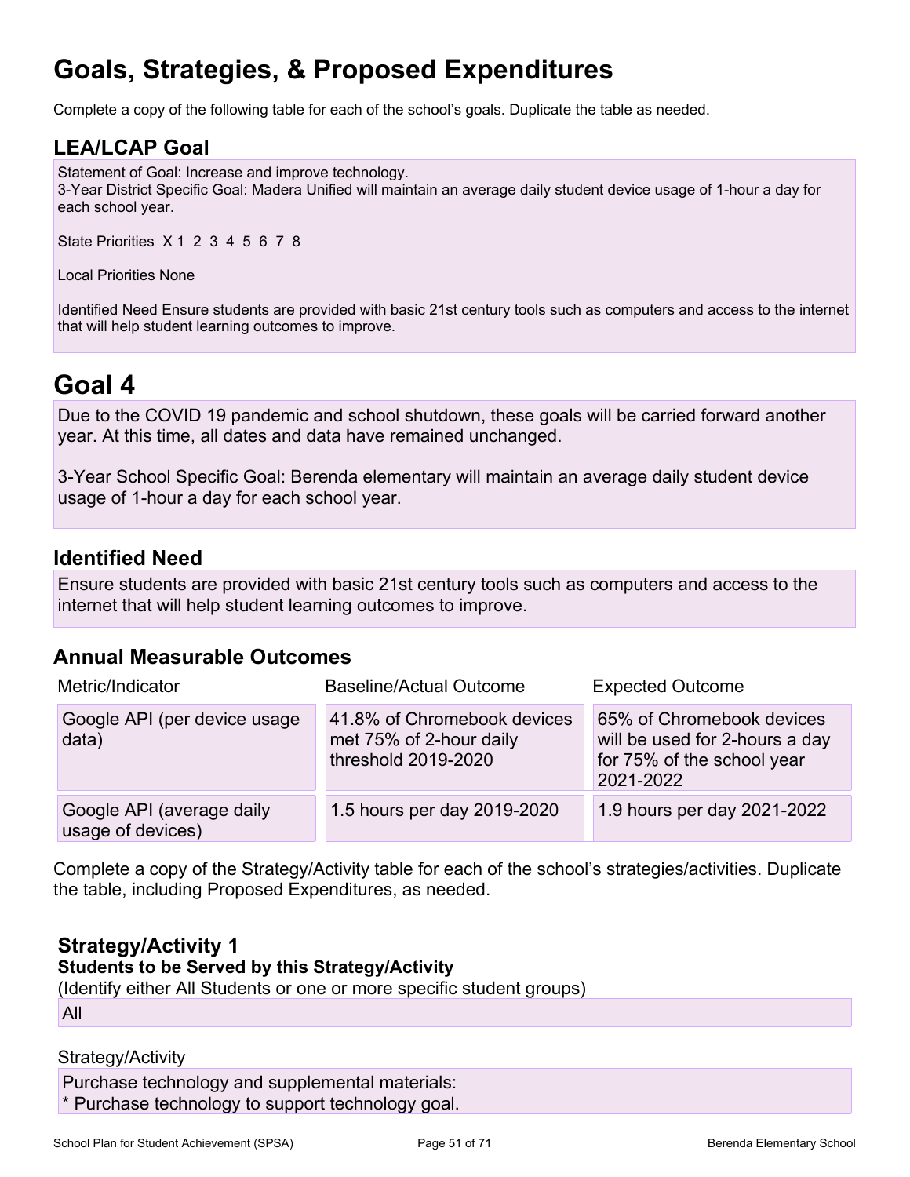# Goals, Strategies, & Proposed Expenditures

Complete a copy of the following table for each of the school's goals. Duplicate the table as needed.

## LEA/LCAP Goal

Statement of Goal: Increase and improve technology.
3-Year District Specific Goal: Madera Unified will maintain an average daily student device usage of 1-hour a day for each school year.

State Priorities X 1 2 3 4 5 6 7 8

Local Priorities None

Identified Need Ensure students are provided with basic 21st century tools such as computers and access to the internet that will help student learning outcomes to improve.

# Goal 4

Due to the COVID 19 pandemic and school shutdown, these goals will be carried forward another year. At this time, all dates and data have remained unchanged.

3-Year School Specific Goal: Berenda elementary will maintain an average daily student device usage of 1-hour a day for each school year.

## Identified Need

Ensure students are provided with basic 21st century tools such as computers and access to the internet that will help student learning outcomes to improve.

## Annual Measurable Outcomes

| Metric/Indicator | Baseline/Actual Outcome | Expected Outcome |
|---|---|---|
| Google API (per device usage data) | 41.8% of Chromebook devices met 75% of 2-hour daily threshold 2019-2020 | 65% of Chromebook devices will be used for 2-hours a day for 75% of the school year 2021-2022 |
| Google API (average daily usage of devices) | 1.5 hours per day 2019-2020 | 1.9 hours per day 2021-2022 |

Complete a copy of the Strategy/Activity table for each of the school's strategies/activities. Duplicate the table, including Proposed Expenditures, as needed.

### Strategy/Activity 1

**Students to be Served by this Strategy/Activity**

(Identify either All Students or one or more specific student groups)

All

Strategy/Activity

Purchase technology and supplemental materials:
* Purchase technology to support technology goal.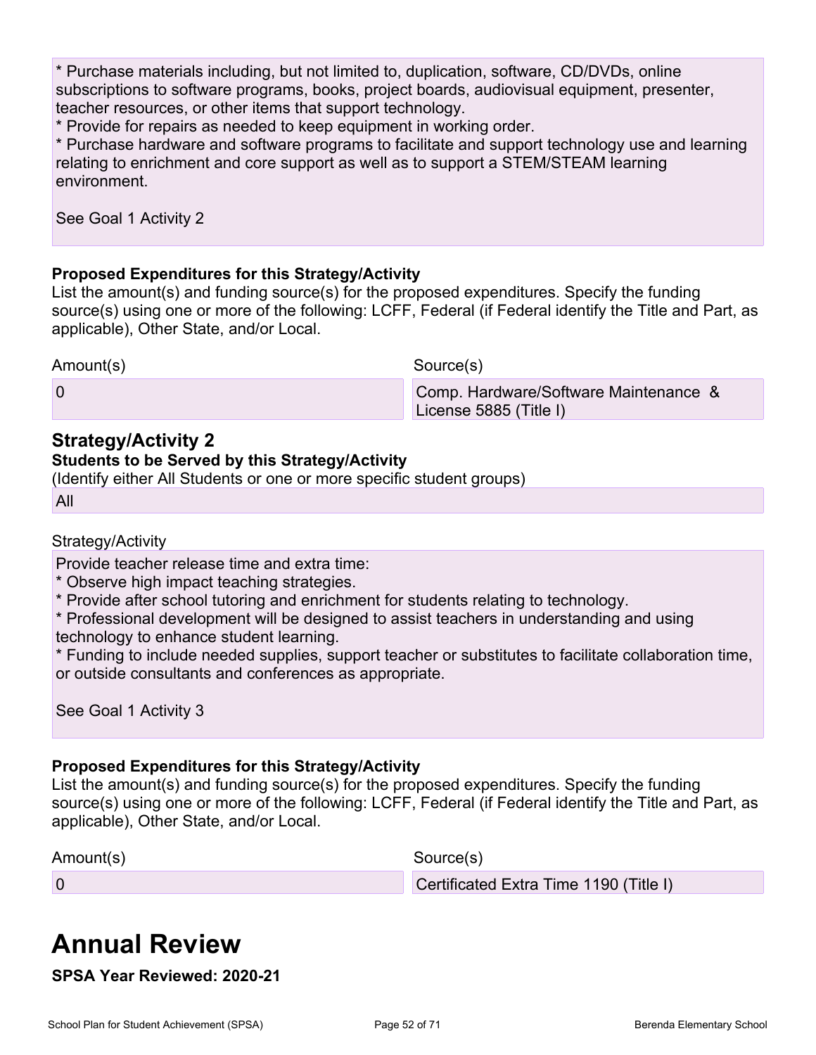* Purchase materials including, but not limited to, duplication, software, CD/DVDs, online subscriptions to software programs, books, project boards, audiovisual equipment, presenter, teacher resources, or other items that support technology.
* Provide for repairs as needed to keep equipment in working order.
* Purchase hardware and software programs to facilitate and support technology use and learning relating to enrichment and core support as well as to support a STEM/STEAM learning environment.

See Goal 1 Activity 2

**Proposed Expenditures for this Strategy/Activity**
List the amount(s) and funding source(s) for the proposed expenditures. Specify the funding source(s) using one or more of the following: LCFF, Federal (if Federal identify the Title and Part, as applicable), Other State, and/or Local.

| Amount(s) | Source(s) |
|---|---|
| 0 | Comp. Hardware/Software Maintenance & License 5885 (Title I) |

### Strategy/Activity 2

**Students to be Served by this Strategy/Activity**
(Identify either All Students or one or more specific student groups)

All

Strategy/Activity

Provide teacher release time and extra time:
* Observe high impact teaching strategies.
* Provide after school tutoring and enrichment for students relating to technology.
* Professional development will be designed to assist teachers in understanding and using technology to enhance student learning.
* Funding to include needed supplies, support teacher or substitutes to facilitate collaboration time, or outside consultants and conferences as appropriate.

See Goal 1 Activity 3

**Proposed Expenditures for this Strategy/Activity**
List the amount(s) and funding source(s) for the proposed expenditures. Specify the funding source(s) using one or more of the following: LCFF, Federal (if Federal identify the Title and Part, as applicable), Other State, and/or Local.

| Amount(s) | Source(s) |
|---|---|
| 0 | Certificated Extra Time 1190 (Title I) |

# Annual Review

**SPSA Year Reviewed: 2020-21**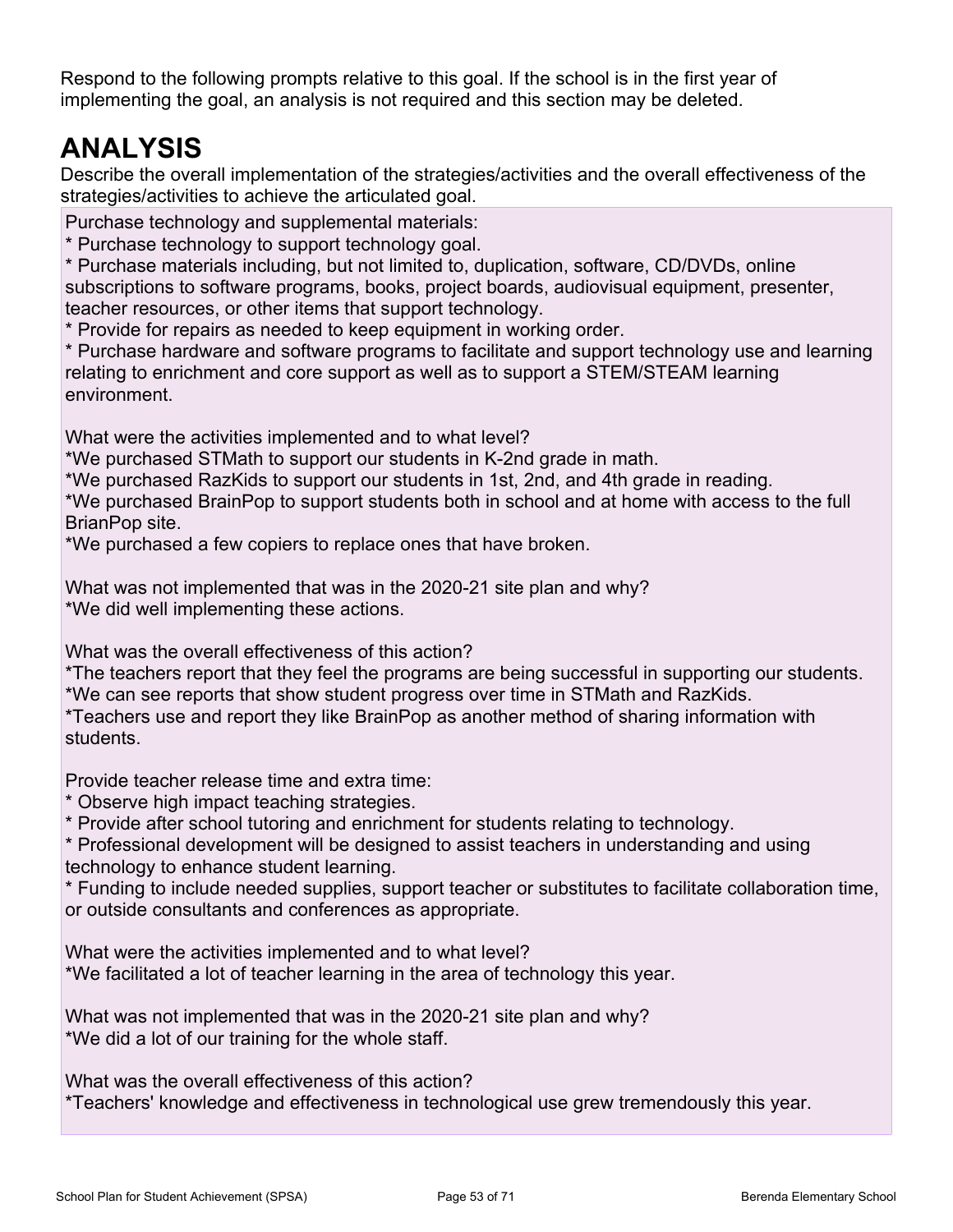Respond to the following prompts relative to this goal. If the school is in the first year of implementing the goal, an analysis is not required and this section may be deleted.

# ANALYSIS

Describe the overall implementation of the strategies/activities and the overall effectiveness of the strategies/activities to achieve the articulated goal.

Purchase technology and supplemental materials:
* Purchase technology to support technology goal.
* Purchase materials including, but not limited to, duplication, software, CD/DVDs, online subscriptions to software programs, books, project boards, audiovisual equipment, presenter, teacher resources, or other items that support technology.
* Provide for repairs as needed to keep equipment in working order.
* Purchase hardware and software programs to facilitate and support technology use and learning relating to enrichment and core support as well as to support a STEM/STEAM learning environment.

What were the activities implemented and to what level?
*We purchased STMath to support our students in K-2nd grade in math.
*We purchased RazKids to support our students in 1st, 2nd, and 4th grade in reading.
*We purchased BrainPop to support students both in school and at home with access to the full BrianPop site.
*We purchased a few copiers to replace ones that have broken.

What was not implemented that was in the 2020-21 site plan and why?
*We did well implementing these actions.

What was the overall effectiveness of this action?
*The teachers report that they feel the programs are being successful in supporting our students.
*We can see reports that show student progress over time in STMath and RazKids.
*Teachers use and report they like BrainPop as another method of sharing information with students.

Provide teacher release time and extra time:
* Observe high impact teaching strategies.
* Provide after school tutoring and enrichment for students relating to technology.
* Professional development will be designed to assist teachers in understanding and using technology to enhance student learning.
* Funding to include needed supplies, support teacher or substitutes to facilitate collaboration time, or outside consultants and conferences as appropriate.

What were the activities implemented and to what level?
*We facilitated a lot of teacher learning in the area of technology this year.

What was not implemented that was in the 2020-21 site plan and why?
*We did a lot of our training for the whole staff.

What was the overall effectiveness of this action?
*Teachers' knowledge and effectiveness in technological use grew tremendously this year.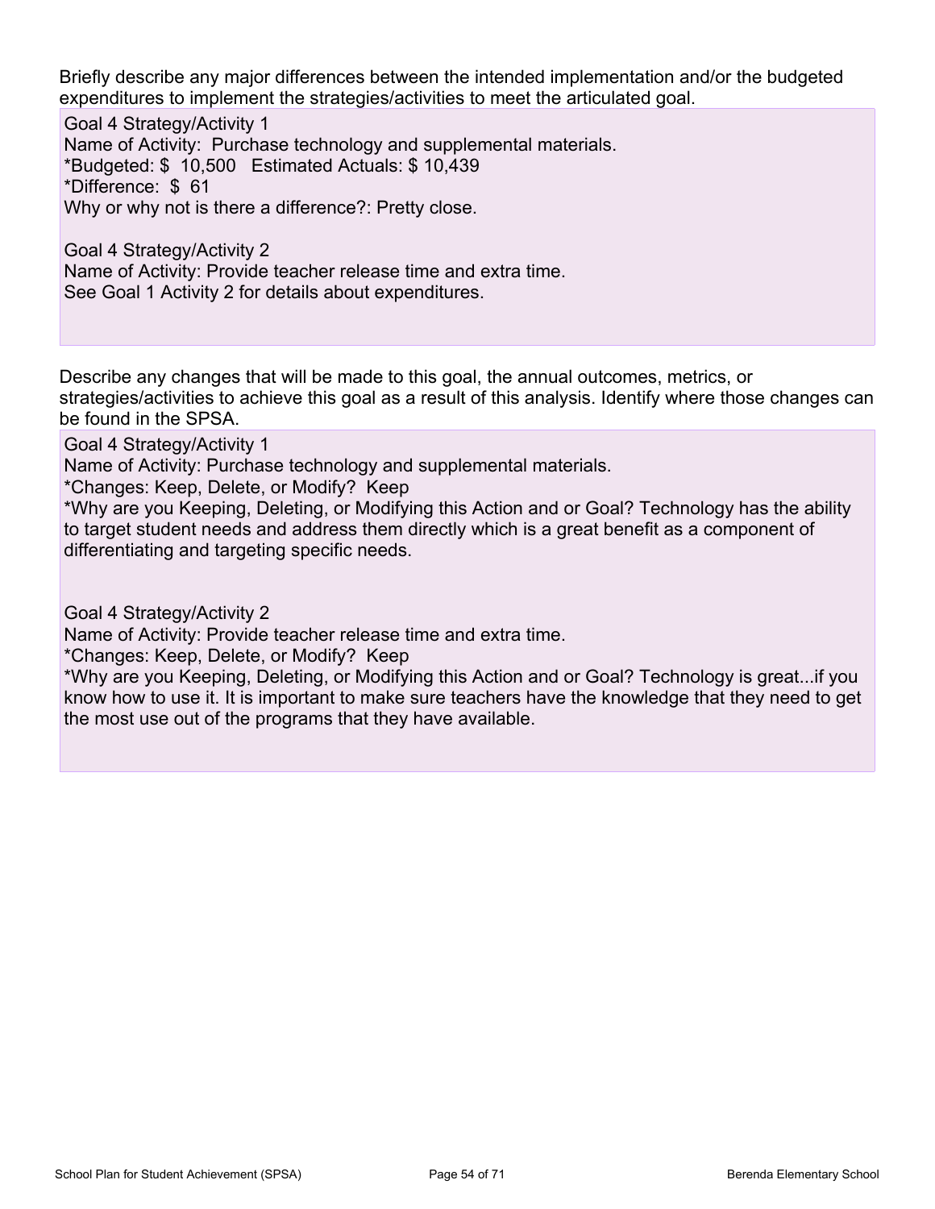Briefly describe any major differences between the intended implementation and/or the budgeted expenditures to implement the strategies/activities to meet the articulated goal.

Goal 4 Strategy/Activity 1
Name of Activity: Purchase technology and supplemental materials.
*Budgeted: $ 10,500 Estimated Actuals: $ 10,439
*Difference: $ 61
Why or why not is there a difference?: Pretty close.

Goal 4 Strategy/Activity 2
Name of Activity: Provide teacher release time and extra time.
See Goal 1 Activity 2 for details about expenditures.

Describe any changes that will be made to this goal, the annual outcomes, metrics, or strategies/activities to achieve this goal as a result of this analysis. Identify where those changes can be found in the SPSA.

Goal 4 Strategy/Activity 1
Name of Activity: Purchase technology and supplemental materials.
*Changes: Keep, Delete, or Modify? Keep
*Why are you Keeping, Deleting, or Modifying this Action and or Goal? Technology has the ability to target student needs and address them directly which is a great benefit as a component of differentiating and targeting specific needs.

Goal 4 Strategy/Activity 2
Name of Activity: Provide teacher release time and extra time.
*Changes: Keep, Delete, or Modify? Keep
*Why are you Keeping, Deleting, or Modifying this Action and or Goal? Technology is great...if you know how to use it. It is important to make sure teachers have the knowledge that they need to get the most use out of the programs that they have available.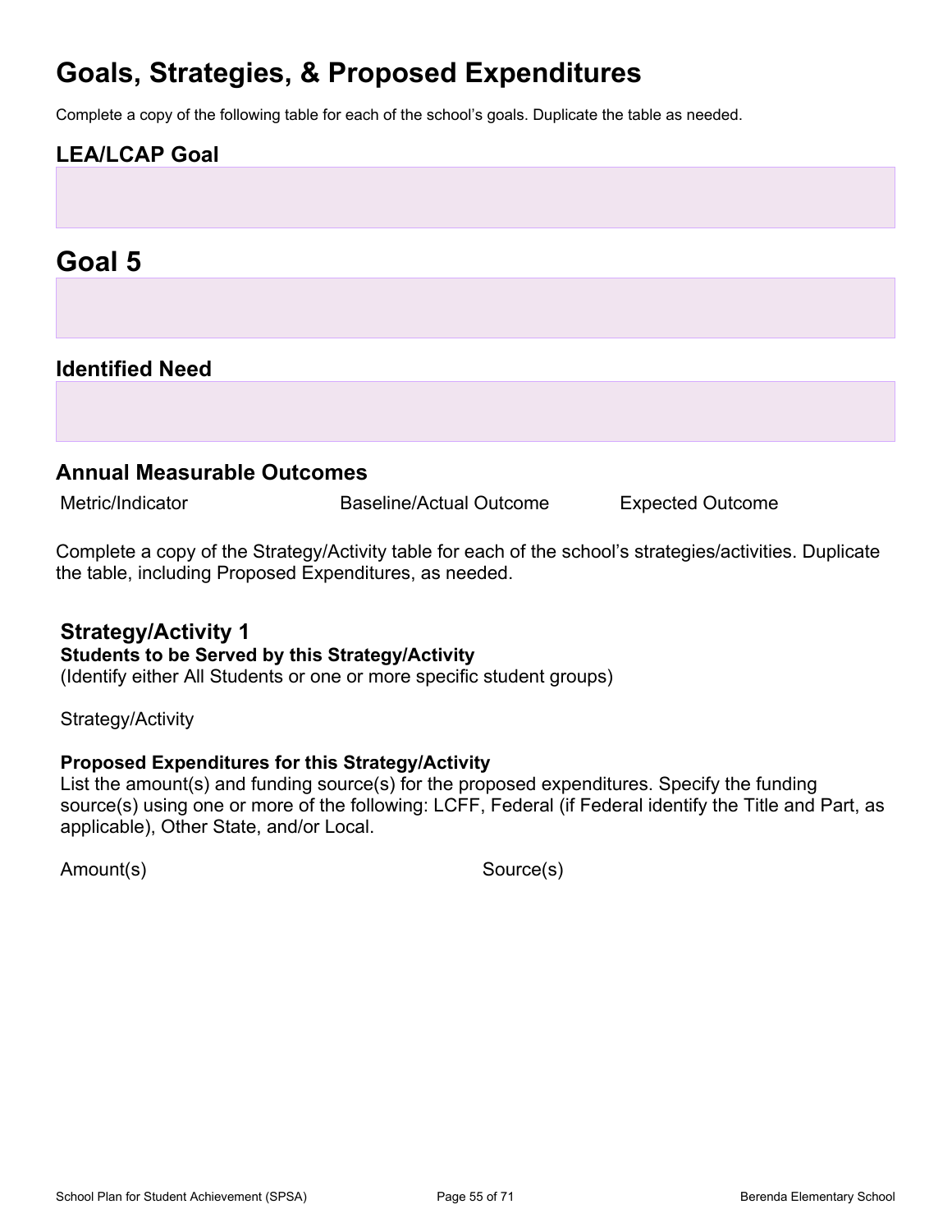# Goals, Strategies, & Proposed Expenditures

Complete a copy of the following table for each of the school's goals. Duplicate the table as needed.

## LEA/LCAP Goal

# Goal 5

## Identified Need

## Annual Measurable Outcomes

| Metric/Indicator | Baseline/Actual Outcome | Expected Outcome |
| --- | --- | --- |

Complete a copy of the Strategy/Activity table for each of the school's strategies/activities. Duplicate the table, including Proposed Expenditures, as needed.

## Strategy/Activity 1

**Students to be Served by this Strategy/Activity**

(Identify either All Students or one or more specific student groups)

Strategy/Activity

**Proposed Expenditures for this Strategy/Activity**

List the amount(s) and funding source(s) for the proposed expenditures. Specify the funding source(s) using one or more of the following: LCFF, Federal (if Federal identify the Title and Part, as applicable), Other State, and/or Local.

| Amount(s) | Source(s) |
| --- | --- |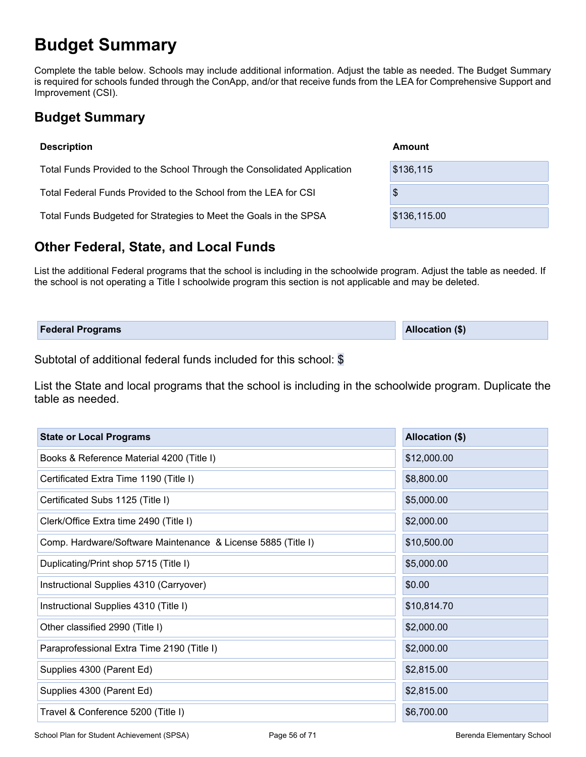# Budget Summary

Complete the table below. Schools may include additional information. Adjust the table as needed. The Budget Summary is required for schools funded through the ConApp, and/or that receive funds from the LEA for Comprehensive Support and Improvement (CSI).

## Budget Summary

| Description | Amount |
| --- | --- |
| Total Funds Provided to the School Through the Consolidated Application | $136,115 |
| Total Federal Funds Provided to the School from the LEA for CSI | $ |
| Total Funds Budgeted for Strategies to Meet the Goals in the SPSA | $136,115.00 |

## Other Federal, State, and Local Funds

List the additional Federal programs that the school is including in the schoolwide program. Adjust the table as needed. If the school is not operating a Title I schoolwide program this section is not applicable and may be deleted.

| Federal Programs | Allocation ($) |
| --- | --- |

Subtotal of additional federal funds included for this school: $

List the State and local programs that the school is including in the schoolwide program. Duplicate the table as needed.

| State or Local Programs | Allocation ($) |
| --- | --- |
| Books & Reference Material 4200 (Title I) | $12,000.00 |
| Certificated Extra Time 1190 (Title I) | $8,800.00 |
| Certificated Subs 1125 (Title I) | $5,000.00 |
| Clerk/Office Extra time 2490 (Title I) | $2,000.00 |
| Comp. Hardware/Software Maintenance & License 5885 (Title I) | $10,500.00 |
| Duplicating/Print shop 5715 (Title I) | $5,000.00 |
| Instructional Supplies 4310 (Carryover) | $0.00 |
| Instructional Supplies 4310 (Title I) | $10,814.70 |
| Other classified 2990 (Title I) | $2,000.00 |
| Paraprofessional Extra Time 2190 (Title I) | $2,000.00 |
| Supplies 4300 (Parent Ed) | $2,815.00 |
| Supplies 4300 (Parent Ed) | $2,815.00 |
| Travel & Conference 5200 (Title I) | $6,700.00 |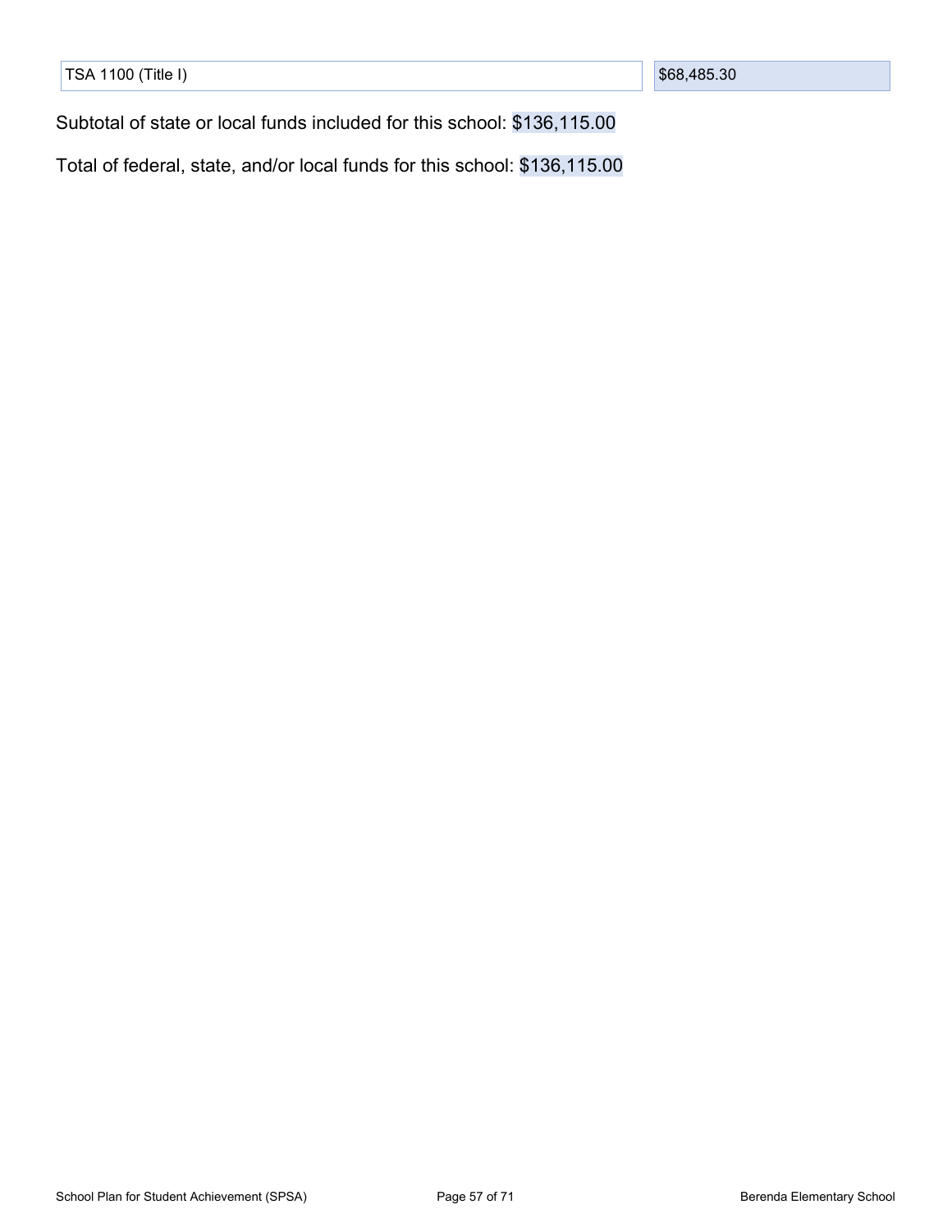| TSA 1100 (Title I) | $68,485.30 |
|---|---|

Subtotal of state or local funds included for this school: $136,115.00

Total of federal, state, and/or local funds for this school: $136,115.00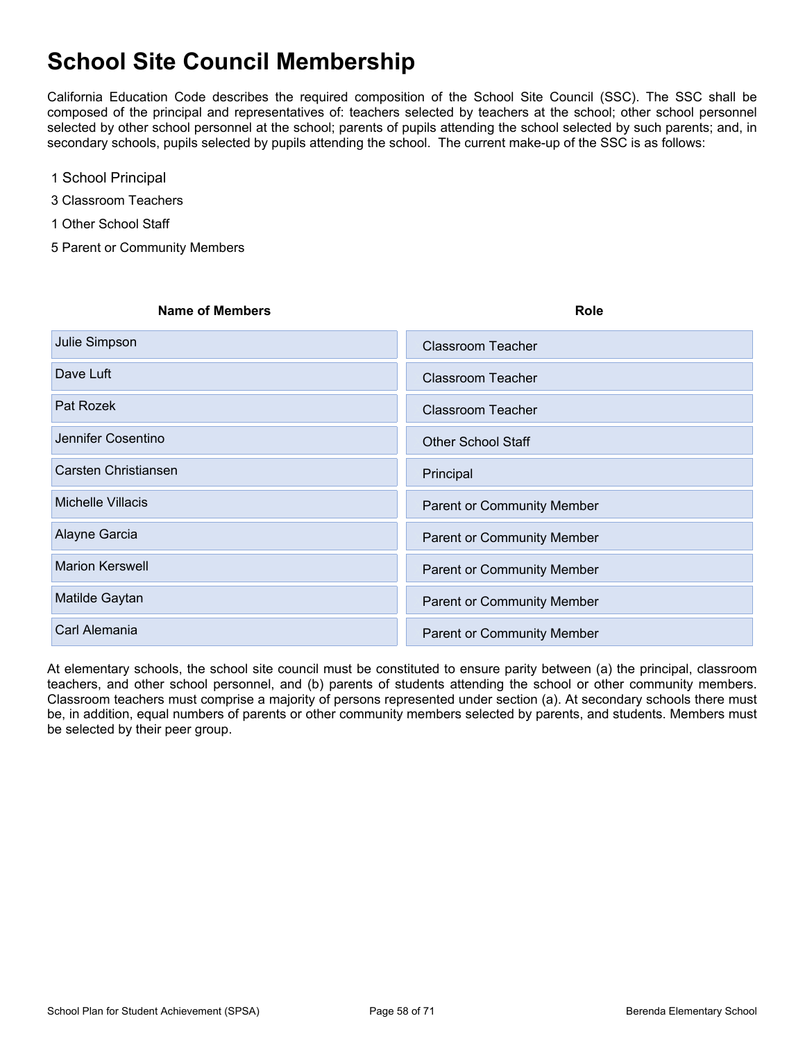# School Site Council Membership

California Education Code describes the required composition of the School Site Council (SSC). The SSC shall be composed of the principal and representatives of: teachers selected by teachers at the school; other school personnel selected by other school personnel at the school; parents of pupils attending the school selected by such parents; and, in secondary schools, pupils selected by pupils attending the school. The current make-up of the SSC is as follows:

1 School Principal

3 Classroom Teachers

1 Other School Staff

5 Parent or Community Members

| Name of Members | Role |
| --- | --- |
| Julie Simpson | Classroom Teacher |
| Dave Luft | Classroom Teacher |
| Pat Rozek | Classroom Teacher |
| Jennifer Cosentino | Other School Staff |
| Carsten Christiansen | Principal |
| Michelle Villacis | Parent or Community Member |
| Alayne Garcia | Parent or Community Member |
| Marion Kerswell | Parent or Community Member |
| Matilde Gaytan | Parent or Community Member |
| Carl Alemania | Parent or Community Member |

At elementary schools, the school site council must be constituted to ensure parity between (a) the principal, classroom teachers, and other school personnel, and (b) parents of students attending the school or other community members. Classroom teachers must comprise a majority of persons represented under section (a). At secondary schools there must be, in addition, equal numbers of parents or other community members selected by parents, and students. Members must be selected by their peer group.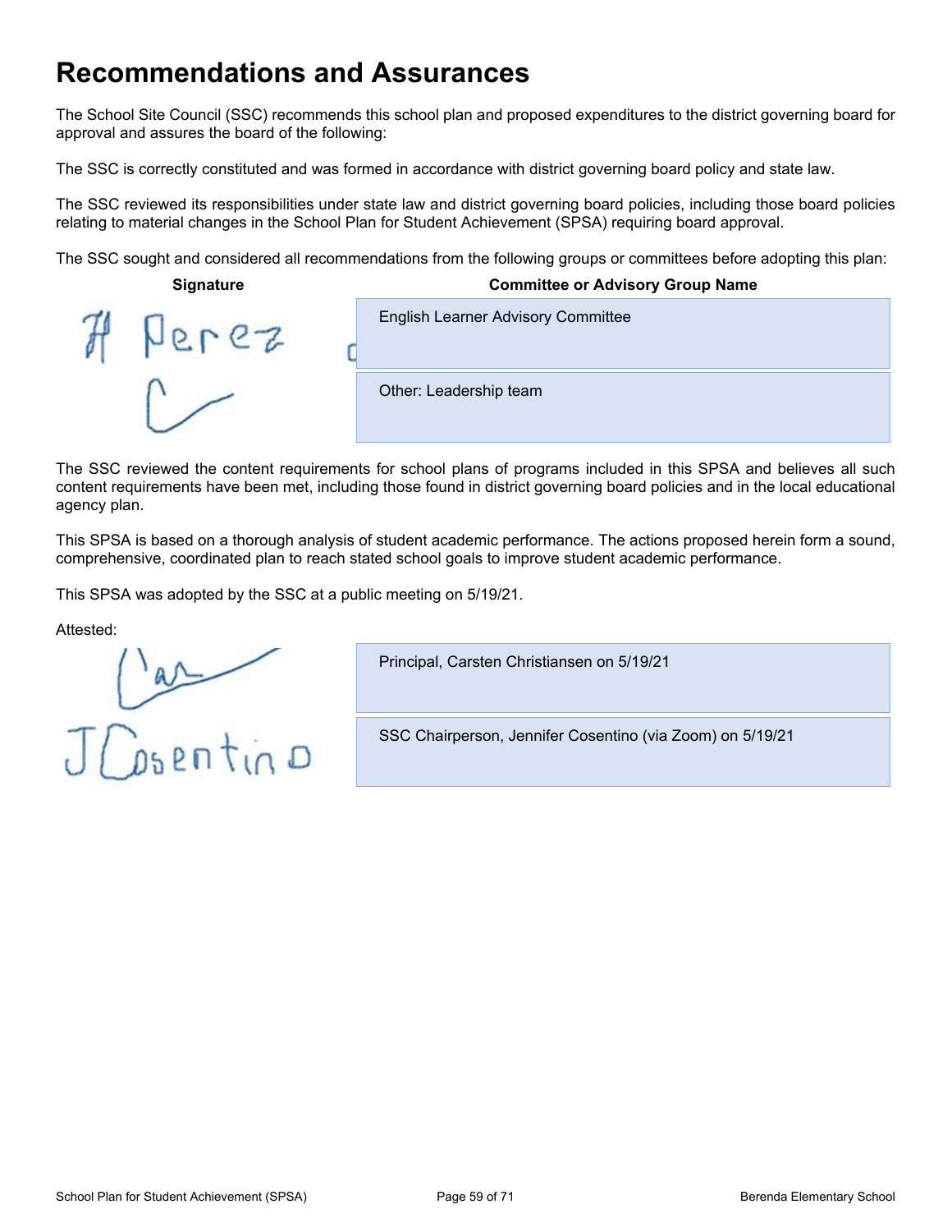# Recommendations and Assurances

The School Site Council (SSC) recommends this school plan and proposed expenditures to the district governing board for approval and assures the board of the following:

The SSC is correctly constituted and was formed in accordance with district governing board policy and state law.

The SSC reviewed its responsibilities under state law and district governing board policies, including those board policies relating to material changes in the School Plan for Student Achievement (SPSA) requiring board approval.

The SSC sought and considered all recommendations from the following groups or committees before adopting this plan:

| Signature | Committee or Advisory Group Name |
| --- | --- |
| H Perez | English Learner Advisory Committee |
| | Other: Leadership team |

The SSC reviewed the content requirements for school plans of programs included in this SPSA and believes all such content requirements have been met, including those found in district governing board policies and in the local educational agency plan.

This SPSA is based on a thorough analysis of student academic performance. The actions proposed herein form a sound, comprehensive, coordinated plan to reach stated school goals to improve student academic performance.

This SPSA was adopted by the SSC at a public meeting on 5/19/21.

Attested:

| Signature | |
| --- | --- |
| | Principal, Carsten Christiansen on 5/19/21 |
| J Cosentino | SSC Chairperson, Jennifer Cosentino (via Zoom) on 5/19/21 |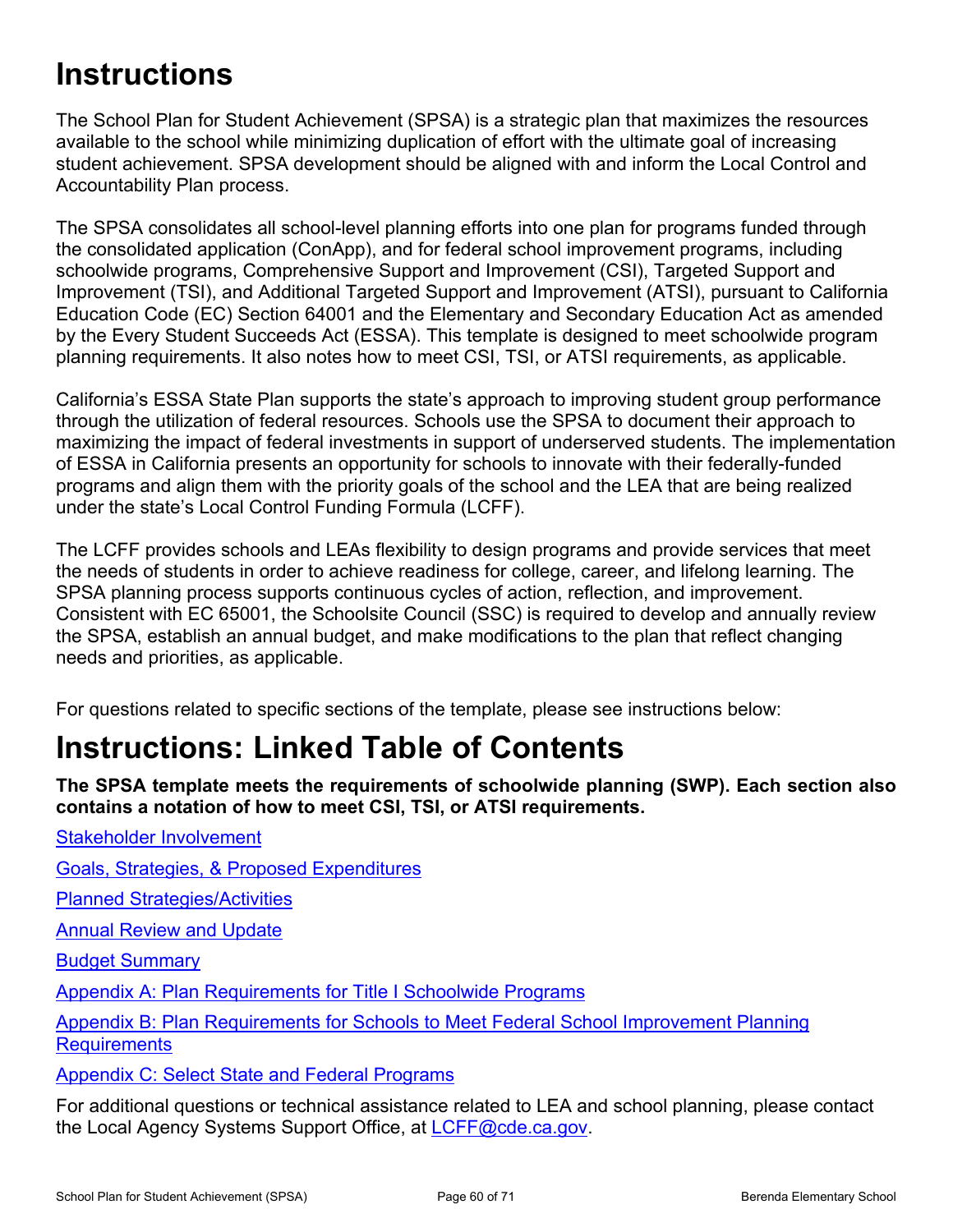# Instructions

The School Plan for Student Achievement (SPSA) is a strategic plan that maximizes the resources available to the school while minimizing duplication of effort with the ultimate goal of increasing student achievement. SPSA development should be aligned with and inform the Local Control and Accountability Plan process.

The SPSA consolidates all school-level planning efforts into one plan for programs funded through the consolidated application (ConApp), and for federal school improvement programs, including schoolwide programs, Comprehensive Support and Improvement (CSI), Targeted Support and Improvement (TSI), and Additional Targeted Support and Improvement (ATSI), pursuant to California Education Code (EC) Section 64001 and the Elementary and Secondary Education Act as amended by the Every Student Succeeds Act (ESSA). This template is designed to meet schoolwide program planning requirements. It also notes how to meet CSI, TSI, or ATSI requirements, as applicable.

California's ESSA State Plan supports the state's approach to improving student group performance through the utilization of federal resources. Schools use the SPSA to document their approach to maximizing the impact of federal investments in support of underserved students. The implementation of ESSA in California presents an opportunity for schools to innovate with their federally-funded programs and align them with the priority goals of the school and the LEA that are being realized under the state's Local Control Funding Formula (LCFF).

The LCFF provides schools and LEAs flexibility to design programs and provide services that meet the needs of students in order to achieve readiness for college, career, and lifelong learning. The SPSA planning process supports continuous cycles of action, reflection, and improvement. Consistent with EC 65001, the Schoolsite Council (SSC) is required to develop and annually review the SPSA, establish an annual budget, and make modifications to the plan that reflect changing needs and priorities, as applicable.

For questions related to specific sections of the template, please see instructions below:

# Instructions: Linked Table of Contents

**The SPSA template meets the requirements of schoolwide planning (SWP). Each section also contains a notation of how to meet CSI, TSI, or ATSI requirements.**

Stakeholder Involvement

Goals, Strategies, & Proposed Expenditures

Planned Strategies/Activities

Annual Review and Update

Budget Summary

Appendix A: Plan Requirements for Title I Schoolwide Programs

Appendix B: Plan Requirements for Schools to Meet Federal School Improvement Planning Requirements

Appendix C: Select State and Federal Programs

For additional questions or technical assistance related to LEA and school planning, please contact the Local Agency Systems Support Office, at LCFF@cde.ca.gov.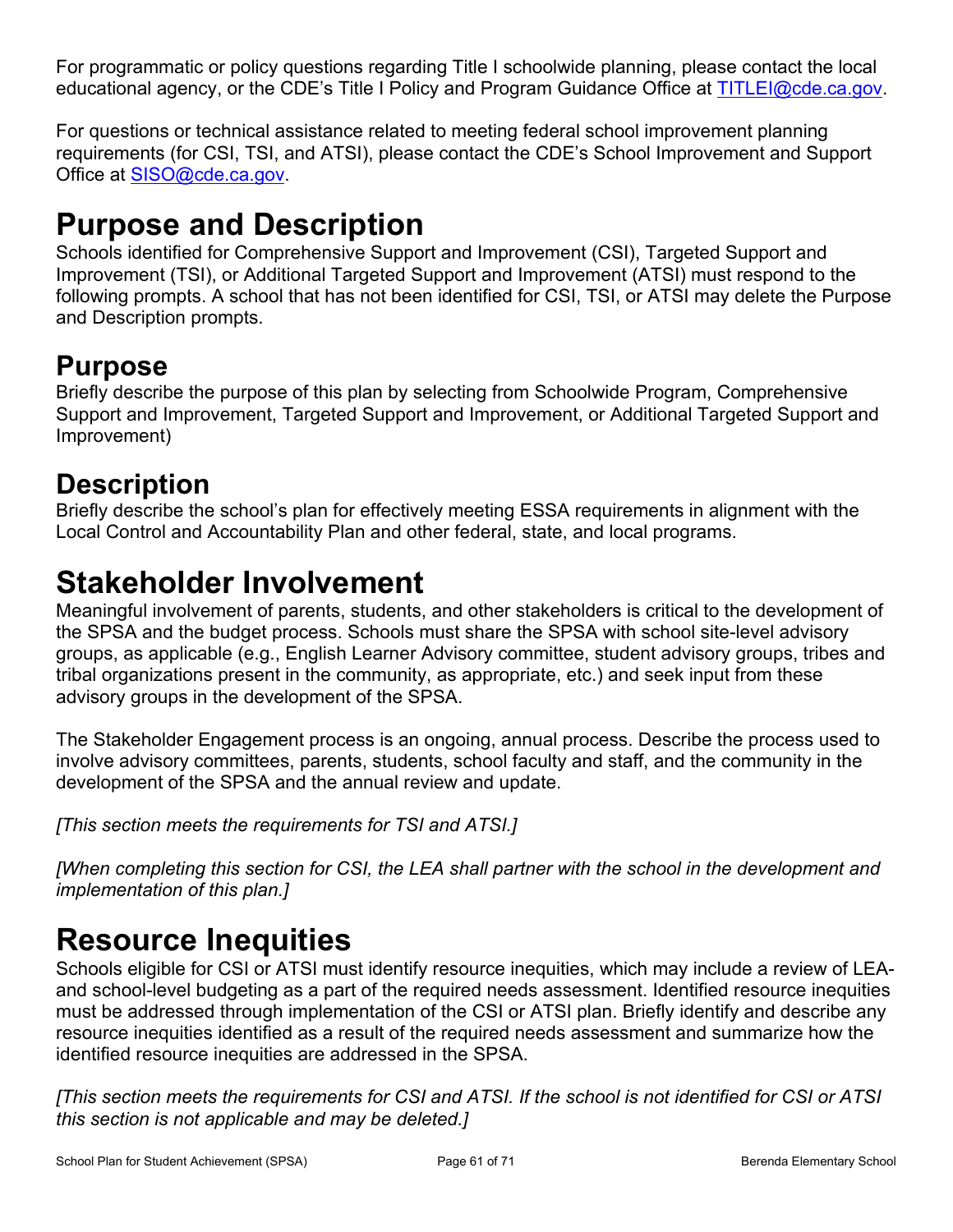For programmatic or policy questions regarding Title I schoolwide planning, please contact the local educational agency, or the CDE's Title I Policy and Program Guidance Office at TITLEI@cde.ca.gov.

For questions or technical assistance related to meeting federal school improvement planning requirements (for CSI, TSI, and ATSI), please contact the CDE's School Improvement and Support Office at SISO@cde.ca.gov.

# Purpose and Description

Schools identified for Comprehensive Support and Improvement (CSI), Targeted Support and Improvement (TSI), or Additional Targeted Support and Improvement (ATSI) must respond to the following prompts. A school that has not been identified for CSI, TSI, or ATSI may delete the Purpose and Description prompts.

## Purpose

Briefly describe the purpose of this plan by selecting from Schoolwide Program, Comprehensive Support and Improvement, Targeted Support and Improvement, or Additional Targeted Support and Improvement)

## Description

Briefly describe the school's plan for effectively meeting ESSA requirements in alignment with the Local Control and Accountability Plan and other federal, state, and local programs.

# Stakeholder Involvement

Meaningful involvement of parents, students, and other stakeholders is critical to the development of the SPSA and the budget process. Schools must share the SPSA with school site-level advisory groups, as applicable (e.g., English Learner Advisory committee, student advisory groups, tribes and tribal organizations present in the community, as appropriate, etc.) and seek input from these advisory groups in the development of the SPSA.

The Stakeholder Engagement process is an ongoing, annual process. Describe the process used to involve advisory committees, parents, students, school faculty and staff, and the community in the development of the SPSA and the annual review and update.

*[This section meets the requirements for TSI and ATSI.]*

*[When completing this section for CSI, the LEA shall partner with the school in the development and implementation of this plan.]*

# Resource Inequities

Schools eligible for CSI or ATSI must identify resource inequities, which may include a review of LEA- and school-level budgeting as a part of the required needs assessment. Identified resource inequities must be addressed through implementation of the CSI or ATSI plan. Briefly identify and describe any resource inequities identified as a result of the required needs assessment and summarize how the identified resource inequities are addressed in the SPSA.

*[This section meets the requirements for CSI and ATSI. If the school is not identified for CSI or ATSI this section is not applicable and may be deleted.]*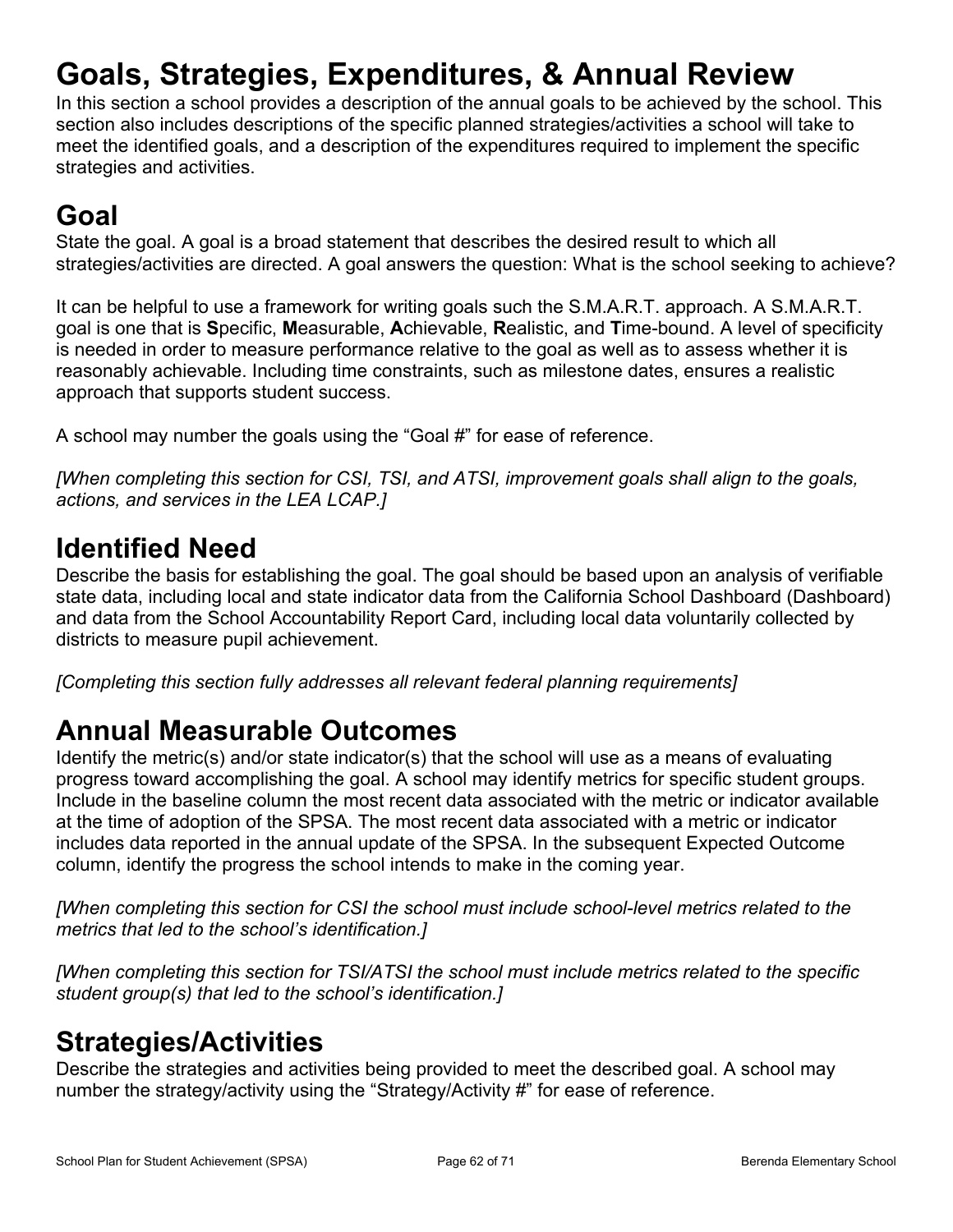# Goals, Strategies, Expenditures, & Annual Review

In this section a school provides a description of the annual goals to be achieved by the school. This section also includes descriptions of the specific planned strategies/activities a school will take to meet the identified goals, and a description of the expenditures required to implement the specific strategies and activities.

## Goal

State the goal. A goal is a broad statement that describes the desired result to which all strategies/activities are directed. A goal answers the question: What is the school seeking to achieve?

It can be helpful to use a framework for writing goals such the S.M.A.R.T. approach. A S.M.A.R.T. goal is one that is **S**pecific, **M**easurable, **A**chievable, **R**ealistic, and **T**ime-bound. A level of specificity is needed in order to measure performance relative to the goal as well as to assess whether it is reasonably achievable. Including time constraints, such as milestone dates, ensures a realistic approach that supports student success.

A school may number the goals using the "Goal #" for ease of reference.

*[When completing this section for CSI, TSI, and ATSI, improvement goals shall align to the goals, actions, and services in the LEA LCAP.]*

## Identified Need

Describe the basis for establishing the goal. The goal should be based upon an analysis of verifiable state data, including local and state indicator data from the California School Dashboard (Dashboard) and data from the School Accountability Report Card, including local data voluntarily collected by districts to measure pupil achievement.

*[Completing this section fully addresses all relevant federal planning requirements]*

## Annual Measurable Outcomes

Identify the metric(s) and/or state indicator(s) that the school will use as a means of evaluating progress toward accomplishing the goal. A school may identify metrics for specific student groups. Include in the baseline column the most recent data associated with the metric or indicator available at the time of adoption of the SPSA. The most recent data associated with a metric or indicator includes data reported in the annual update of the SPSA. In the subsequent Expected Outcome column, identify the progress the school intends to make in the coming year.

*[When completing this section for CSI the school must include school-level metrics related to the metrics that led to the school's identification.]*

*[When completing this section for TSI/ATSI the school must include metrics related to the specific student group(s) that led to the school's identification.]*

## Strategies/Activities

Describe the strategies and activities being provided to meet the described goal. A school may number the strategy/activity using the "Strategy/Activity #" for ease of reference.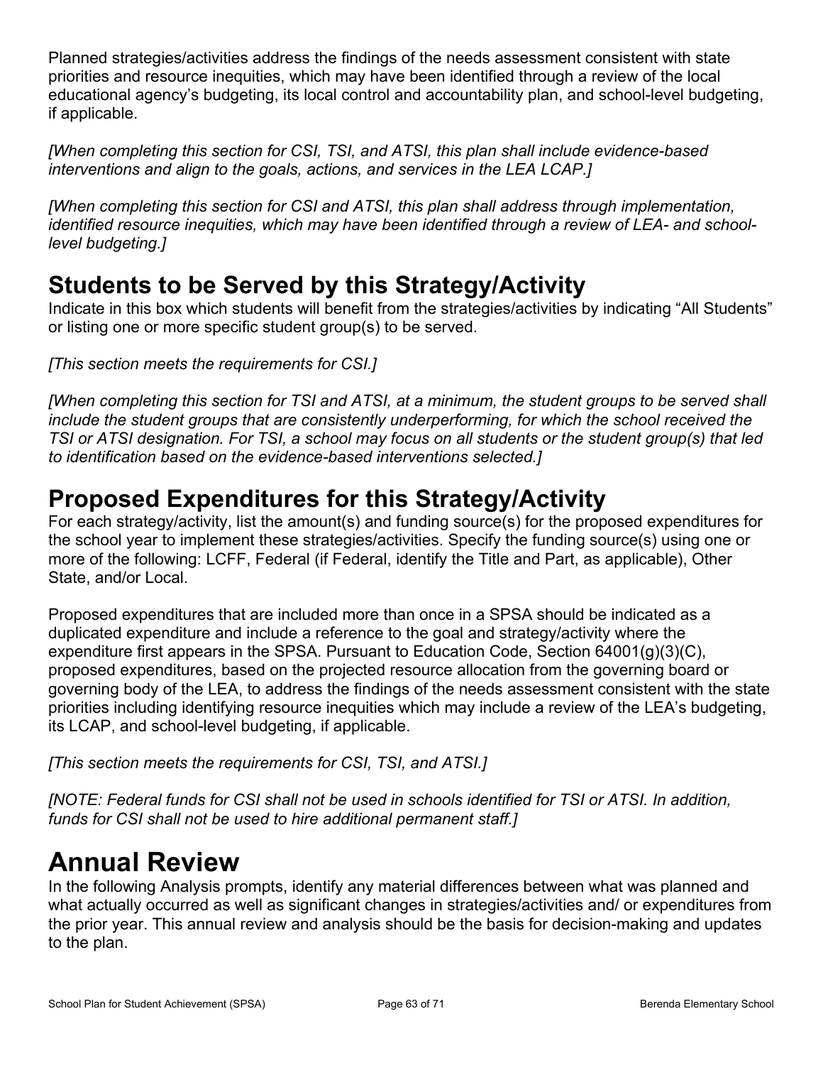Planned strategies/activities address the findings of the needs assessment consistent with state priorities and resource inequities, which may have been identified through a review of the local educational agency's budgeting, its local control and accountability plan, and school-level budgeting, if applicable.

*[When completing this section for CSI, TSI, and ATSI, this plan shall include evidence-based interventions and align to the goals, actions, and services in the LEA LCAP.]*

*[When completing this section for CSI and ATSI, this plan shall address through implementation, identified resource inequities, which may have been identified through a review of LEA- and school-level budgeting.]*

## Students to be Served by this Strategy/Activity

Indicate in this box which students will benefit from the strategies/activities by indicating "All Students" or listing one or more specific student group(s) to be served.

*[This section meets the requirements for CSI.]*

*[When completing this section for TSI and ATSI, at a minimum, the student groups to be served shall include the student groups that are consistently underperforming, for which the school received the TSI or ATSI designation. For TSI, a school may focus on all students or the student group(s) that led to identification based on the evidence-based interventions selected.]*

## Proposed Expenditures for this Strategy/Activity

For each strategy/activity, list the amount(s) and funding source(s) for the proposed expenditures for the school year to implement these strategies/activities. Specify the funding source(s) using one or more of the following: LCFF, Federal (if Federal, identify the Title and Part, as applicable), Other State, and/or Local.

Proposed expenditures that are included more than once in a SPSA should be indicated as a duplicated expenditure and include a reference to the goal and strategy/activity where the expenditure first appears in the SPSA. Pursuant to Education Code, Section 64001(g)(3)(C), proposed expenditures, based on the projected resource allocation from the governing board or governing body of the LEA, to address the findings of the needs assessment consistent with the state priorities including identifying resource inequities which may include a review of the LEA's budgeting, its LCAP, and school-level budgeting, if applicable.

*[This section meets the requirements for CSI, TSI, and ATSI.]*

*[NOTE: Federal funds for CSI shall not be used in schools identified for TSI or ATSI. In addition, funds for CSI shall not be used to hire additional permanent staff.]*

# Annual Review

In the following Analysis prompts, identify any material differences between what was planned and what actually occurred as well as significant changes in strategies/activities and/ or expenditures from the prior year. This annual review and analysis should be the basis for decision-making and updates to the plan.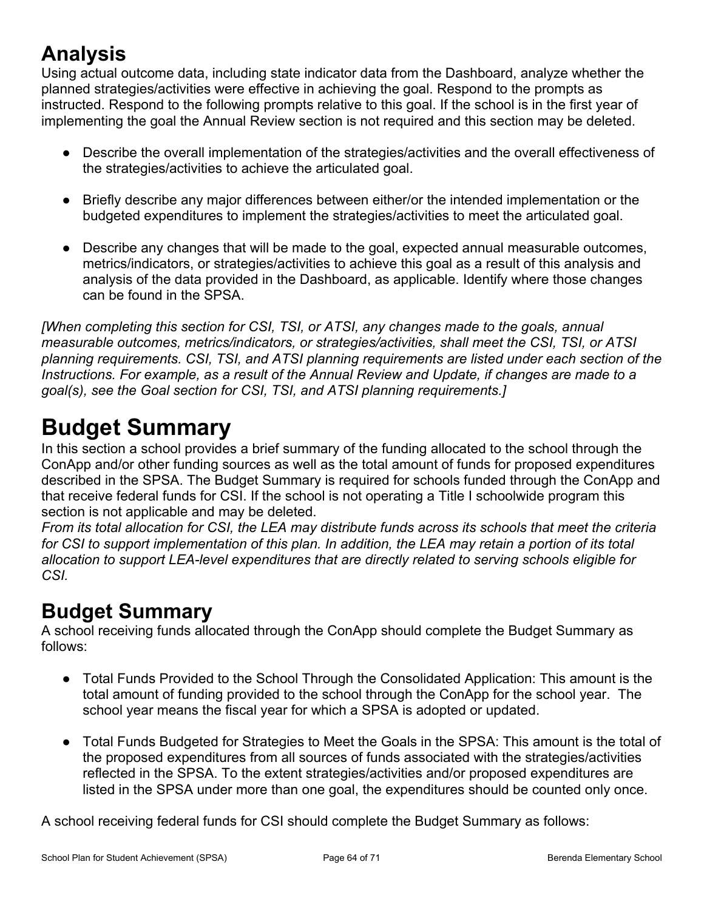# Analysis

Using actual outcome data, including state indicator data from the Dashboard, analyze whether the planned strategies/activities were effective in achieving the goal. Respond to the prompts as instructed. Respond to the following prompts relative to this goal. If the school is in the first year of implementing the goal the Annual Review section is not required and this section may be deleted.

- Describe the overall implementation of the strategies/activities and the overall effectiveness of the strategies/activities to achieve the articulated goal.
- Briefly describe any major differences between either/or the intended implementation or the budgeted expenditures to implement the strategies/activities to meet the articulated goal.
- Describe any changes that will be made to the goal, expected annual measurable outcomes, metrics/indicators, or strategies/activities to achieve this goal as a result of this analysis and analysis of the data provided in the Dashboard, as applicable. Identify where those changes can be found in the SPSA.

*[When completing this section for CSI, TSI, or ATSI, any changes made to the goals, annual measurable outcomes, metrics/indicators, or strategies/activities, shall meet the CSI, TSI, or ATSI planning requirements. CSI, TSI, and ATSI planning requirements are listed under each section of the Instructions. For example, as a result of the Annual Review and Update, if changes are made to a goal(s), see the Goal section for CSI, TSI, and ATSI planning requirements.]*

# Budget Summary

In this section a school provides a brief summary of the funding allocated to the school through the ConApp and/or other funding sources as well as the total amount of funds for proposed expenditures described in the SPSA. The Budget Summary is required for schools funded through the ConApp and that receive federal funds for CSI. If the school is not operating a Title I schoolwide program this section is not applicable and may be deleted.

*From its total allocation for CSI, the LEA may distribute funds across its schools that meet the criteria for CSI to support implementation of this plan. In addition, the LEA may retain a portion of its total allocation to support LEA-level expenditures that are directly related to serving schools eligible for CSI.*

## Budget Summary

A school receiving funds allocated through the ConApp should complete the Budget Summary as follows:

- Total Funds Provided to the School Through the Consolidated Application: This amount is the total amount of funding provided to the school through the ConApp for the school year. The school year means the fiscal year for which a SPSA is adopted or updated.
- Total Funds Budgeted for Strategies to Meet the Goals in the SPSA: This amount is the total of the proposed expenditures from all sources of funds associated with the strategies/activities reflected in the SPSA. To the extent strategies/activities and/or proposed expenditures are listed in the SPSA under more than one goal, the expenditures should be counted only once.

A school receiving federal funds for CSI should complete the Budget Summary as follows: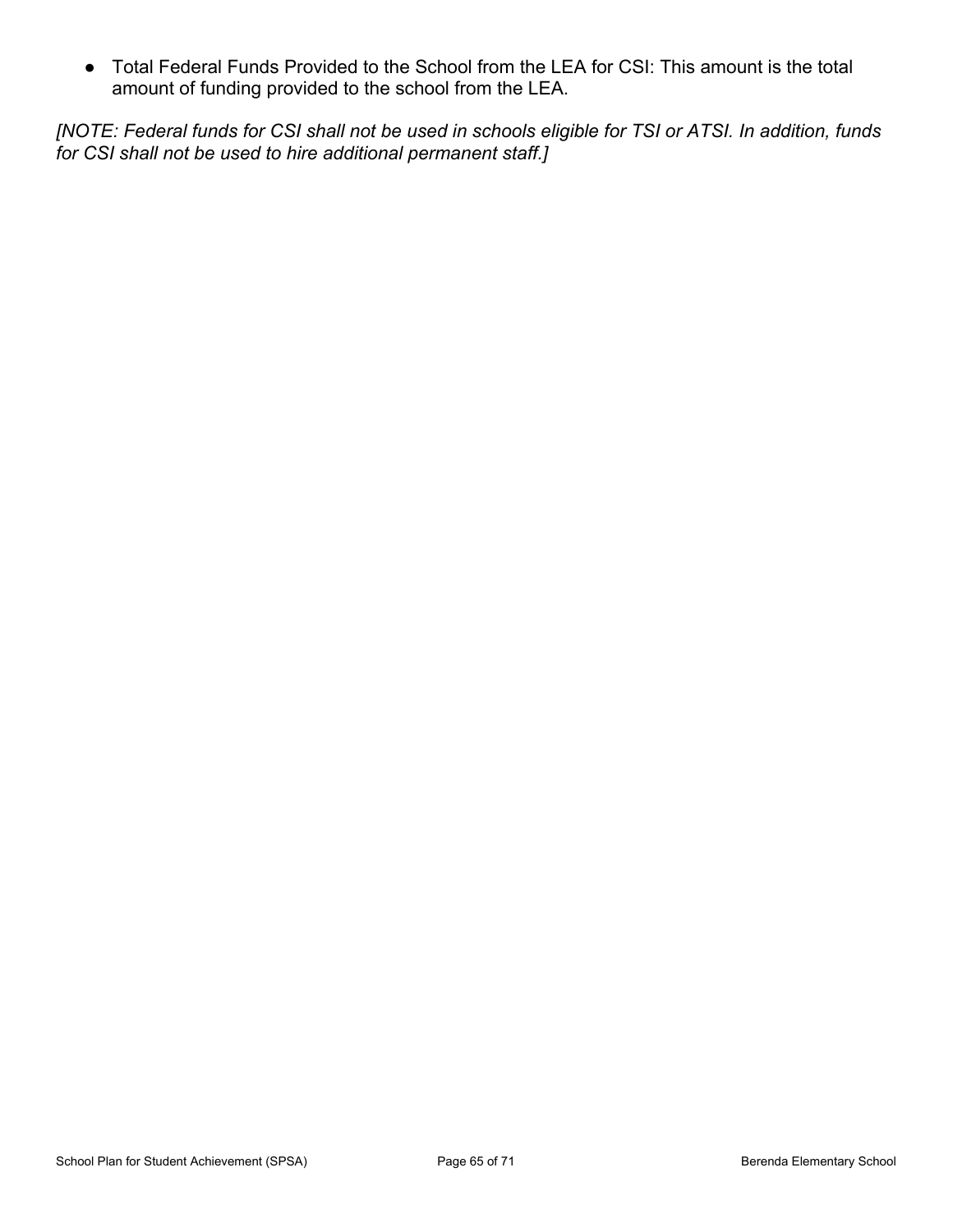- Total Federal Funds Provided to the School from the LEA for CSI: This amount is the total amount of funding provided to the school from the LEA.

*[NOTE: Federal funds for CSI shall not be used in schools eligible for TSI or ATSI. In addition, funds for CSI shall not be used to hire additional permanent staff.]*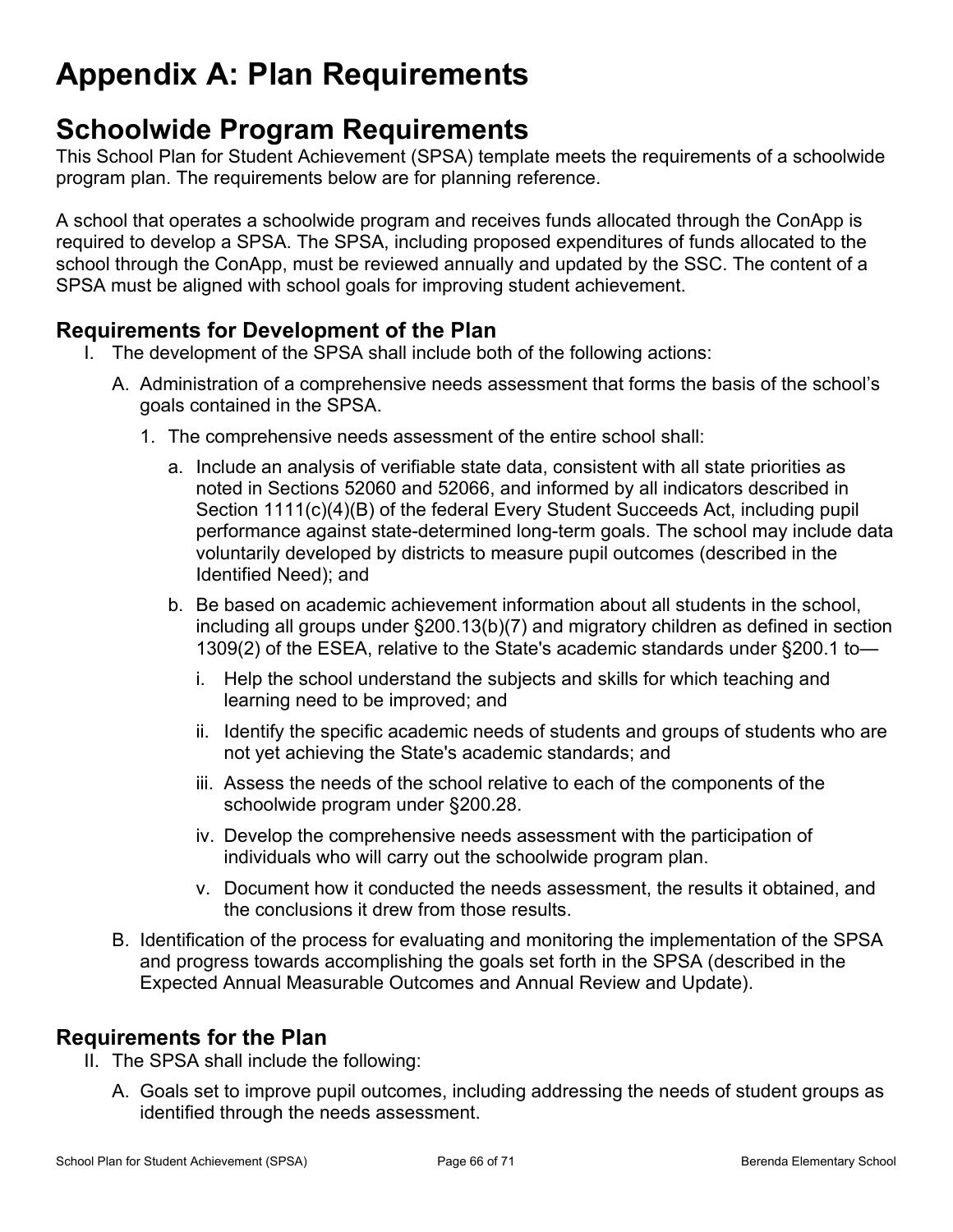# Appendix A: Plan Requirements

## Schoolwide Program Requirements

This School Plan for Student Achievement (SPSA) template meets the requirements of a schoolwide program plan. The requirements below are for planning reference.

A school that operates a schoolwide program and receives funds allocated through the ConApp is required to develop a SPSA. The SPSA, including proposed expenditures of funds allocated to the school through the ConApp, must be reviewed annually and updated by the SSC. The content of a SPSA must be aligned with school goals for improving student achievement.

### Requirements for Development of the Plan

I. The development of the SPSA shall include both of the following actions:

   A. Administration of a comprehensive needs assessment that forms the basis of the school's goals contained in the SPSA.

      1. The comprehensive needs assessment of the entire school shall:

         a. Include an analysis of verifiable state data, consistent with all state priorities as noted in Sections 52060 and 52066, and informed by all indicators described in Section 1111(c)(4)(B) of the federal Every Student Succeeds Act, including pupil performance against state-determined long-term goals. The school may include data voluntarily developed by districts to measure pupil outcomes (described in the Identified Need); and

         b. Be based on academic achievement information about all students in the school, including all groups under §200.13(b)(7) and migratory children as defined in section 1309(2) of the ESEA, relative to the State's academic standards under §200.1 to—

            i. Help the school understand the subjects and skills for which teaching and learning need to be improved; and

            ii. Identify the specific academic needs of students and groups of students who are not yet achieving the State's academic standards; and

            iii. Assess the needs of the school relative to each of the components of the schoolwide program under §200.28.

            iv. Develop the comprehensive needs assessment with the participation of individuals who will carry out the schoolwide program plan.

            v. Document how it conducted the needs assessment, the results it obtained, and the conclusions it drew from those results.

   B. Identification of the process for evaluating and monitoring the implementation of the SPSA and progress towards accomplishing the goals set forth in the SPSA (described in the Expected Annual Measurable Outcomes and Annual Review and Update).

### Requirements for the Plan

II. The SPSA shall include the following:

   A. Goals set to improve pupil outcomes, including addressing the needs of student groups as identified through the needs assessment.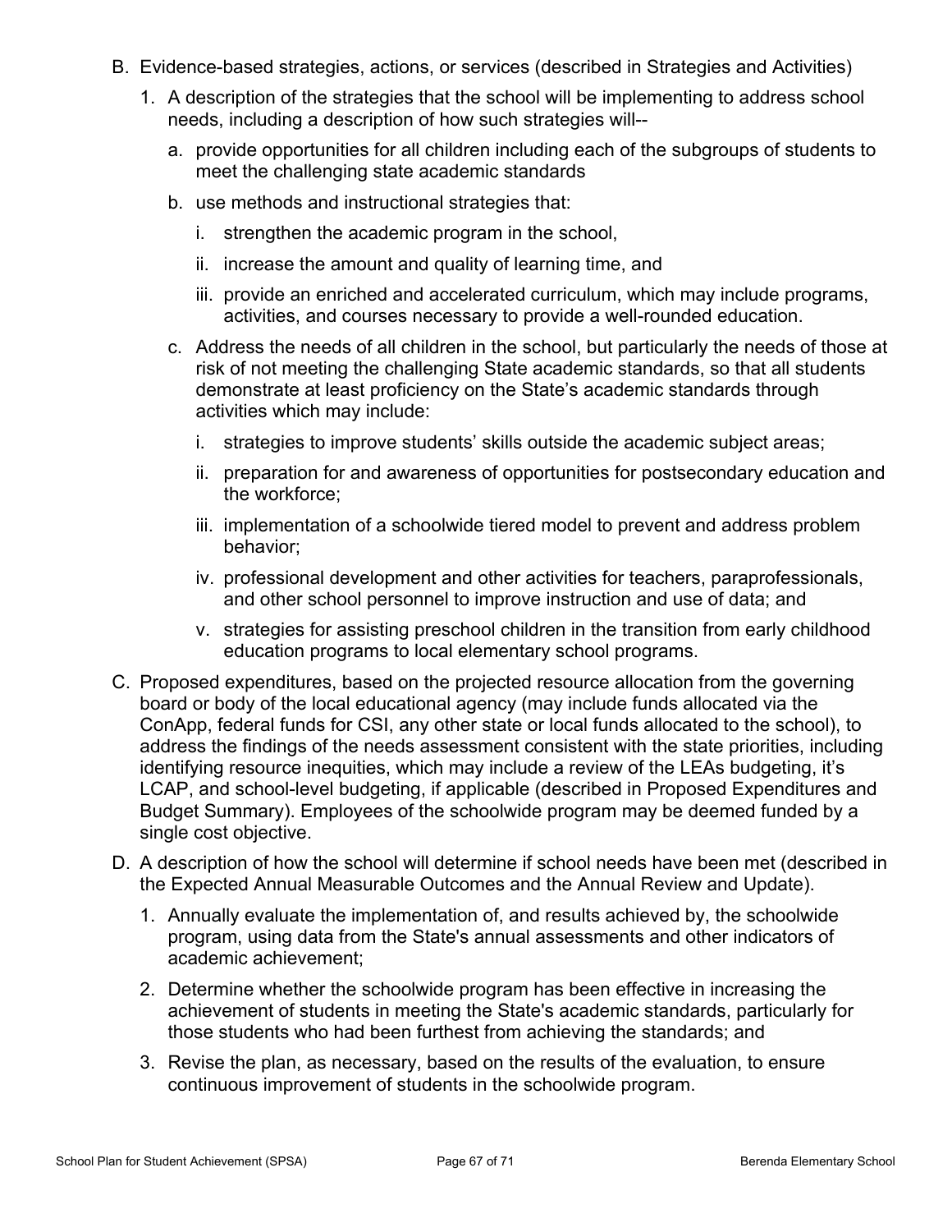B. Evidence-based strategies, actions, or services (described in Strategies and Activities)
   1. A description of the strategies that the school will be implementing to address school needs, including a description of how such strategies will--
      a. provide opportunities for all children including each of the subgroups of students to meet the challenging state academic standards
      b. use methods and instructional strategies that:
         i. strengthen the academic program in the school,
         ii. increase the amount and quality of learning time, and
         iii. provide an enriched and accelerated curriculum, which may include programs, activities, and courses necessary to provide a well-rounded education.
      c. Address the needs of all children in the school, but particularly the needs of those at risk of not meeting the challenging State academic standards, so that all students demonstrate at least proficiency on the State's academic standards through activities which may include:
         i. strategies to improve students' skills outside the academic subject areas;
         ii. preparation for and awareness of opportunities for postsecondary education and the workforce;
         iii. implementation of a schoolwide tiered model to prevent and address problem behavior;
         iv. professional development and other activities for teachers, paraprofessionals, and other school personnel to improve instruction and use of data; and
         v. strategies for assisting preschool children in the transition from early childhood education programs to local elementary school programs.

C. Proposed expenditures, based on the projected resource allocation from the governing board or body of the local educational agency (may include funds allocated via the ConApp, federal funds for CSI, any other state or local funds allocated to the school), to address the findings of the needs assessment consistent with the state priorities, including identifying resource inequities, which may include a review of the LEAs budgeting, it's LCAP, and school-level budgeting, if applicable (described in Proposed Expenditures and Budget Summary). Employees of the schoolwide program may be deemed funded by a single cost objective.

D. A description of how the school will determine if school needs have been met (described in the Expected Annual Measurable Outcomes and the Annual Review and Update).
   1. Annually evaluate the implementation of, and results achieved by, the schoolwide program, using data from the State's annual assessments and other indicators of academic achievement;
   2. Determine whether the schoolwide program has been effective in increasing the achievement of students in meeting the State's academic standards, particularly for those students who had been furthest from achieving the standards; and
   3. Revise the plan, as necessary, based on the results of the evaluation, to ensure continuous improvement of students in the schoolwide program.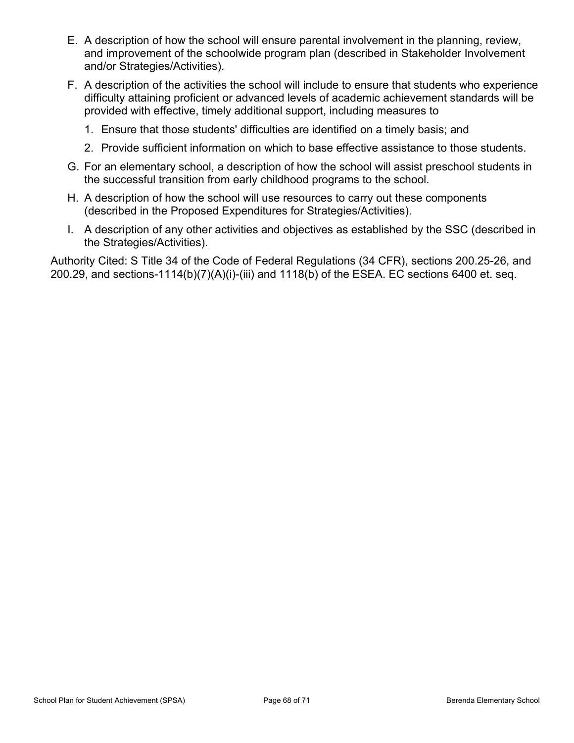E. A description of how the school will ensure parental involvement in the planning, review, and improvement of the schoolwide program plan (described in Stakeholder Involvement and/or Strategies/Activities).

F. A description of the activities the school will include to ensure that students who experience difficulty attaining proficient or advanced levels of academic achievement standards will be provided with effective, timely additional support, including measures to

   1. Ensure that those students' difficulties are identified on a timely basis; and
   2. Provide sufficient information on which to base effective assistance to those students.

G. For an elementary school, a description of how the school will assist preschool students in the successful transition from early childhood programs to the school.

H. A description of how the school will use resources to carry out these components (described in the Proposed Expenditures for Strategies/Activities).

I. A description of any other activities and objectives as established by the SSC (described in the Strategies/Activities).

Authority Cited: S Title 34 of the Code of Federal Regulations (34 CFR), sections 200.25-26, and 200.29, and sections-1114(b)(7)(A)(i)-(iii) and 1118(b) of the ESEA. EC sections 6400 et. seq.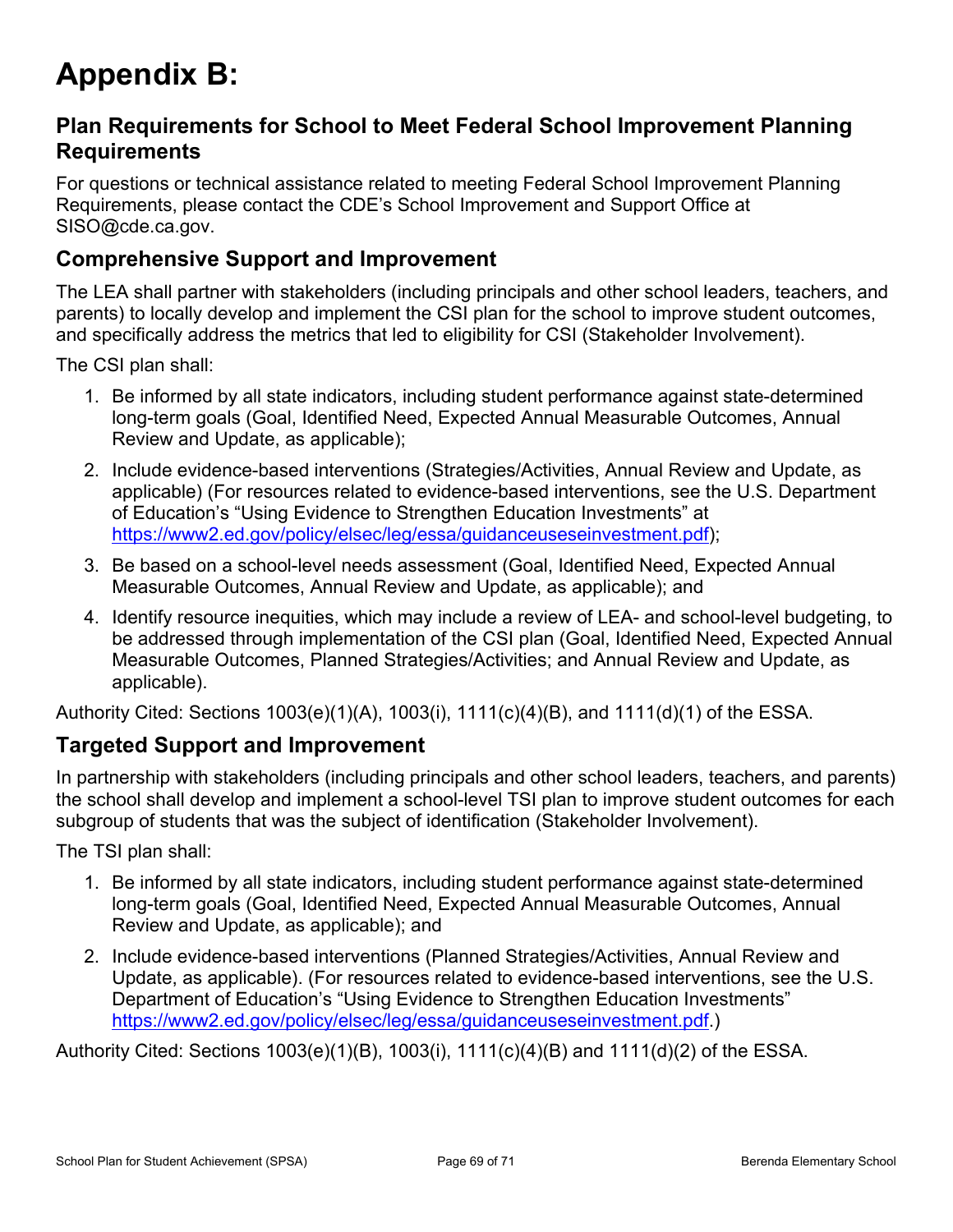# Appendix B:

## Plan Requirements for School to Meet Federal School Improvement Planning Requirements

For questions or technical assistance related to meeting Federal School Improvement Planning Requirements, please contact the CDE's School Improvement and Support Office at SISO@cde.ca.gov.

### Comprehensive Support and Improvement

The LEA shall partner with stakeholders (including principals and other school leaders, teachers, and parents) to locally develop and implement the CSI plan for the school to improve student outcomes, and specifically address the metrics that led to eligibility for CSI (Stakeholder Involvement).

The CSI plan shall:

1. Be informed by all state indicators, including student performance against state-determined long-term goals (Goal, Identified Need, Expected Annual Measurable Outcomes, Annual Review and Update, as applicable);
2. Include evidence-based interventions (Strategies/Activities, Annual Review and Update, as applicable) (For resources related to evidence-based interventions, see the U.S. Department of Education's "Using Evidence to Strengthen Education Investments" at https://www2.ed.gov/policy/elsec/leg/essa/guidanceuseseinvestment.pdf);
3. Be based on a school-level needs assessment (Goal, Identified Need, Expected Annual Measurable Outcomes, Annual Review and Update, as applicable); and
4. Identify resource inequities, which may include a review of LEA- and school-level budgeting, to be addressed through implementation of the CSI plan (Goal, Identified Need, Expected Annual Measurable Outcomes, Planned Strategies/Activities; and Annual Review and Update, as applicable).

Authority Cited: Sections 1003(e)(1)(A), 1003(i), 1111(c)(4)(B), and 1111(d)(1) of the ESSA.

### Targeted Support and Improvement

In partnership with stakeholders (including principals and other school leaders, teachers, and parents) the school shall develop and implement a school-level TSI plan to improve student outcomes for each subgroup of students that was the subject of identification (Stakeholder Involvement).

The TSI plan shall:

1. Be informed by all state indicators, including student performance against state-determined long-term goals (Goal, Identified Need, Expected Annual Measurable Outcomes, Annual Review and Update, as applicable); and
2. Include evidence-based interventions (Planned Strategies/Activities, Annual Review and Update, as applicable). (For resources related to evidence-based interventions, see the U.S. Department of Education's "Using Evidence to Strengthen Education Investments" https://www2.ed.gov/policy/elsec/leg/essa/guidanceuseseinvestment.pdf.)

Authority Cited: Sections 1003(e)(1)(B), 1003(i), 1111(c)(4)(B) and 1111(d)(2) of the ESSA.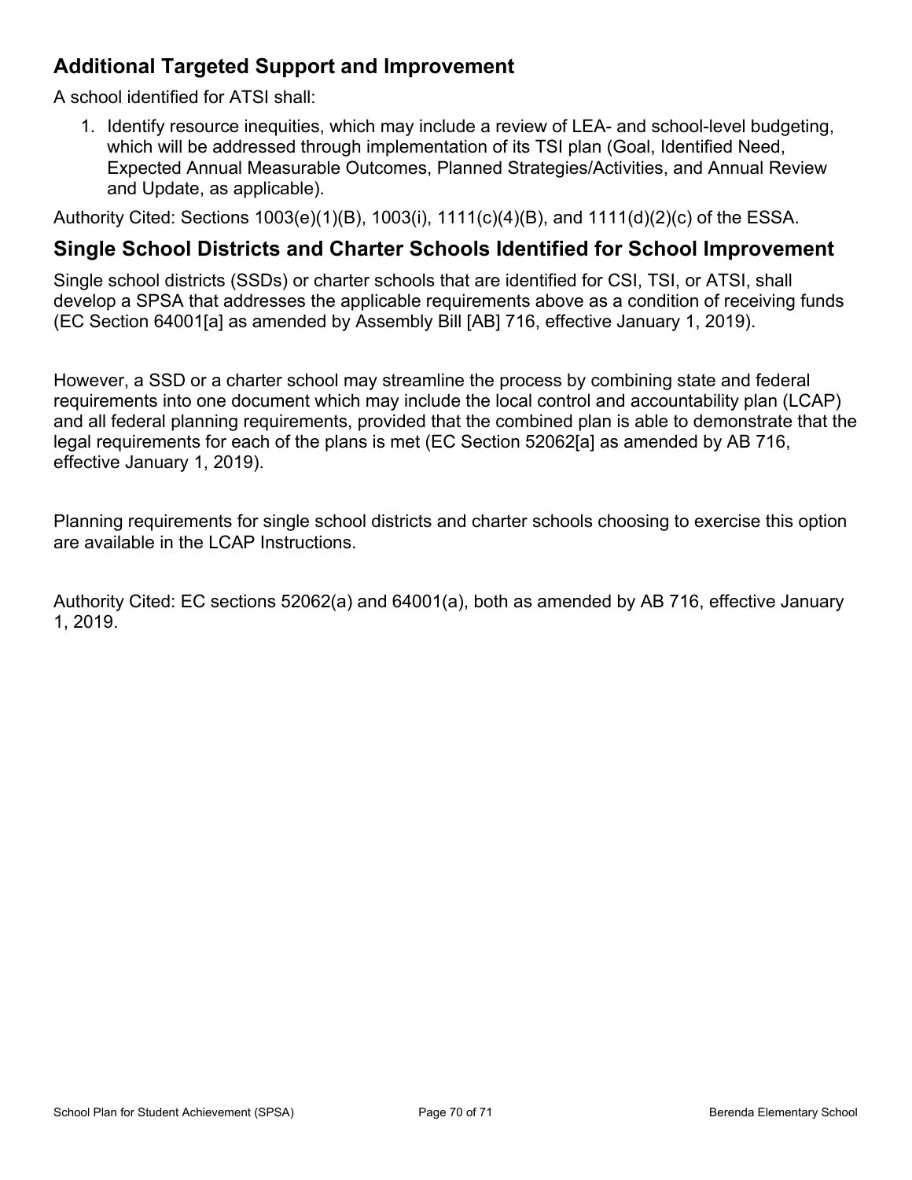## Additional Targeted Support and Improvement

A school identified for ATSI shall:

1. Identify resource inequities, which may include a review of LEA- and school-level budgeting, which will be addressed through implementation of its TSI plan (Goal, Identified Need, Expected Annual Measurable Outcomes, Planned Strategies/Activities, and Annual Review and Update, as applicable).

Authority Cited: Sections 1003(e)(1)(B), 1003(i), 1111(c)(4)(B), and 1111(d)(2)(c) of the ESSA.

## Single School Districts and Charter Schools Identified for School Improvement

Single school districts (SSDs) or charter schools that are identified for CSI, TSI, or ATSI, shall develop a SPSA that addresses the applicable requirements above as a condition of receiving funds (EC Section 64001[a] as amended by Assembly Bill [AB] 716, effective January 1, 2019).

However, a SSD or a charter school may streamline the process by combining state and federal requirements into one document which may include the local control and accountability plan (LCAP) and all federal planning requirements, provided that the combined plan is able to demonstrate that the legal requirements for each of the plans is met (EC Section 52062[a] as amended by AB 716, effective January 1, 2019).

Planning requirements for single school districts and charter schools choosing to exercise this option are available in the LCAP Instructions.

Authority Cited: EC sections 52062(a) and 64001(a), both as amended by AB 716, effective January 1, 2019.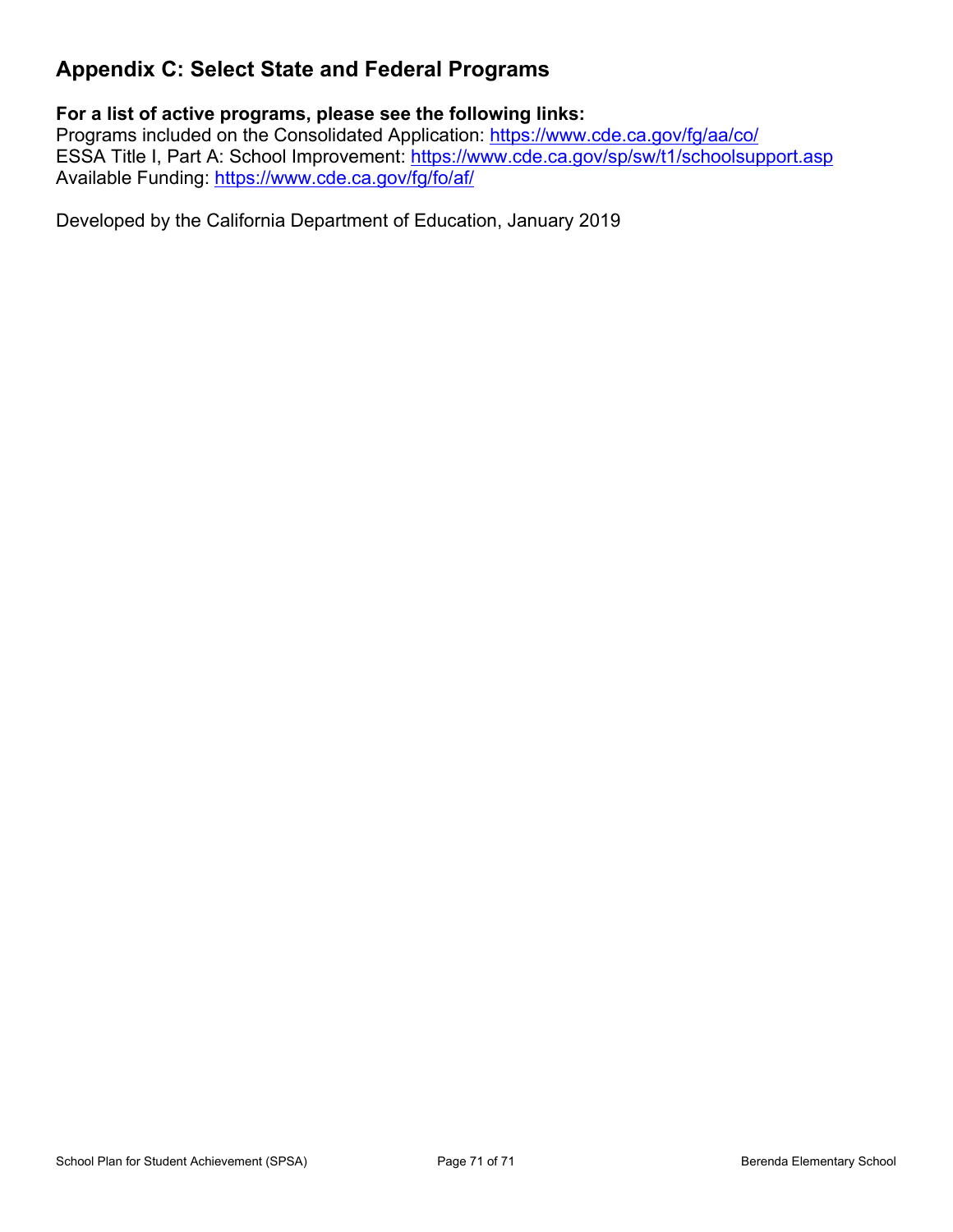## Appendix C: Select State and Federal Programs

**For a list of active programs, please see the following links:**

Programs included on the Consolidated Application: https://www.cde.ca.gov/fg/aa/co/
ESSA Title I, Part A: School Improvement: https://www.cde.ca.gov/sp/sw/t1/schoolsupport.asp
Available Funding: https://www.cde.ca.gov/fg/fo/af/

Developed by the California Department of Education, January 2019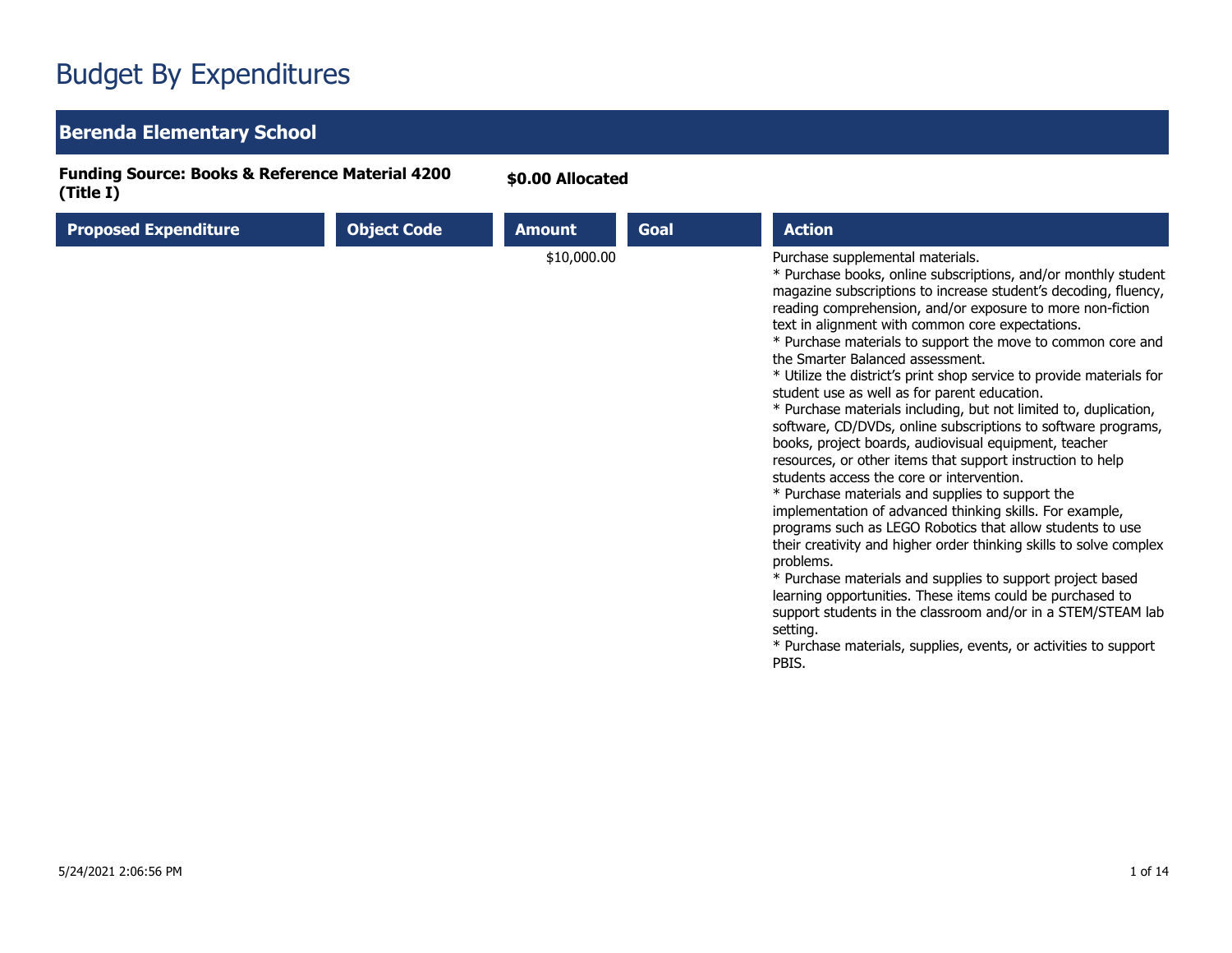# Budget By Expenditures

## Berenda Elementary School

**Funding Source: Books & Reference Material 4200 (Title I)** **$0.00 Allocated**

| Proposed Expenditure | Object Code | Amount | Goal | Action |
|---|---|---|---|---|
| | | $10,000.00 | | Purchase supplemental materials.<br>* Purchase books, online subscriptions, and/or monthly student magazine subscriptions to increase student's decoding, fluency, reading comprehension, and/or exposure to more non-fiction text in alignment with common core expectations.<br>* Purchase materials to support the move to common core and the Smarter Balanced assessment.<br>* Utilize the district's print shop service to provide materials for student use as well as for parent education.<br>* Purchase materials including, but not limited to, duplication, software, CD/DVDs, online subscriptions to software programs, books, project boards, audiovisual equipment, teacher resources, or other items that support instruction to help students access the core or intervention.<br>* Purchase materials and supplies to support the implementation of advanced thinking skills. For example, programs such as LEGO Robotics that allow students to use their creativity and higher order thinking skills to solve complex problems.<br>* Purchase materials and supplies to support project based learning opportunities. These items could be purchased to support students in the classroom and/or in a STEM/STEAM lab setting.<br>* Purchase materials, supplies, events, or activities to support PBIS. |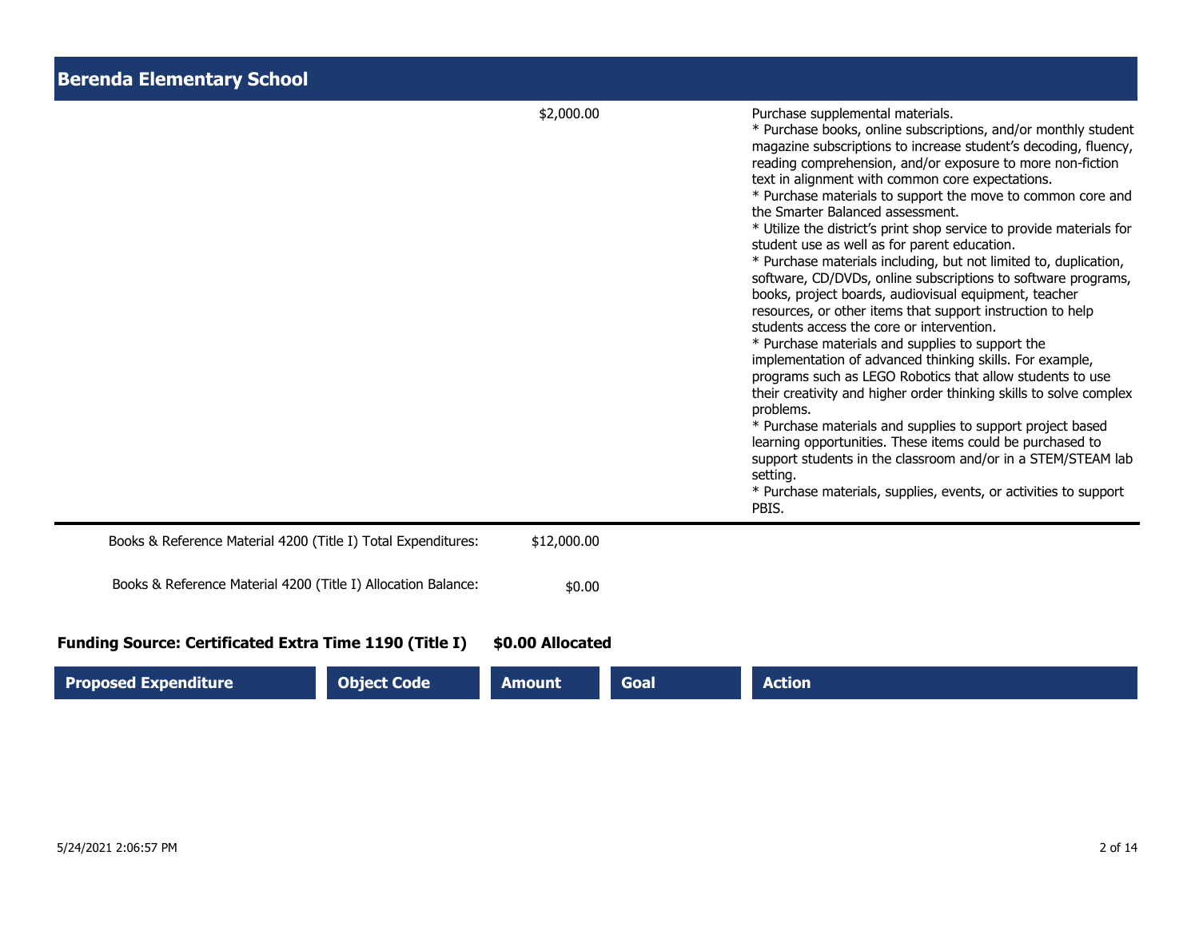## Berenda Elementary School

| Proposed Expenditure | Object Code | Amount | Goal | Action |
|---|---|---|---|---|
| | | $2,000.00 | | Purchase supplemental materials.<br>* Purchase books, online subscriptions, and/or monthly student magazine subscriptions to increase student's decoding, fluency, reading comprehension, and/or exposure to more non-fiction text in alignment with common core expectations.<br>* Purchase materials to support the move to common core and the Smarter Balanced assessment.<br>* Utilize the district's print shop service to provide materials for student use as well as for parent education.<br>* Purchase materials including, but not limited to, duplication, software, CD/DVDs, online subscriptions to software programs, books, project boards, audiovisual equipment, teacher resources, or other items that support instruction to help students access the core or intervention.<br>* Purchase materials and supplies to support the implementation of advanced thinking skills. For example, programs such as LEGO Robotics that allow students to use their creativity and higher order thinking skills to solve complex problems.<br>* Purchase materials and supplies to support project based learning opportunities. These items could be purchased to support students in the classroom and/or in a STEM/STEAM lab setting.<br>* Purchase materials, supplies, events, or activities to support PBIS. |

Books & Reference Material 4200 (Title I) Total Expenditures: $12,000.00

Books & Reference Material 4200 (Title I) Allocation Balance: $0.00

**Funding Source: Certificated Extra Time 1190 (Title I)** **$0.00 Allocated**

| Proposed Expenditure | Object Code | Amount | Goal | Action |
|---|---|---|---|---|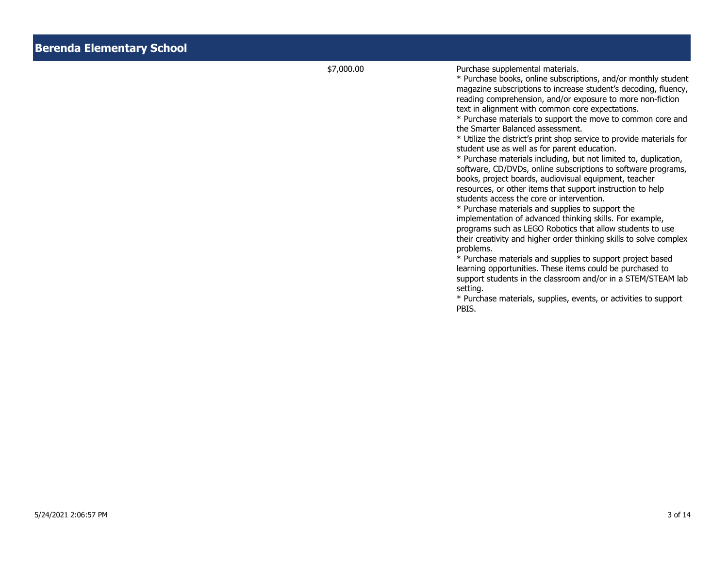## Berenda Elementary School

| | Amount | Description |
|---|---|---|
| | $7,000.00 | Purchase supplemental materials.<br>* Purchase books, online subscriptions, and/or monthly student magazine subscriptions to increase student's decoding, fluency, reading comprehension, and/or exposure to more non-fiction text in alignment with common core expectations.<br>* Purchase materials to support the move to common core and the Smarter Balanced assessment.<br>* Utilize the district's print shop service to provide materials for student use as well as for parent education.<br>* Purchase materials including, but not limited to, duplication, software, CD/DVDs, online subscriptions to software programs, books, project boards, audiovisual equipment, teacher resources, or other items that support instruction to help students access the core or intervention.<br>* Purchase materials and supplies to support the implementation of advanced thinking skills. For example, programs such as LEGO Robotics that allow students to use their creativity and higher order thinking skills to solve complex problems.<br>* Purchase materials and supplies to support project based learning opportunities. These items could be purchased to support students in the classroom and/or in a STEM/STEAM lab setting.<br>* Purchase materials, supplies, events, or activities to support PBIS. |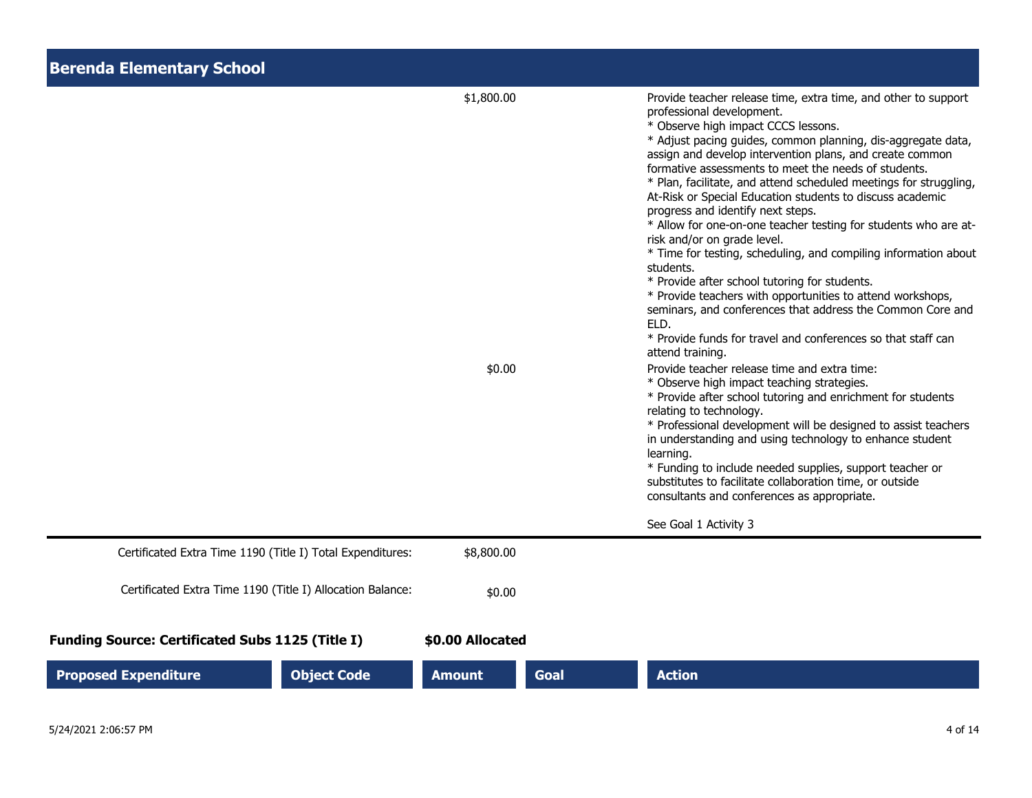## Berenda Elementary School

| Proposed Expenditure | Object Code | Amount | Goal | Action |
|---|---|---|---|---|
| | | $1,800.00 | | Provide teacher release time, extra time, and other to support professional development.<br>* Observe high impact CCCS lessons.<br>* Adjust pacing guides, common planning, dis-aggregate data, assign and develop intervention plans, and create common formative assessments to meet the needs of students.<br>* Plan, facilitate, and attend scheduled meetings for struggling, At-Risk or Special Education students to discuss academic progress and identify next steps.<br>* Allow for one-on-one teacher testing for students who are at-risk and/or on grade level.<br>* Time for testing, scheduling, and compiling information about students.<br>* Provide after school tutoring for students.<br>* Provide teachers with opportunities to attend workshops, seminars, and conferences that address the Common Core and ELD.<br>* Provide funds for travel and conferences so that staff can attend training. |
| | | $0.00 | | Provide teacher release time and extra time:<br>* Observe high impact teaching strategies.<br>* Provide after school tutoring and enrichment for students relating to technology.<br>* Professional development will be designed to assist teachers in understanding and using technology to enhance student learning.<br>* Funding to include needed supplies, support teacher or substitutes to facilitate collaboration time, or outside consultants and conferences as appropriate.<br><br>See Goal 1 Activity 3 |

Certificated Extra Time 1190 (Title I) Total Expenditures: $8,800.00

Certificated Extra Time 1190 (Title I) Allocation Balance: $0.00

**Funding Source: Certificated Subs 1125 (Title I)** **$0.00 Allocated**

| Proposed Expenditure | Object Code | Amount | Goal | Action |
|---|---|---|---|---|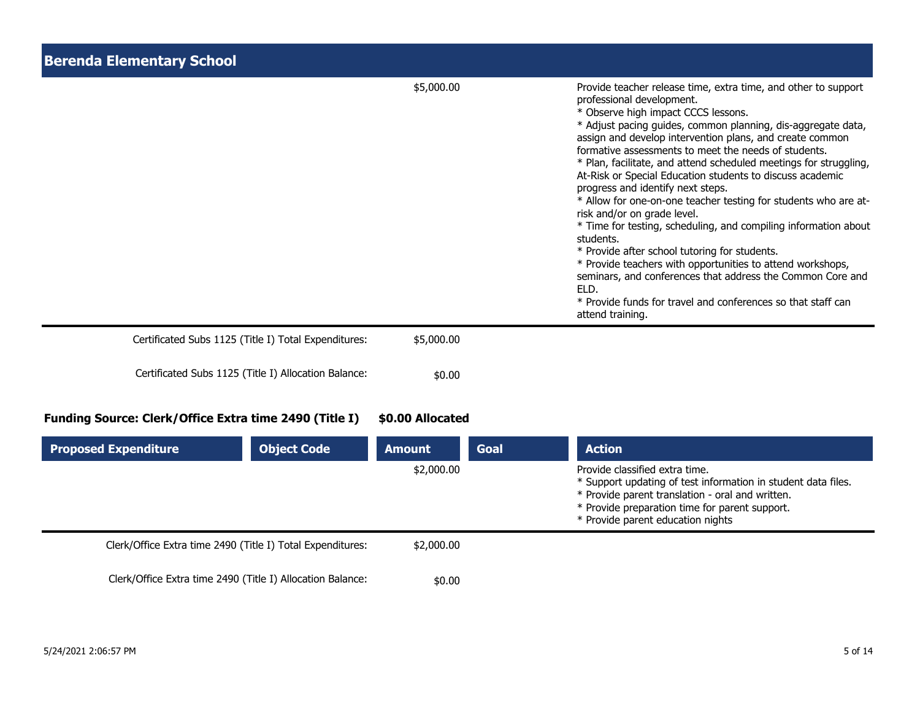## Berenda Elementary School

| Proposed Expenditure | Object Code | Amount | Goal | Action |
|---|---|---|---|---|
| | | $5,000.00 | | Provide teacher release time, extra time, and other to support professional development.<br>* Observe high impact CCCS lessons.<br>* Adjust pacing guides, common planning, dis-aggregate data, assign and develop intervention plans, and create common formative assessments to meet the needs of students.<br>* Plan, facilitate, and attend scheduled meetings for struggling, At-Risk or Special Education students to discuss academic progress and identify next steps.<br>* Allow for one-on-one teacher testing for students who are at-risk and/or on grade level.<br>* Time for testing, scheduling, and compiling information about students.<br>* Provide after school tutoring for students.<br>* Provide teachers with opportunities to attend workshops, seminars, and conferences that address the Common Core and ELD.<br>* Provide funds for travel and conferences so that staff can attend training. |

Certificated Subs 1125 (Title I) Total Expenditures: $5,000.00

Certificated Subs 1125 (Title I) Allocation Balance: $0.00

**Funding Source: Clerk/Office Extra time 2490 (Title I)** **$0.00 Allocated**

| Proposed Expenditure | Object Code | Amount | Goal | Action |
|---|---|---|---|---|
| | | $2,000.00 | | Provide classified extra time.<br>* Support updating of test information in student data files.<br>* Provide parent translation - oral and written.<br>* Provide preparation time for parent support.<br>* Provide parent education nights |

Clerk/Office Extra time 2490 (Title I) Total Expenditures: $2,000.00

Clerk/Office Extra time 2490 (Title I) Allocation Balance: $0.00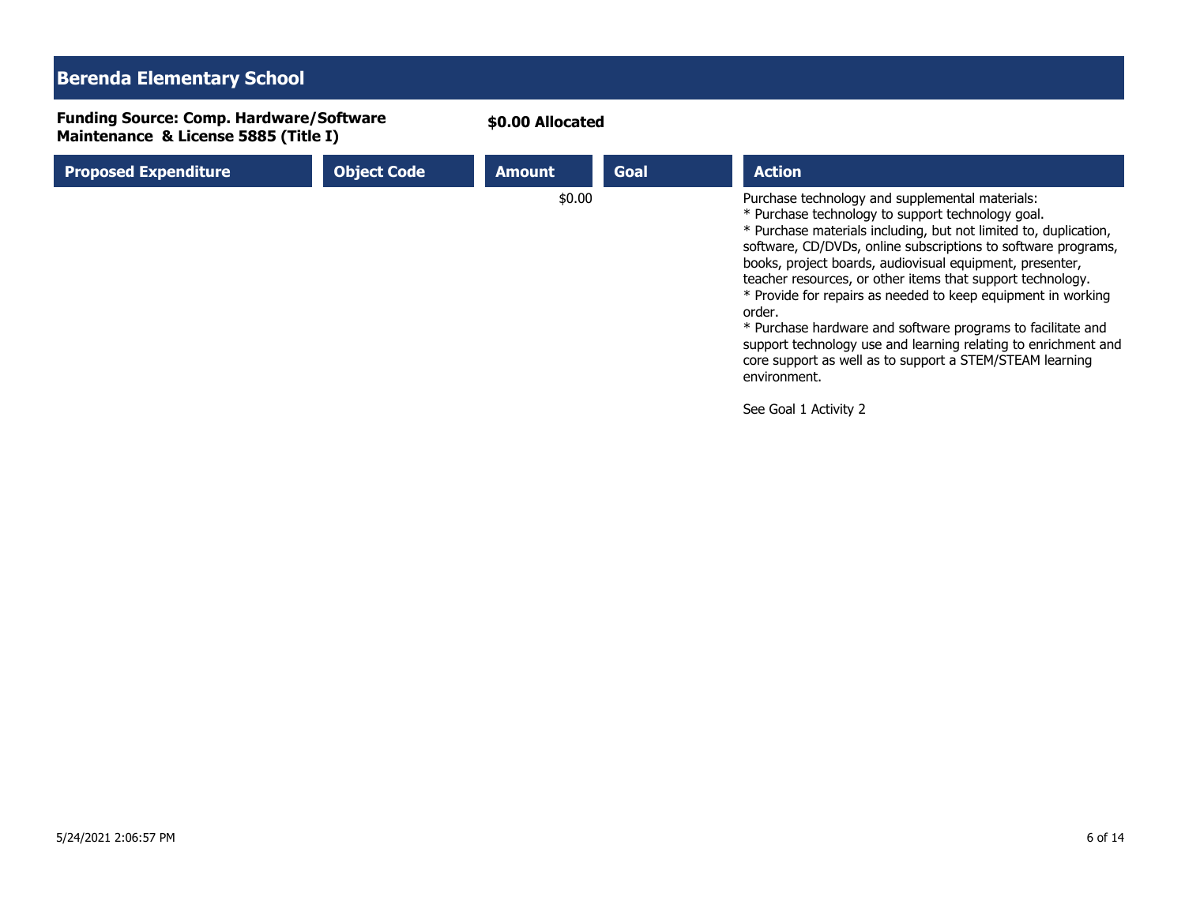## Berenda Elementary School

**Funding Source: Comp. Hardware/Software Maintenance & License 5885 (Title I)** — **$0.00 Allocated**

| Proposed Expenditure | Object Code | Amount | Goal | Action |
|---|---|---|---|---|
| | | $0.00 | | Purchase technology and supplemental materials:<br>* Purchase technology to support technology goal.<br>* Purchase materials including, but not limited to, duplication, software, CD/DVDs, online subscriptions to software programs, books, project boards, audiovisual equipment, presenter, teacher resources, or other items that support technology.<br>* Provide for repairs as needed to keep equipment in working order.<br>* Purchase hardware and software programs to facilitate and support technology use and learning relating to enrichment and core support as well as to support a STEM/STEAM learning environment.<br><br>See Goal 1 Activity 2 |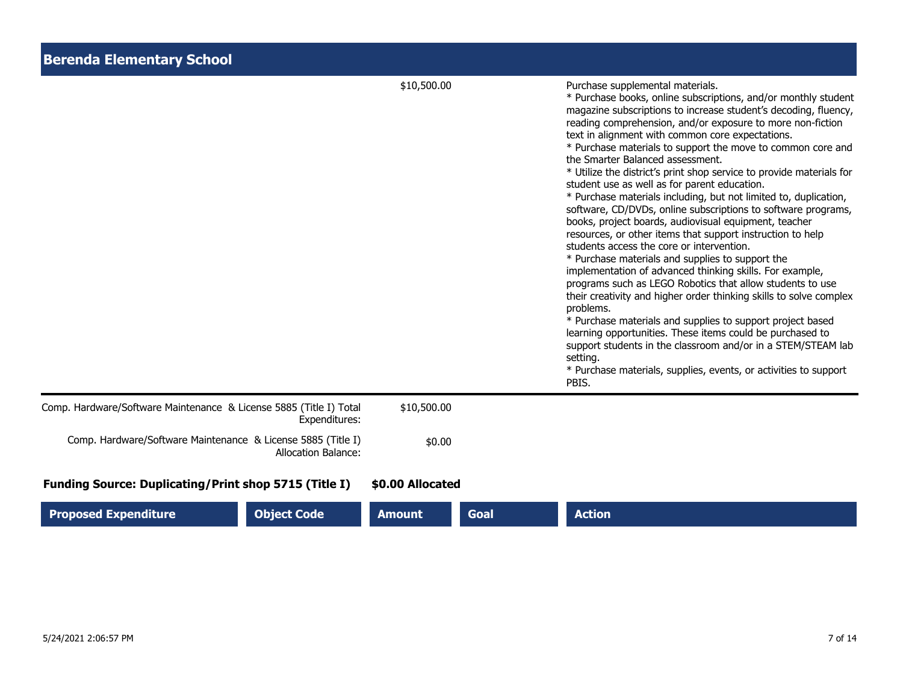## Berenda Elementary School

| Proposed Expenditure | Object Code | Amount | Goal | Action |
|---|---|---|---|---|
| | | $10,500.00 | | Purchase supplemental materials.<br>* Purchase books, online subscriptions, and/or monthly student magazine subscriptions to increase student's decoding, fluency, reading comprehension, and/or exposure to more non-fiction text in alignment with common core expectations.<br>* Purchase materials to support the move to common core and the Smarter Balanced assessment.<br>* Utilize the district's print shop service to provide materials for student use as well as for parent education.<br>* Purchase materials including, but not limited to, duplication, software, CD/DVDs, online subscriptions to software programs, books, project boards, audiovisual equipment, teacher resources, or other items that support instruction to help students access the core or intervention.<br>* Purchase materials and supplies to support the implementation of advanced thinking skills. For example, programs such as LEGO Robotics that allow students to use their creativity and higher order thinking skills to solve complex problems.<br>* Purchase materials and supplies to support project based learning opportunities. These items could be purchased to support students in the classroom and/or in a STEM/STEAM lab setting.<br>* Purchase materials, supplies, events, or activities to support PBIS. |

Comp. Hardware/Software Maintenance & License 5885 (Title I) Total Expenditures: $10,500.00

Comp. Hardware/Software Maintenance & License 5885 (Title I) Allocation Balance: $0.00

**Funding Source: Duplicating/Print shop 5715 (Title I) $0.00 Allocated**

| Proposed Expenditure | Object Code | Amount | Goal | Action |
|---|---|---|---|---|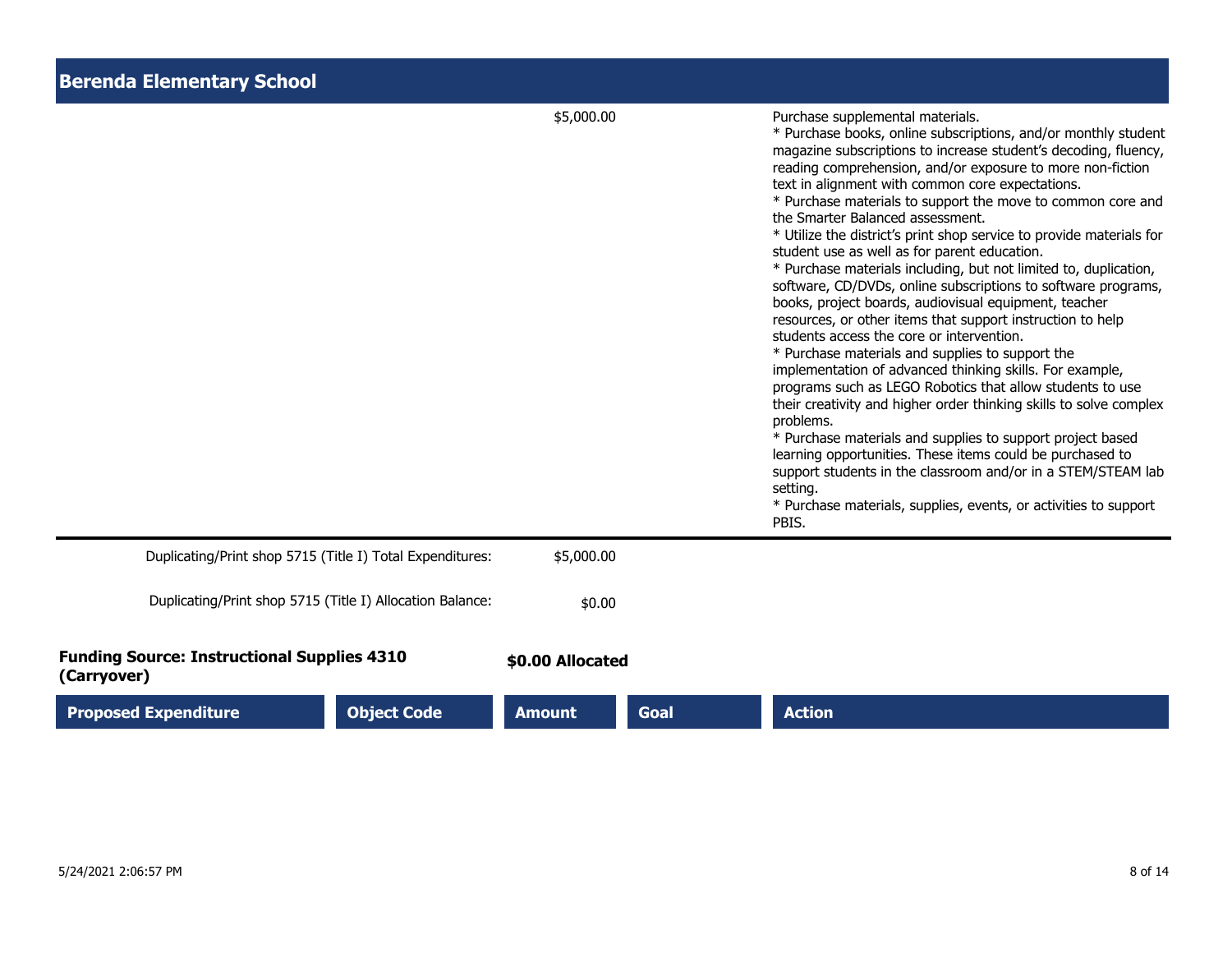## Berenda Elementary School

| Proposed Expenditure | Object Code | Amount | Goal | Action |
|---|---|---|---|---|
| | | $5,000.00 | | Purchase supplemental materials.<br>* Purchase books, online subscriptions, and/or monthly student magazine subscriptions to increase student's decoding, fluency, reading comprehension, and/or exposure to more non-fiction text in alignment with common core expectations.<br>* Purchase materials to support the move to common core and the Smarter Balanced assessment.<br>* Utilize the district's print shop service to provide materials for student use as well as for parent education.<br>* Purchase materials including, but not limited to, duplication, software, CD/DVDs, online subscriptions to software programs, books, project boards, audiovisual equipment, teacher resources, or other items that support instruction to help students access the core or intervention.<br>* Purchase materials and supplies to support the implementation of advanced thinking skills. For example, programs such as LEGO Robotics that allow students to use their creativity and higher order thinking skills to solve complex problems.<br>* Purchase materials and supplies to support project based learning opportunities. These items could be purchased to support students in the classroom and/or in a STEM/STEAM lab setting.<br>* Purchase materials, supplies, events, or activities to support PBIS. |

Duplicating/Print shop 5715 (Title I) Total Expenditures: $5,000.00

Duplicating/Print shop 5715 (Title I) Allocation Balance: $0.00

**Funding Source: Instructional Supplies 4310 (Carryover)** **$0.00 Allocated**

| Proposed Expenditure | Object Code | Amount | Goal | Action |
|---|---|---|---|---|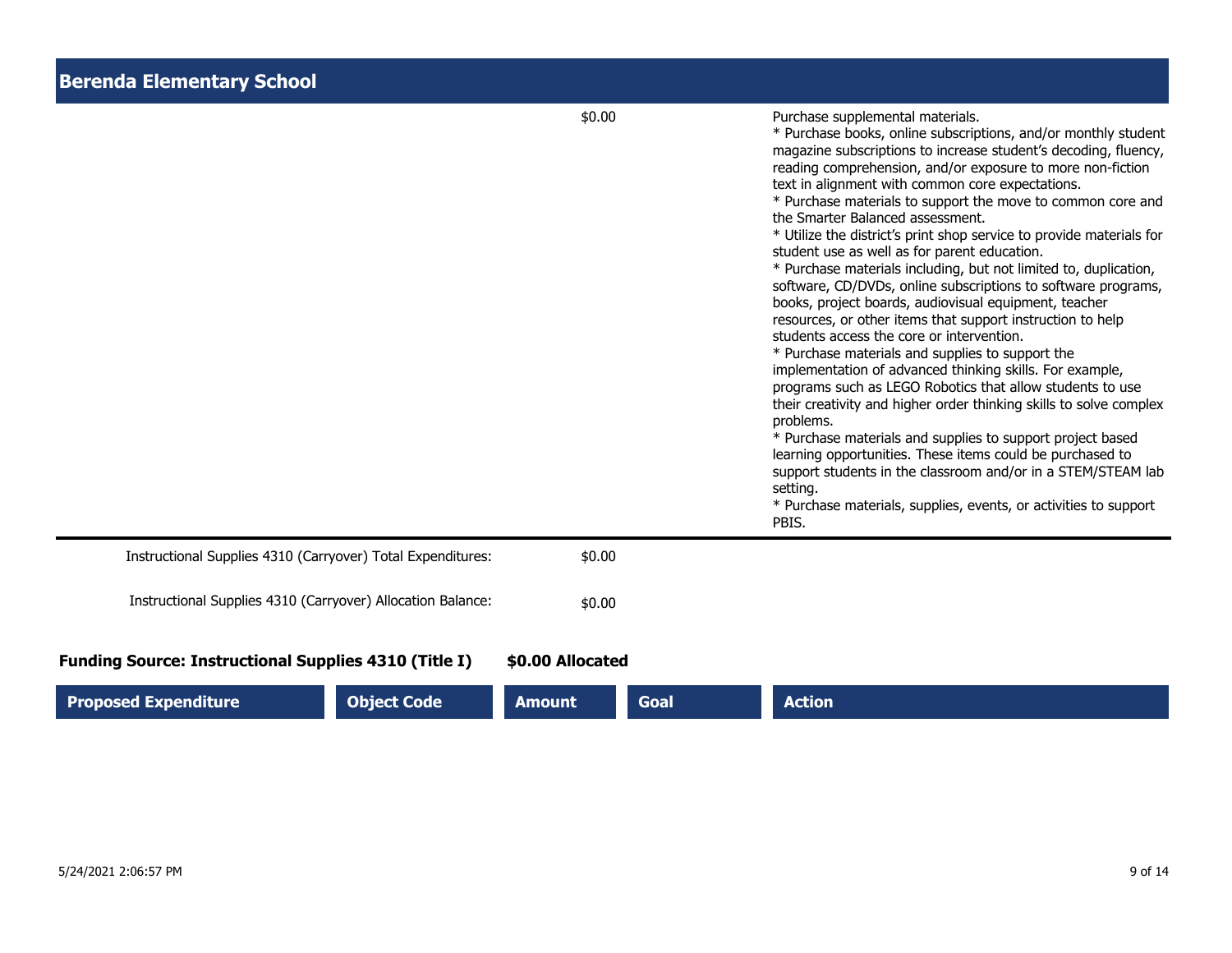## Berenda Elementary School

| Proposed Expenditure | Object Code | Amount | Goal | Action |
|---|---|---|---|---|
| | | $0.00 | | Purchase supplemental materials.<br>* Purchase books, online subscriptions, and/or monthly student magazine subscriptions to increase student's decoding, fluency, reading comprehension, and/or exposure to more non-fiction text in alignment with common core expectations.<br>* Purchase materials to support the move to common core and the Smarter Balanced assessment.<br>* Utilize the district's print shop service to provide materials for student use as well as for parent education.<br>* Purchase materials including, but not limited to, duplication, software, CD/DVDs, online subscriptions to software programs, books, project boards, audiovisual equipment, teacher resources, or other items that support instruction to help students access the core or intervention.<br>* Purchase materials and supplies to support the implementation of advanced thinking skills. For example, programs such as LEGO Robotics that allow students to use their creativity and higher order thinking skills to solve complex problems.<br>* Purchase materials and supplies to support project based learning opportunities. These items could be purchased to support students in the classroom and/or in a STEM/STEAM lab setting.<br>* Purchase materials, supplies, events, or activities to support PBIS. |

Instructional Supplies 4310 (Carryover) Total Expenditures: $0.00

Instructional Supplies 4310 (Carryover) Allocation Balance: $0.00

**Funding Source: Instructional Supplies 4310 (Title I)** **$0.00 Allocated**

| Proposed Expenditure | Object Code | Amount | Goal | Action |
|---|---|---|---|---|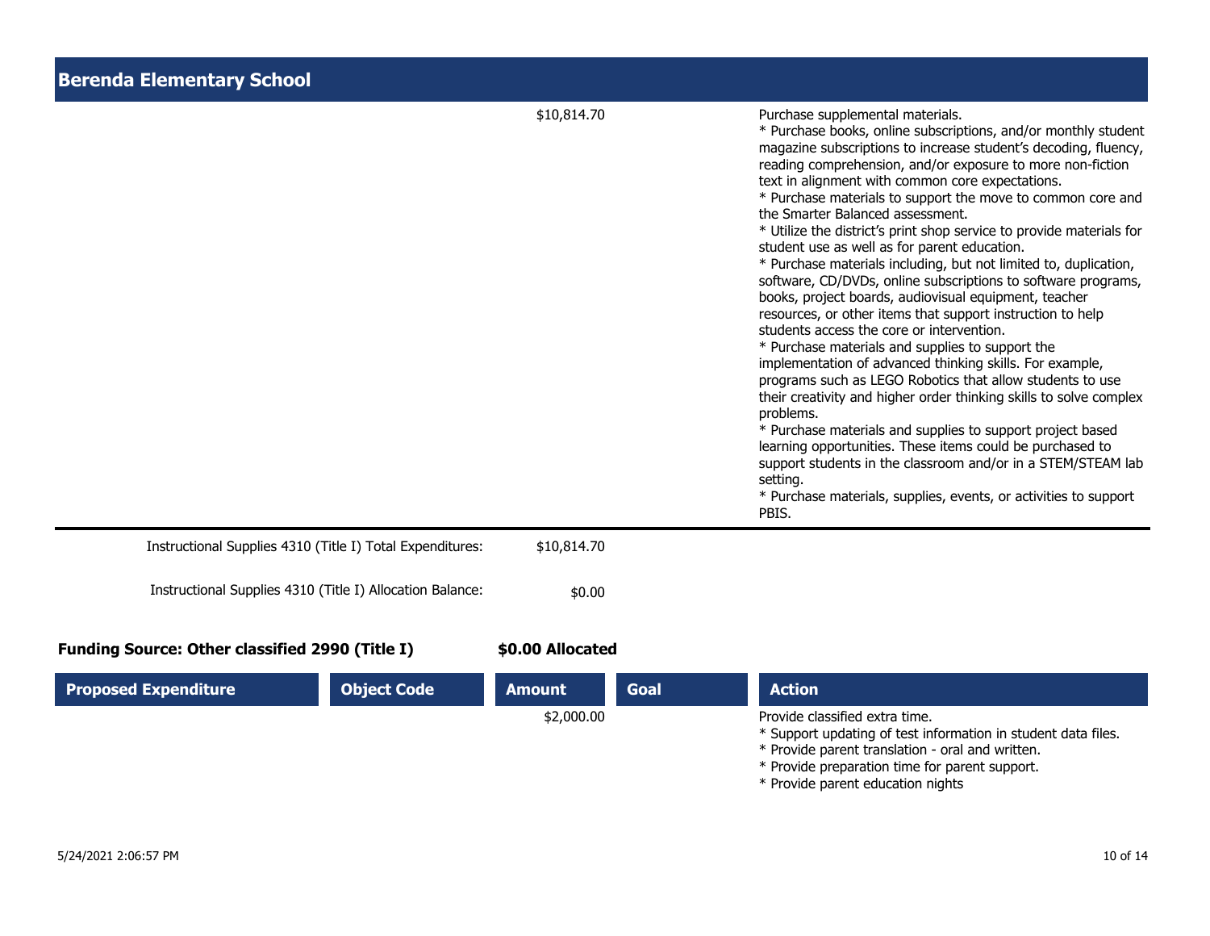## Berenda Elementary School

| Proposed Expenditure | Object Code | Amount | Goal | Action |
|---|---|---|---|---|
| | | $10,814.70 | | Purchase supplemental materials.<br>* Purchase books, online subscriptions, and/or monthly student magazine subscriptions to increase student's decoding, fluency, reading comprehension, and/or exposure to more non-fiction text in alignment with common core expectations.<br>* Purchase materials to support the move to common core and the Smarter Balanced assessment.<br>* Utilize the district's print shop service to provide materials for student use as well as for parent education.<br>* Purchase materials including, but not limited to, duplication, software, CD/DVDs, online subscriptions to software programs, books, project boards, audiovisual equipment, teacher resources, or other items that support instruction to help students access the core or intervention.<br>* Purchase materials and supplies to support the implementation of advanced thinking skills. For example, programs such as LEGO Robotics that allow students to use their creativity and higher order thinking skills to solve complex problems.<br>* Purchase materials and supplies to support project based learning opportunities. These items could be purchased to support students in the classroom and/or in a STEM/STEAM lab setting.<br>* Purchase materials, supplies, events, or activities to support PBIS. |

Instructional Supplies 4310 (Title I) Total Expenditures: $10,814.70

Instructional Supplies 4310 (Title I) Allocation Balance: $0.00

**Funding Source: Other classified 2990 (Title I)** **$0.00 Allocated**

| Proposed Expenditure | Object Code | Amount | Goal | Action |
|---|---|---|---|---|
| | | $2,000.00 | | Provide classified extra time.<br>* Support updating of test information in student data files.<br>* Provide parent translation - oral and written.<br>* Provide preparation time for parent support.<br>* Provide parent education nights |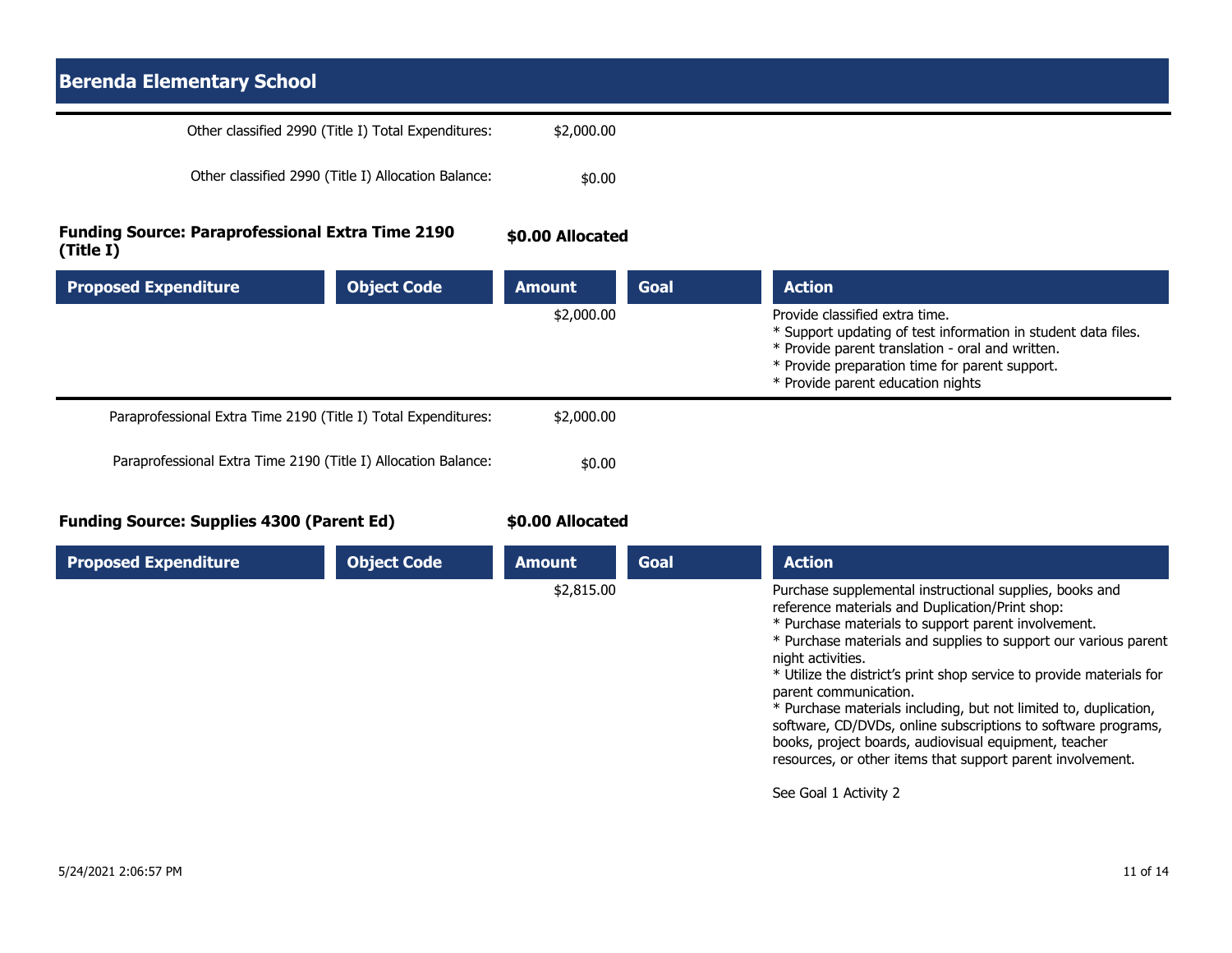## Berenda Elementary School

Other classified 2990 (Title I) Total Expenditures: $2,000.00

Other classified 2990 (Title I) Allocation Balance: $0.00

**Funding Source: Paraprofessional Extra Time 2190 (Title I)** **$0.00 Allocated**

| Proposed Expenditure | Object Code | Amount | Goal | Action |
|---|---|---|---|---|
| | | $2,000.00 | | Provide classified extra time.<br>* Support updating of test information in student data files.<br>* Provide parent translation - oral and written.<br>* Provide preparation time for parent support.<br>* Provide parent education nights |

Paraprofessional Extra Time 2190 (Title I) Total Expenditures: $2,000.00

Paraprofessional Extra Time 2190 (Title I) Allocation Balance: $0.00

**Funding Source: Supplies 4300 (Parent Ed)** **$0.00 Allocated**

| Proposed Expenditure | Object Code | Amount | Goal | Action |
|---|---|---|---|---|
| | | $2,815.00 | | Purchase supplemental instructional supplies, books and reference materials and Duplication/Print shop:<br>* Purchase materials to support parent involvement.<br>* Purchase materials and supplies to support our various parent night activities.<br>* Utilize the district's print shop service to provide materials for parent communication.<br>* Purchase materials including, but not limited to, duplication, software, CD/DVDs, online subscriptions to software programs, books, project boards, audiovisual equipment, teacher resources, or other items that support parent involvement.<br><br>See Goal 1 Activity 2 |

5/24/2021 2:06:57 PM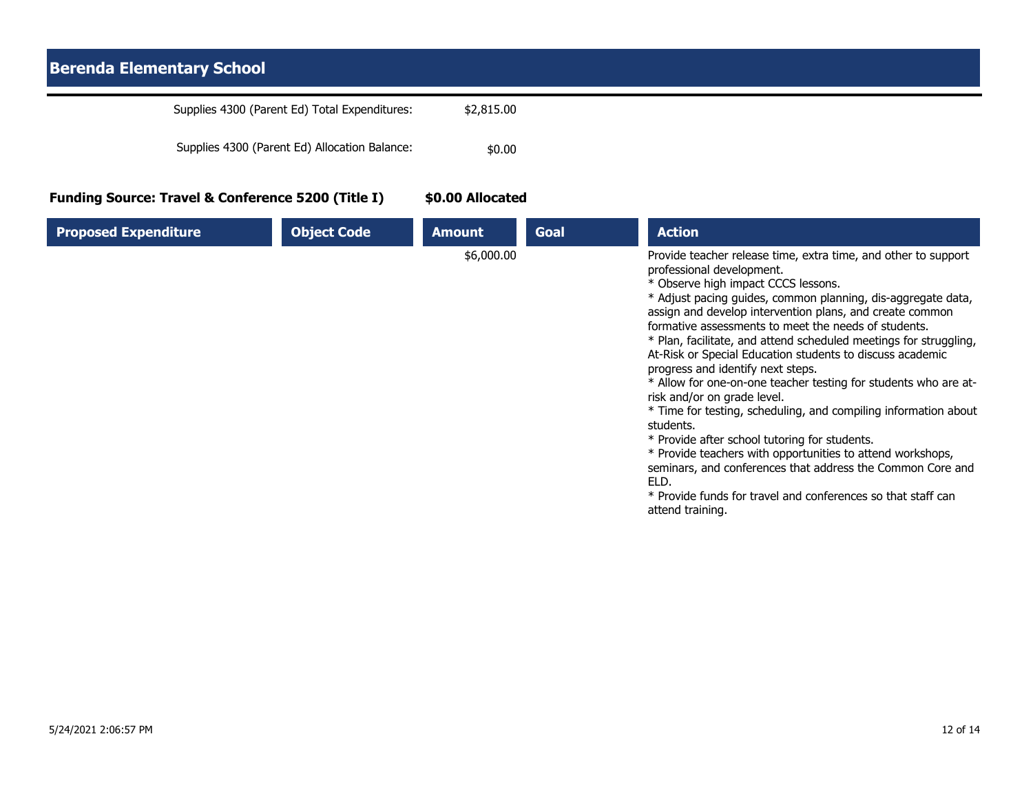## Berenda Elementary School

| | |
|---|---|
| Supplies 4300 (Parent Ed) Total Expenditures: | $2,815.00 |
| Supplies 4300 (Parent Ed) Allocation Balance: | $0.00 |

**Funding Source: Travel & Conference 5200 (Title I)** **$0.00 Allocated**

| Proposed Expenditure | Object Code | Amount | Goal | Action |
|---|---|---|---|---|
| | | $6,000.00 | | Provide teacher release time, extra time, and other to support professional development.<br>* Observe high impact CCCS lessons.<br>* Adjust pacing guides, common planning, dis-aggregate data, assign and develop intervention plans, and create common formative assessments to meet the needs of students.<br>* Plan, facilitate, and attend scheduled meetings for struggling, At-Risk or Special Education students to discuss academic progress and identify next steps.<br>* Allow for one-on-one teacher testing for students who are at-risk and/or on grade level.<br>* Time for testing, scheduling, and compiling information about students.<br>* Provide after school tutoring for students.<br>* Provide teachers with opportunities to attend workshops, seminars, and conferences that address the Common Core and ELD.<br>* Provide funds for travel and conferences so that staff can attend training. |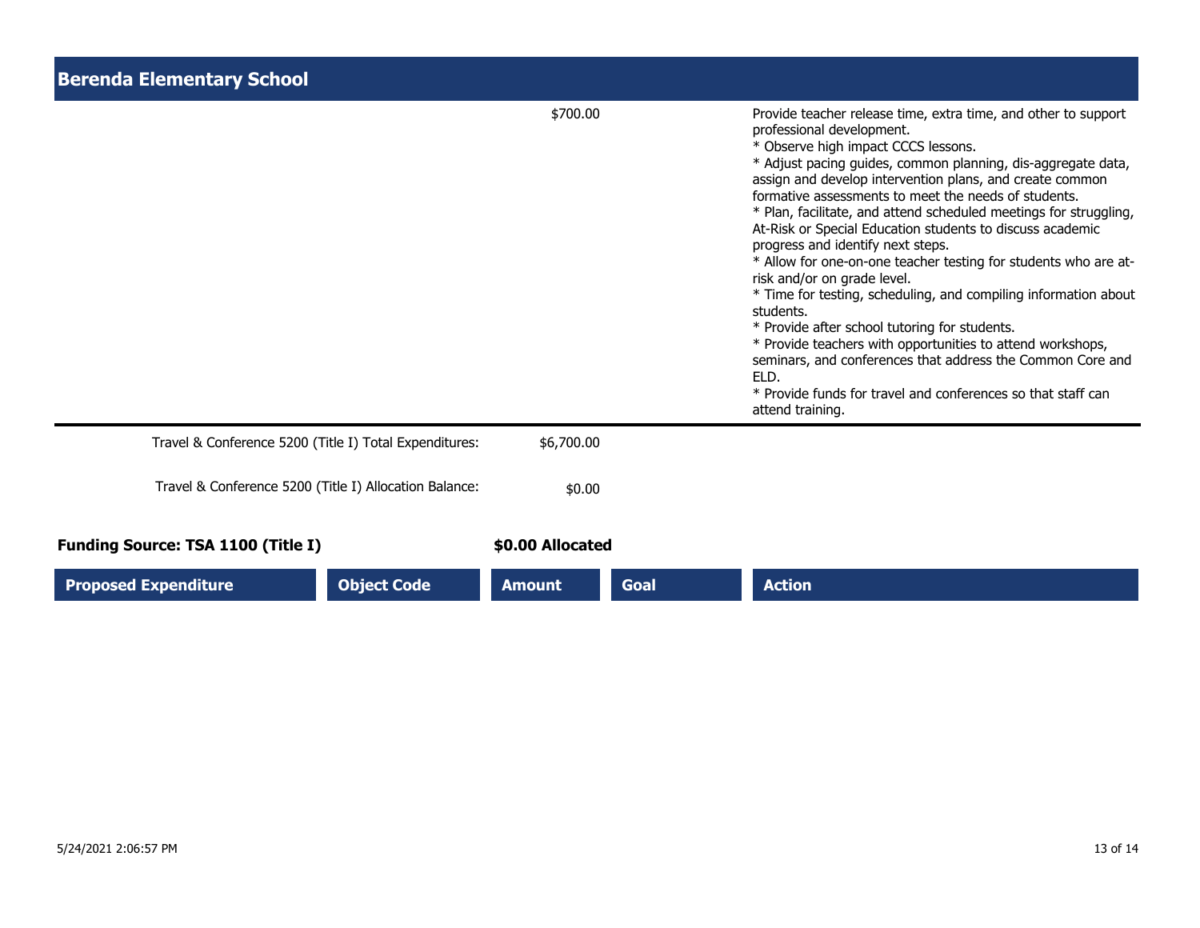## Berenda Elementary School

| Proposed Expenditure | Object Code | Amount | Goal | Action |
|---|---|---|---|---|
| | | $700.00 | | Provide teacher release time, extra time, and other to support professional development.<br>* Observe high impact CCCS lessons.<br>* Adjust pacing guides, common planning, dis-aggregate data, assign and develop intervention plans, and create common formative assessments to meet the needs of students.<br>* Plan, facilitate, and attend scheduled meetings for struggling, At-Risk or Special Education students to discuss academic progress and identify next steps.<br>* Allow for one-on-one teacher testing for students who are at-risk and/or on grade level.<br>* Time for testing, scheduling, and compiling information about students.<br>* Provide after school tutoring for students.<br>* Provide teachers with opportunities to attend workshops, seminars, and conferences that address the Common Core and ELD.<br>* Provide funds for travel and conferences so that staff can attend training. |

Travel & Conference 5200 (Title I) Total Expenditures: $6,700.00

Travel & Conference 5200 (Title I) Allocation Balance: $0.00

**Funding Source: TSA 1100 (Title I)** **$0.00 Allocated**

| Proposed Expenditure | Object Code | Amount | Goal | Action |
|---|---|---|---|---|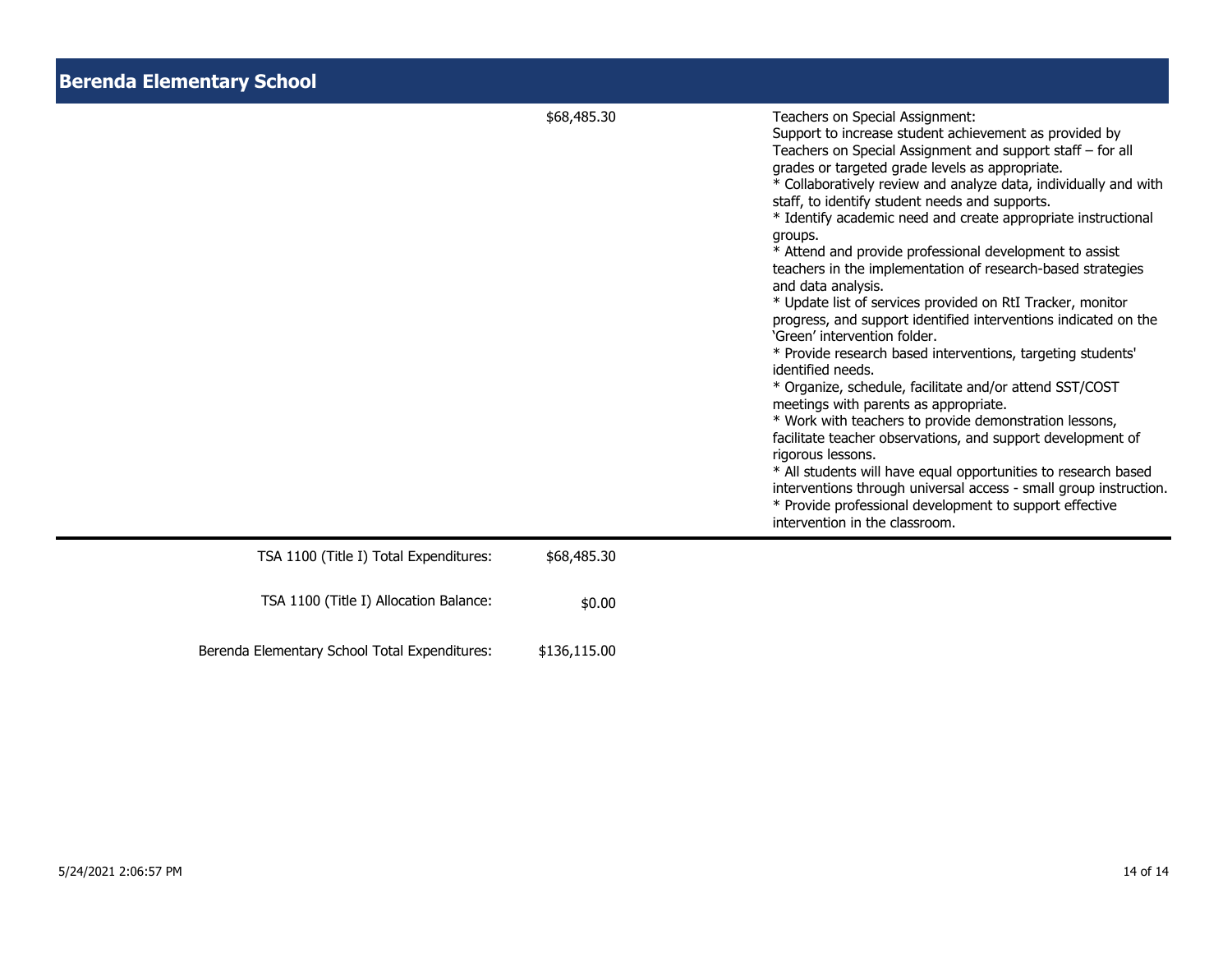## Berenda Elementary School

| | | |
|---|---|---|
| | $68,485.30 | Teachers on Special Assignment:<br>Support to increase student achievement as provided by Teachers on Special Assignment and support staff – for all grades or targeted grade levels as appropriate.<br>* Collaboratively review and analyze data, individually and with staff, to identify student needs and supports.<br>* Identify academic need and create appropriate instructional groups.<br>* Attend and provide professional development to assist teachers in the implementation of research-based strategies and data analysis.<br>* Update list of services provided on RtI Tracker, monitor progress, and support identified interventions indicated on the 'Green' intervention folder.<br>* Provide research based interventions, targeting students' identified needs.<br>* Organize, schedule, facilitate and/or attend SST/COST meetings with parents as appropriate.<br>* Work with teachers to provide demonstration lessons, facilitate teacher observations, and support development of rigorous lessons.<br>* All students will have equal opportunities to research based interventions through universal access - small group instruction.<br>* Provide professional development to support effective intervention in the classroom. |
| TSA 1100 (Title I) Total Expenditures: | $68,485.30 | |
| TSA 1100 (Title I) Allocation Balance: | $0.00 | |
| Berenda Elementary School Total Expenditures: | $136,115.00 | |

5/24/2021 2:06:57 PM